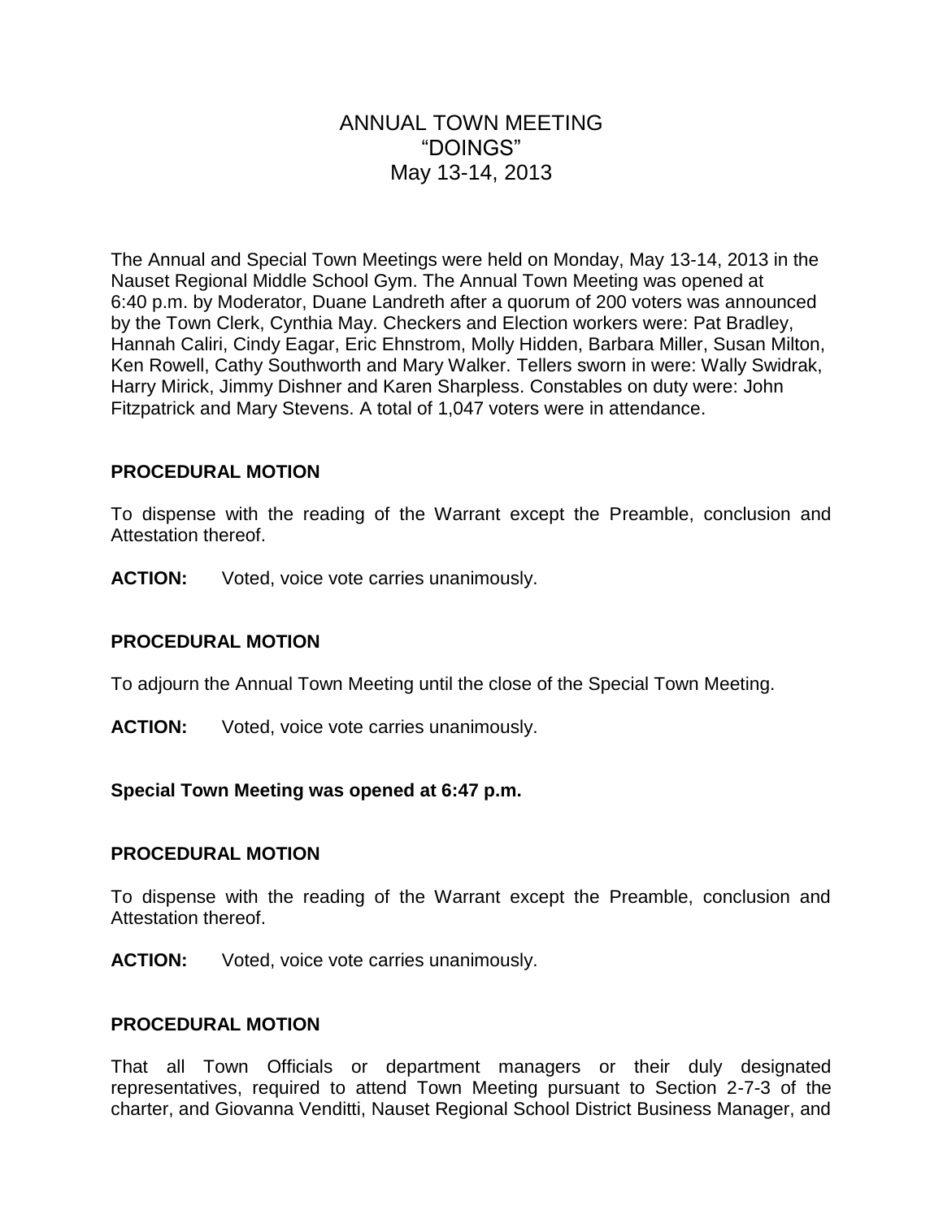# ANNUAL TOWN MEETING
# "DOINGS"
# May 13-14, 2013

The Annual and Special Town Meetings were held on Monday, May 13-14, 2013 in the Nauset Regional Middle School Gym. The Annual Town Meeting was opened at 6:40 p.m. by Moderator, Duane Landreth after a quorum of 200 voters was announced by the Town Clerk, Cynthia May. Checkers and Election workers were: Pat Bradley, Hannah Caliri, Cindy Eagar, Eric Ehnstrom, Molly Hidden, Barbara Miller, Susan Milton, Ken Rowell, Cathy Southworth and Mary Walker. Tellers sworn in were: Wally Swidrak, Harry Mirick, Jimmy Dishner and Karen Sharpless. Constables on duty were: John Fitzpatrick and Mary Stevens. A total of 1,047 voters were in attendance.

**PROCEDURAL MOTION**

To dispense with the reading of the Warrant except the Preamble, conclusion and Attestation thereof.

**ACTION:** Voted, voice vote carries unanimously.

**PROCEDURAL MOTION**

To adjourn the Annual Town Meeting until the close of the Special Town Meeting.

**ACTION:** Voted, voice vote carries unanimously.

**Special Town Meeting was opened at 6:47 p.m.**

**PROCEDURAL MOTION**

To dispense with the reading of the Warrant except the Preamble, conclusion and Attestation thereof.

**ACTION:** Voted, voice vote carries unanimously.

**PROCEDURAL MOTION**

That all Town Officials or department managers or their duly designated representatives, required to attend Town Meeting pursuant to Section 2-7-3 of the charter, and Giovanna Venditti, Nauset Regional School District Business Manager, and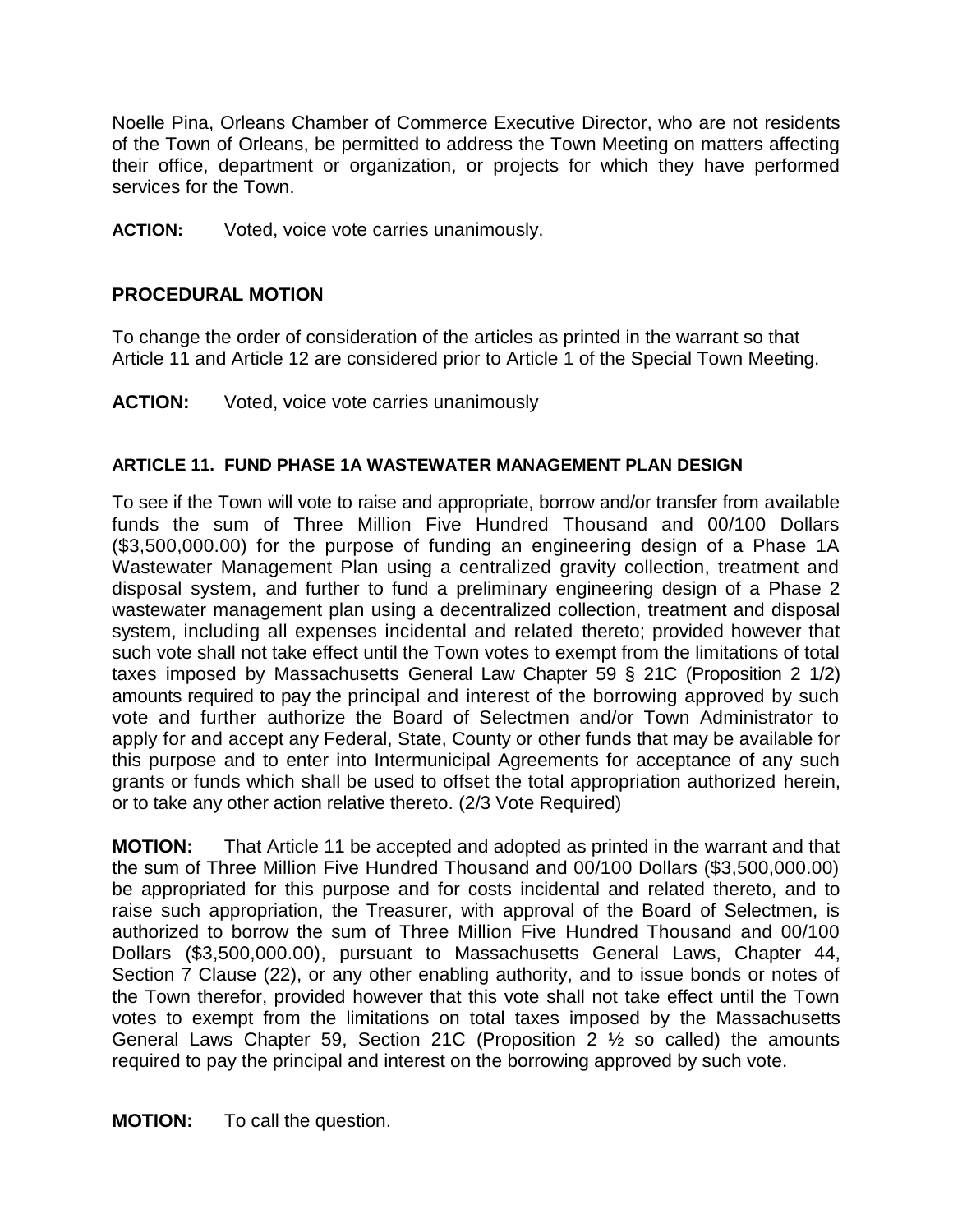Noelle Pina, Orleans Chamber of Commerce Executive Director, who are not residents of the Town of Orleans, be permitted to address the Town Meeting on matters affecting their office, department or organization, or projects for which they have performed services for the Town.

**ACTION:** Voted, voice vote carries unanimously.

## PROCEDURAL MOTION

To change the order of consideration of the articles as printed in the warrant so that Article 11 and Article 12 are considered prior to Article 1 of the Special Town Meeting.

**ACTION:** Voted, voice vote carries unanimously

### ARTICLE 11. FUND PHASE 1A WASTEWATER MANAGEMENT PLAN DESIGN

To see if the Town will vote to raise and appropriate, borrow and/or transfer from available funds the sum of Three Million Five Hundred Thousand and 00/100 Dollars ($3,500,000.00) for the purpose of funding an engineering design of a Phase 1A Wastewater Management Plan using a centralized gravity collection, treatment and disposal system, and further to fund a preliminary engineering design of a Phase 2 wastewater management plan using a decentralized collection, treatment and disposal system, including all expenses incidental and related thereto; provided however that such vote shall not take effect until the Town votes to exempt from the limitations of total taxes imposed by Massachusetts General Law Chapter 59 § 21C (Proposition 2 1/2) amounts required to pay the principal and interest of the borrowing approved by such vote and further authorize the Board of Selectmen and/or Town Administrator to apply for and accept any Federal, State, County or other funds that may be available for this purpose and to enter into Intermunicipal Agreements for acceptance of any such grants or funds which shall be used to offset the total appropriation authorized herein, or to take any other action relative thereto. (2/3 Vote Required)

**MOTION:** That Article 11 be accepted and adopted as printed in the warrant and that the sum of Three Million Five Hundred Thousand and 00/100 Dollars ($3,500,000.00) be appropriated for this purpose and for costs incidental and related thereto, and to raise such appropriation, the Treasurer, with approval of the Board of Selectmen, is authorized to borrow the sum of Three Million Five Hundred Thousand and 00/100 Dollars ($3,500,000.00), pursuant to Massachusetts General Laws, Chapter 44, Section 7 Clause (22), or any other enabling authority, and to issue bonds or notes of the Town therefor, provided however that this vote shall not take effect until the Town votes to exempt from the limitations on total taxes imposed by the Massachusetts General Laws Chapter 59, Section 21C (Proposition 2 ½ so called) the amounts required to pay the principal and interest on the borrowing approved by such vote.

**MOTION:** To call the question.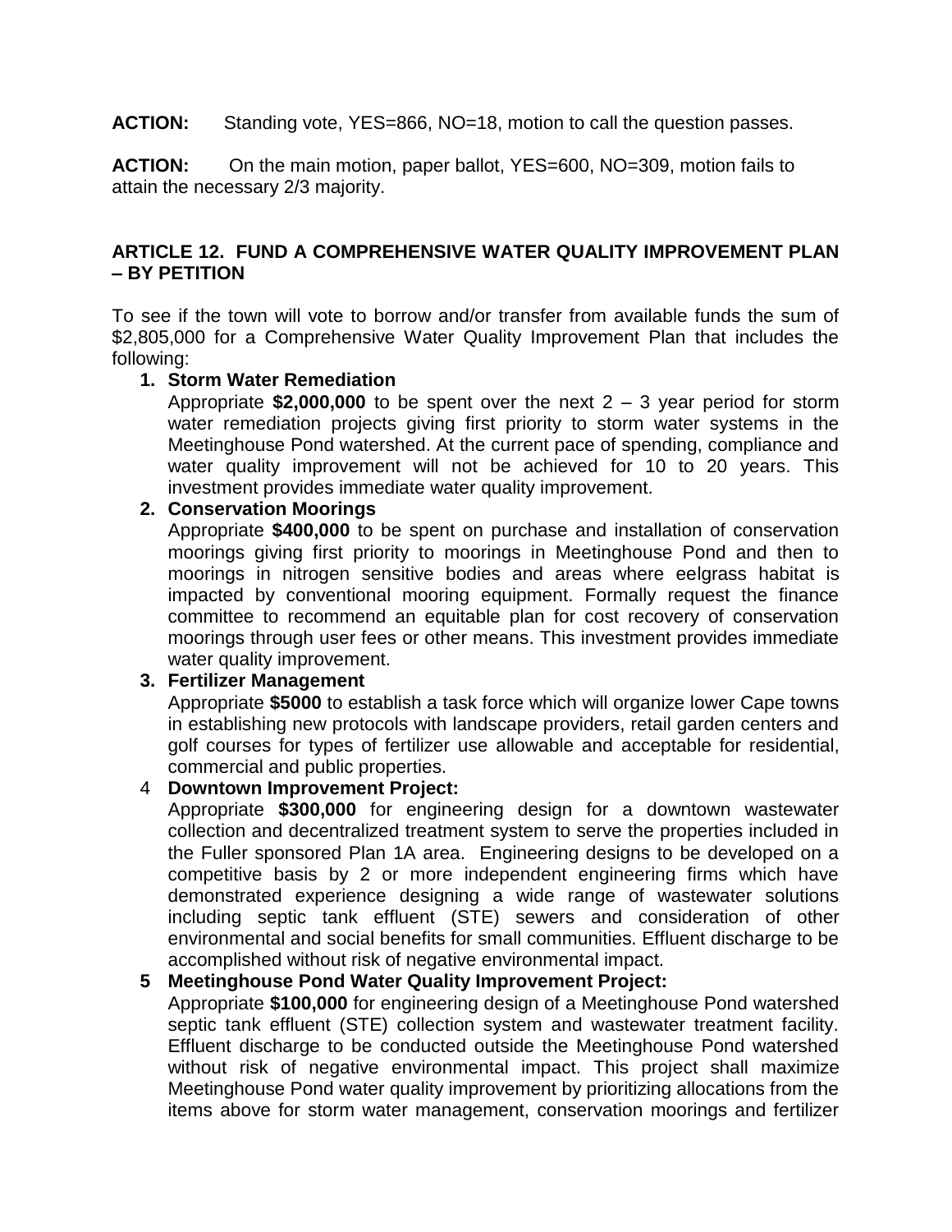**ACTION:** Standing vote, YES=866, NO=18, motion to call the question passes.

**ACTION:** On the main motion, paper ballot, YES=600, NO=309, motion fails to attain the necessary 2/3 majority.

## ARTICLE 12. FUND A COMPREHENSIVE WATER QUALITY IMPROVEMENT PLAN – BY PETITION

To see if the town will vote to borrow and/or transfer from available funds the sum of $2,805,000 for a Comprehensive Water Quality Improvement Plan that includes the following:

1. **Storm Water Remediation**
   Appropriate **$2,000,000** to be spent over the next 2 – 3 year period for storm water remediation projects giving first priority to storm water systems in the Meetinghouse Pond watershed. At the current pace of spending, compliance and water quality improvement will not be achieved for 10 to 20 years. This investment provides immediate water quality improvement.
2. **Conservation Moorings**
   Appropriate **$400,000** to be spent on purchase and installation of conservation moorings giving first priority to moorings in Meetinghouse Pond and then to moorings in nitrogen sensitive bodies and areas where eelgrass habitat is impacted by conventional mooring equipment. Formally request the finance committee to recommend an equitable plan for cost recovery of conservation moorings through user fees or other means. This investment provides immediate water quality improvement.
3. **Fertilizer Management**
   Appropriate **$5000** to establish a task force which will organize lower Cape towns in establishing new protocols with landscape providers, retail garden centers and golf courses for types of fertilizer use allowable and acceptable for residential, commercial and public properties.
4. **Downtown Improvement Project:**
   Appropriate **$300,000** for engineering design for a downtown wastewater collection and decentralized treatment system to serve the properties included in the Fuller sponsored Plan 1A area. Engineering designs to be developed on a competitive basis by 2 or more independent engineering firms which have demonstrated experience designing a wide range of wastewater solutions including septic tank effluent (STE) sewers and consideration of other environmental and social benefits for small communities. Effluent discharge to be accomplished without risk of negative environmental impact.
5. **Meetinghouse Pond Water Quality Improvement Project:**
   Appropriate **$100,000** for engineering design of a Meetinghouse Pond watershed septic tank effluent (STE) collection system and wastewater treatment facility. Effluent discharge to be conducted outside the Meetinghouse Pond watershed without risk of negative environmental impact. This project shall maximize Meetinghouse Pond water quality improvement by prioritizing allocations from the items above for storm water management, conservation moorings and fertilizer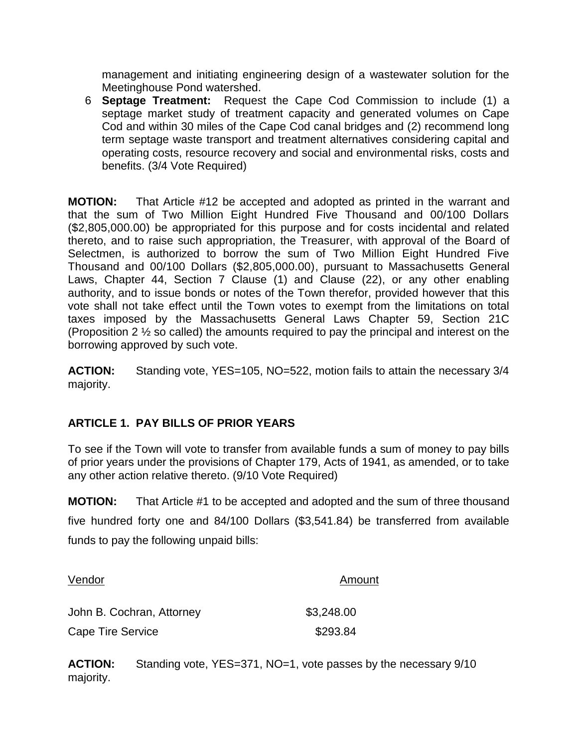management and initiating engineering design of a wastewater solution for the Meetinghouse Pond watershed.

6 **Septage Treatment:** Request the Cape Cod Commission to include (1) a septage market study of treatment capacity and generated volumes on Cape Cod and within 30 miles of the Cape Cod canal bridges and (2) recommend long term septage waste transport and treatment alternatives considering capital and operating costs, resource recovery and social and environmental risks, costs and benefits. (3/4 Vote Required)

**MOTION:** That Article #12 be accepted and adopted as printed in the warrant and that the sum of Two Million Eight Hundred Five Thousand and 00/100 Dollars ($2,805,000.00) be appropriated for this purpose and for costs incidental and related thereto, and to raise such appropriation, the Treasurer, with approval of the Board of Selectmen, is authorized to borrow the sum of Two Million Eight Hundred Five Thousand and 00/100 Dollars ($2,805,000.00), pursuant to Massachusetts General Laws, Chapter 44, Section 7 Clause (1) and Clause (22), or any other enabling authority, and to issue bonds or notes of the Town therefor, provided however that this vote shall not take effect until the Town votes to exempt from the limitations on total taxes imposed by the Massachusetts General Laws Chapter 59, Section 21C (Proposition 2 ½ so called) the amounts required to pay the principal and interest on the borrowing approved by such vote.

**ACTION:** Standing vote, YES=105, NO=522, motion fails to attain the necessary 3/4 majority.

## ARTICLE 1. PAY BILLS OF PRIOR YEARS

To see if the Town will vote to transfer from available funds a sum of money to pay bills of prior years under the provisions of Chapter 179, Acts of 1941, as amended, or to take any other action relative thereto. (9/10 Vote Required)

**MOTION:** That Article #1 to be accepted and adopted and the sum of three thousand five hundred forty one and 84/100 Dollars ($3,541.84) be transferred from available funds to pay the following unpaid bills:

| Vendor | Amount |
|---|---|
| John B. Cochran, Attorney | $3,248.00 |
| Cape Tire Service | $293.84 |

**ACTION:** Standing vote, YES=371, NO=1, vote passes by the necessary 9/10 majority.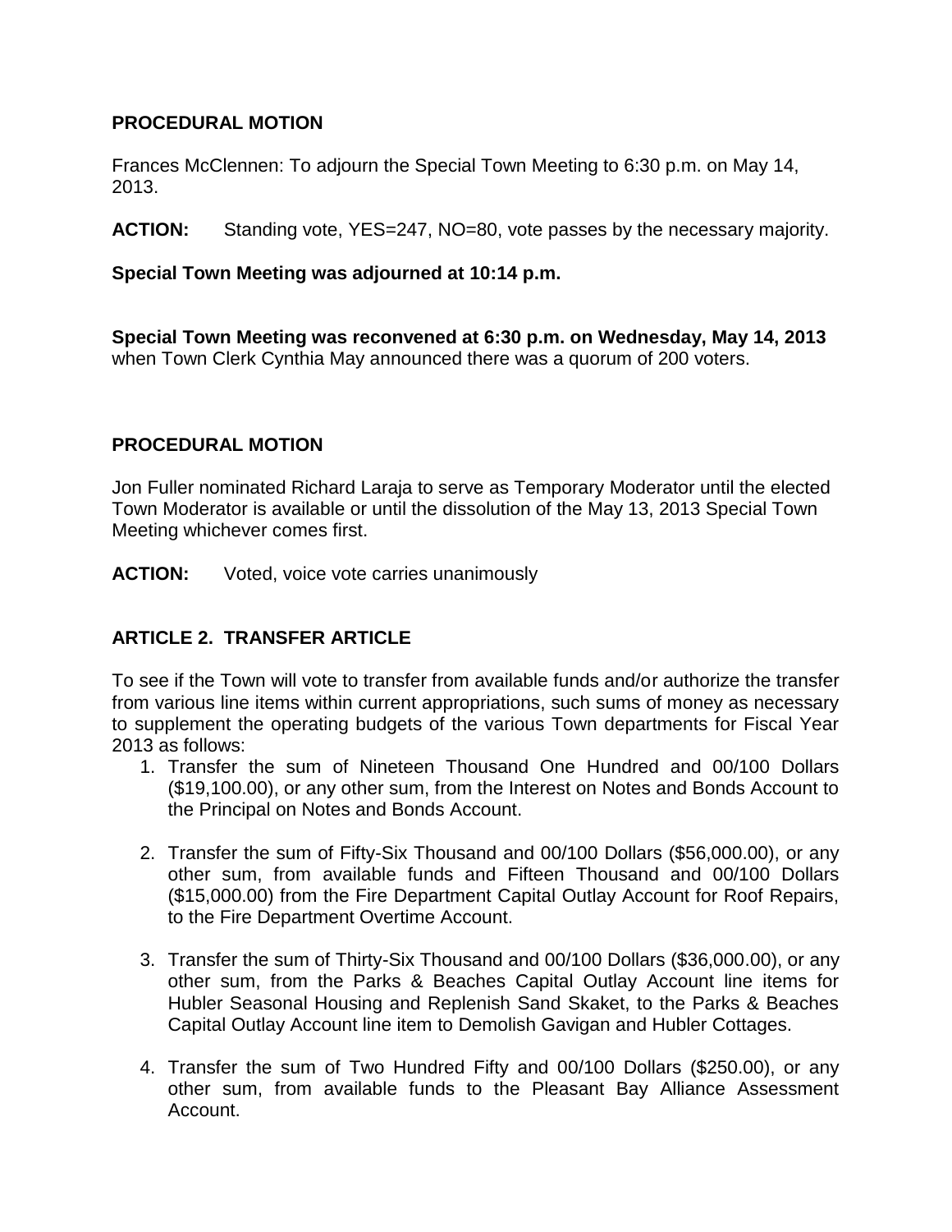**PROCEDURAL MOTION**

Frances McClennen: To adjourn the Special Town Meeting to 6:30 p.m. on May 14, 2013.

**ACTION:** Standing vote, YES=247, NO=80, vote passes by the necessary majority.

**Special Town Meeting was adjourned at 10:14 p.m.**

**Special Town Meeting was reconvened at 6:30 p.m. on Wednesday, May 14, 2013** when Town Clerk Cynthia May announced there was a quorum of 200 voters.

**PROCEDURAL MOTION**

Jon Fuller nominated Richard Laraja to serve as Temporary Moderator until the elected Town Moderator is available or until the dissolution of the May 13, 2013 Special Town Meeting whichever comes first.

**ACTION:** Voted, voice vote carries unanimously

**ARTICLE 2. TRANSFER ARTICLE**

To see if the Town will vote to transfer from available funds and/or authorize the transfer from various line items within current appropriations, such sums of money as necessary to supplement the operating budgets of the various Town departments for Fiscal Year 2013 as follows:

1. Transfer the sum of Nineteen Thousand One Hundred and 00/100 Dollars ($19,100.00), or any other sum, from the Interest on Notes and Bonds Account to the Principal on Notes and Bonds Account.

2. Transfer the sum of Fifty-Six Thousand and 00/100 Dollars ($56,000.00), or any other sum, from available funds and Fifteen Thousand and 00/100 Dollars ($15,000.00) from the Fire Department Capital Outlay Account for Roof Repairs, to the Fire Department Overtime Account.

3. Transfer the sum of Thirty-Six Thousand and 00/100 Dollars ($36,000.00), or any other sum, from the Parks & Beaches Capital Outlay Account line items for Hubler Seasonal Housing and Replenish Sand Skaket, to the Parks & Beaches Capital Outlay Account line item to Demolish Gavigan and Hubler Cottages.

4. Transfer the sum of Two Hundred Fifty and 00/100 Dollars ($250.00), or any other sum, from available funds to the Pleasant Bay Alliance Assessment Account.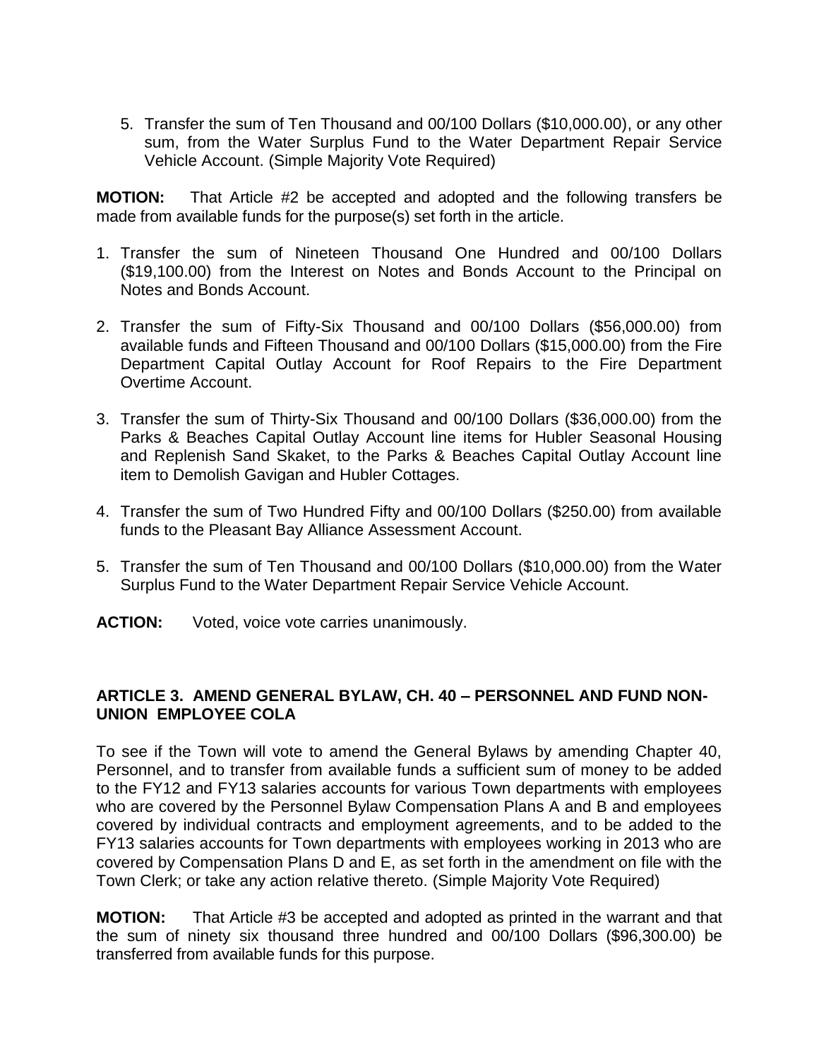5. Transfer the sum of Ten Thousand and 00/100 Dollars ($10,000.00), or any other sum, from the Water Surplus Fund to the Water Department Repair Service Vehicle Account. (Simple Majority Vote Required)

**MOTION:** That Article #2 be accepted and adopted and the following transfers be made from available funds for the purpose(s) set forth in the article.

1. Transfer the sum of Nineteen Thousand One Hundred and 00/100 Dollars ($19,100.00) from the Interest on Notes and Bonds Account to the Principal on Notes and Bonds Account.

2. Transfer the sum of Fifty-Six Thousand and 00/100 Dollars ($56,000.00) from available funds and Fifteen Thousand and 00/100 Dollars ($15,000.00) from the Fire Department Capital Outlay Account for Roof Repairs to the Fire Department Overtime Account.

3. Transfer the sum of Thirty-Six Thousand and 00/100 Dollars ($36,000.00) from the Parks & Beaches Capital Outlay Account line items for Hubler Seasonal Housing and Replenish Sand Skaket, to the Parks & Beaches Capital Outlay Account line item to Demolish Gavigan and Hubler Cottages.

4. Transfer the sum of Two Hundred Fifty and 00/100 Dollars ($250.00) from available funds to the Pleasant Bay Alliance Assessment Account.

5. Transfer the sum of Ten Thousand and 00/100 Dollars ($10,000.00) from the Water Surplus Fund to the Water Department Repair Service Vehicle Account.

**ACTION:** Voted, voice vote carries unanimously.

### ARTICLE 3. AMEND GENERAL BYLAW, CH. 40 – PERSONNEL AND FUND NON-UNION EMPLOYEE COLA

To see if the Town will vote to amend the General Bylaws by amending Chapter 40, Personnel, and to transfer from available funds a sufficient sum of money to be added to the FY12 and FY13 salaries accounts for various Town departments with employees who are covered by the Personnel Bylaw Compensation Plans A and B and employees covered by individual contracts and employment agreements, and to be added to the FY13 salaries accounts for Town departments with employees working in 2013 who are covered by Compensation Plans D and E, as set forth in the amendment on file with the Town Clerk; or take any action relative thereto. (Simple Majority Vote Required)

**MOTION:** That Article #3 be accepted and adopted as printed in the warrant and that the sum of ninety six thousand three hundred and 00/100 Dollars ($96,300.00) be transferred from available funds for this purpose.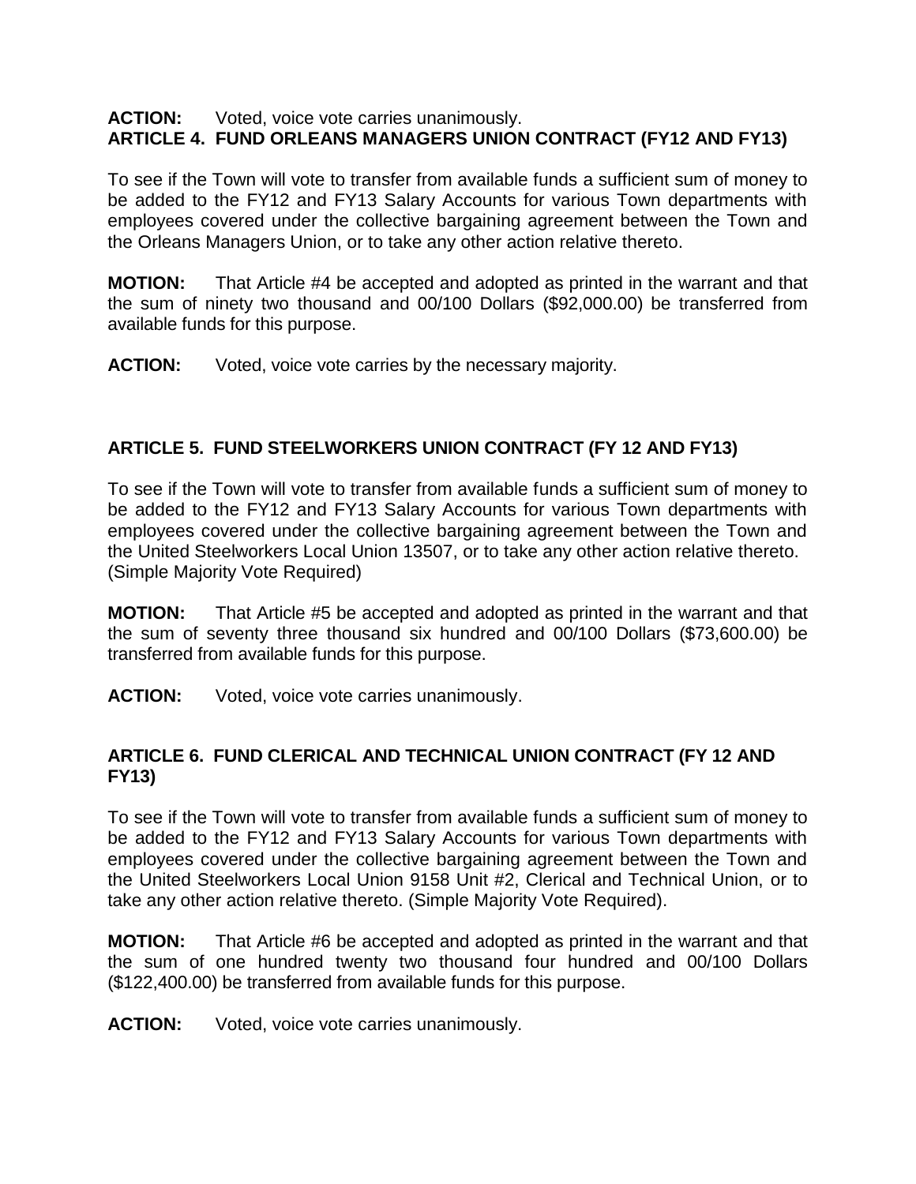**ACTION:** Voted, voice vote carries unanimously.

**ARTICLE 4. FUND ORLEANS MANAGERS UNION CONTRACT (FY12 AND FY13)**

To see if the Town will vote to transfer from available funds a sufficient sum of money to be added to the FY12 and FY13 Salary Accounts for various Town departments with employees covered under the collective bargaining agreement between the Town and the Orleans Managers Union, or to take any other action relative thereto.

**MOTION:** That Article #4 be accepted and adopted as printed in the warrant and that the sum of ninety two thousand and 00/100 Dollars ($92,000.00) be transferred from available funds for this purpose.

**ACTION:** Voted, voice vote carries by the necessary majority.

**ARTICLE 5. FUND STEELWORKERS UNION CONTRACT (FY 12 AND FY13)**

To see if the Town will vote to transfer from available funds a sufficient sum of money to be added to the FY12 and FY13 Salary Accounts for various Town departments with employees covered under the collective bargaining agreement between the Town and the United Steelworkers Local Union 13507, or to take any other action relative thereto. (Simple Majority Vote Required)

**MOTION:** That Article #5 be accepted and adopted as printed in the warrant and that the sum of seventy three thousand six hundred and 00/100 Dollars ($73,600.00) be transferred from available funds for this purpose.

**ACTION:** Voted, voice vote carries unanimously.

**ARTICLE 6. FUND CLERICAL AND TECHNICAL UNION CONTRACT (FY 12 AND FY13)**

To see if the Town will vote to transfer from available funds a sufficient sum of money to be added to the FY12 and FY13 Salary Accounts for various Town departments with employees covered under the collective bargaining agreement between the Town and the United Steelworkers Local Union 9158 Unit #2, Clerical and Technical Union, or to take any other action relative thereto. (Simple Majority Vote Required).

**MOTION:** That Article #6 be accepted and adopted as printed in the warrant and that the sum of one hundred twenty two thousand four hundred and 00/100 Dollars ($122,400.00) be transferred from available funds for this purpose.

**ACTION:** Voted, voice vote carries unanimously.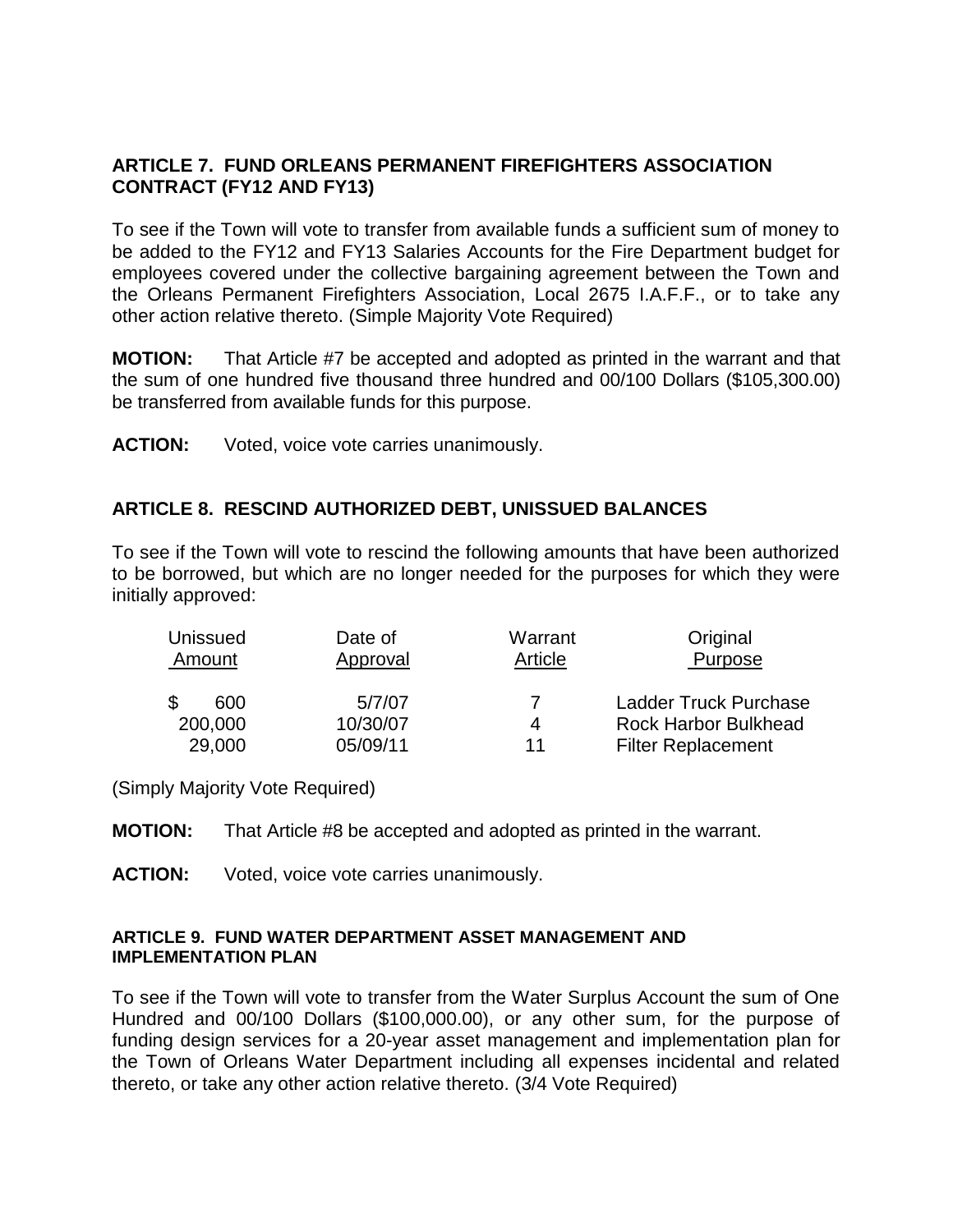**ARTICLE 7. FUND ORLEANS PERMANENT FIREFIGHTERS ASSOCIATION CONTRACT (FY12 AND FY13)**

To see if the Town will vote to transfer from available funds a sufficient sum of money to be added to the FY12 and FY13 Salaries Accounts for the Fire Department budget for employees covered under the collective bargaining agreement between the Town and the Orleans Permanent Firefighters Association, Local 2675 I.A.F.F., or to take any other action relative thereto. (Simple Majority Vote Required)

**MOTION:** That Article #7 be accepted and adopted as printed in the warrant and that the sum of one hundred five thousand three hundred and 00/100 Dollars ($105,300.00) be transferred from available funds for this purpose.

**ACTION:** Voted, voice vote carries unanimously.

**ARTICLE 8. RESCIND AUTHORIZED DEBT, UNISSUED BALANCES**

To see if the Town will vote to rescind the following amounts that have been authorized to be borrowed, but which are no longer needed for the purposes for which they were initially approved:

| Unissued Amount | Date of Approval | Warrant Article | Original Purpose |
|---|---|---|---|
| $ 600 | 5/7/07 | 7 | Ladder Truck Purchase |
| 200,000 | 10/30/07 | 4 | Rock Harbor Bulkhead |
| 29,000 | 05/09/11 | 11 | Filter Replacement |

(Simply Majority Vote Required)

**MOTION:** That Article #8 be accepted and adopted as printed in the warrant.

**ACTION:** Voted, voice vote carries unanimously.

**ARTICLE 9. FUND WATER DEPARTMENT ASSET MANAGEMENT AND IMPLEMENTATION PLAN**

To see if the Town will vote to transfer from the Water Surplus Account the sum of One Hundred and 00/100 Dollars ($100,000.00), or any other sum, for the purpose of funding design services for a 20-year asset management and implementation plan for the Town of Orleans Water Department including all expenses incidental and related thereto, or take any other action relative thereto. (3/4 Vote Required)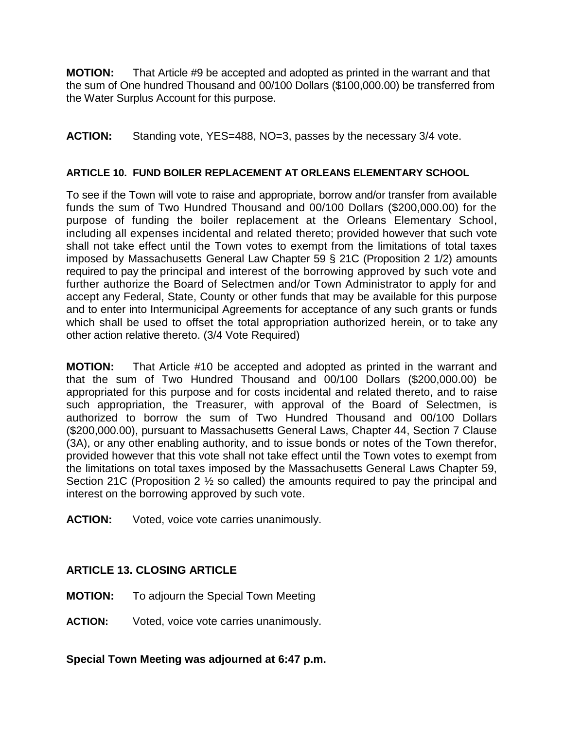**MOTION:** That Article #9 be accepted and adopted as printed in the warrant and that the sum of One hundred Thousand and 00/100 Dollars ($100,000.00) be transferred from the Water Surplus Account for this purpose.

**ACTION:** Standing vote, YES=488, NO=3, passes by the necessary 3/4 vote.

#### ARTICLE 10. FUND BOILER REPLACEMENT AT ORLEANS ELEMENTARY SCHOOL

To see if the Town will vote to raise and appropriate, borrow and/or transfer from available funds the sum of Two Hundred Thousand and 00/100 Dollars ($200,000.00) for the purpose of funding the boiler replacement at the Orleans Elementary School, including all expenses incidental and related thereto; provided however that such vote shall not take effect until the Town votes to exempt from the limitations of total taxes imposed by Massachusetts General Law Chapter 59 § 21C (Proposition 2 1/2) amounts required to pay the principal and interest of the borrowing approved by such vote and further authorize the Board of Selectmen and/or Town Administrator to apply for and accept any Federal, State, County or other funds that may be available for this purpose and to enter into Intermunicipal Agreements for acceptance of any such grants or funds which shall be used to offset the total appropriation authorized herein, or to take any other action relative thereto. (3/4 Vote Required)

**MOTION:** That Article #10 be accepted and adopted as printed in the warrant and that the sum of Two Hundred Thousand and 00/100 Dollars ($200,000.00) be appropriated for this purpose and for costs incidental and related thereto, and to raise such appropriation, the Treasurer, with approval of the Board of Selectmen, is authorized to borrow the sum of Two Hundred Thousand and 00/100 Dollars ($200,000.00), pursuant to Massachusetts General Laws, Chapter 44, Section 7 Clause (3A), or any other enabling authority, and to issue bonds or notes of the Town therefor, provided however that this vote shall not take effect until the Town votes to exempt from the limitations on total taxes imposed by the Massachusetts General Laws Chapter 59, Section 21C (Proposition 2 ½ so called) the amounts required to pay the principal and interest on the borrowing approved by such vote.

**ACTION:** Voted, voice vote carries unanimously.

### ARTICLE 13. CLOSING ARTICLE

**MOTION:** To adjourn the Special Town Meeting

**ACTION:** Voted, voice vote carries unanimously.

**Special Town Meeting was adjourned at 6:47 p.m.**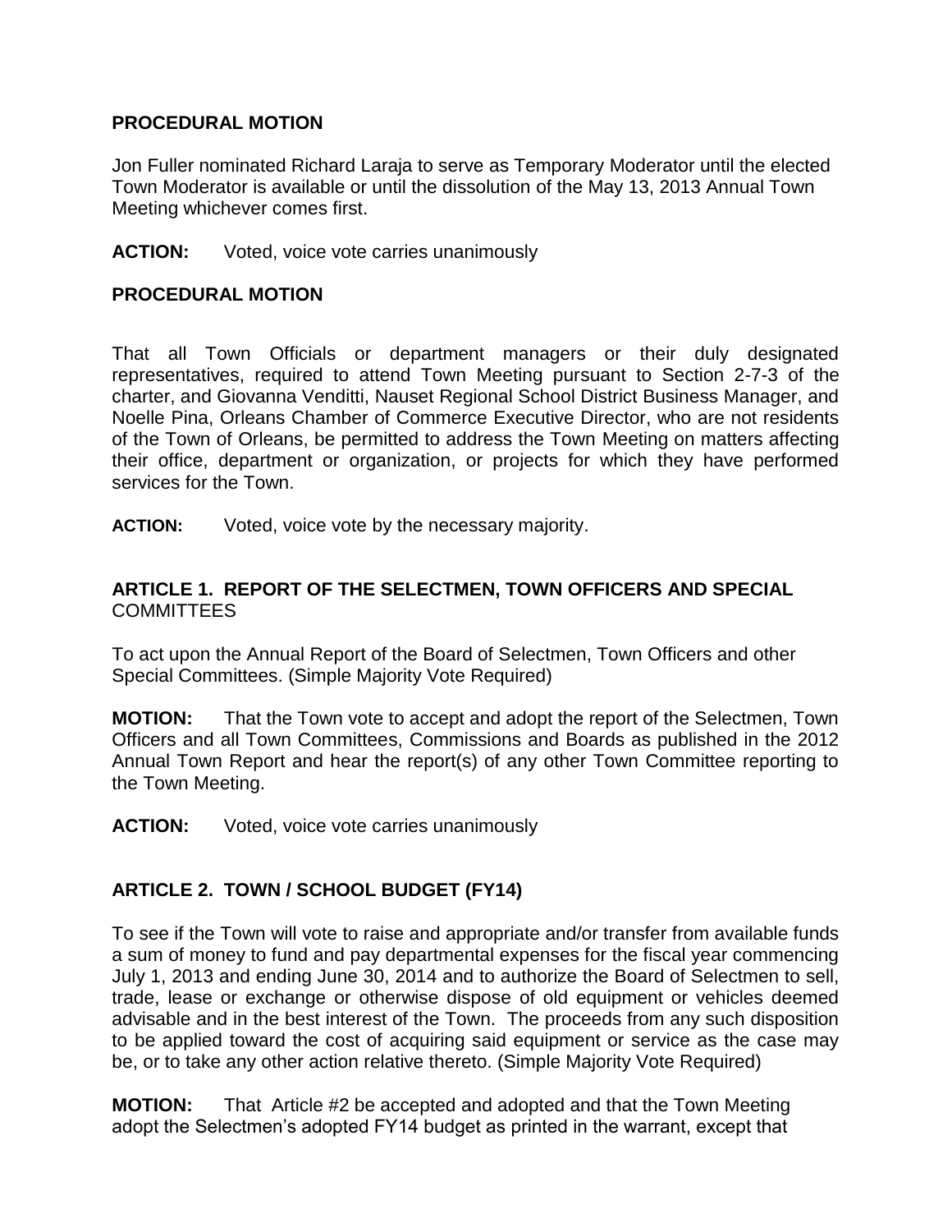**PROCEDURAL MOTION**

Jon Fuller nominated Richard Laraja to serve as Temporary Moderator until the elected Town Moderator is available or until the dissolution of the May 13, 2013 Annual Town Meeting whichever comes first.

**ACTION:** Voted, voice vote carries unanimously

**PROCEDURAL MOTION**

That all Town Officials or department managers or their duly designated representatives, required to attend Town Meeting pursuant to Section 2-7-3 of the charter, and Giovanna Venditti, Nauset Regional School District Business Manager, and Noelle Pina, Orleans Chamber of Commerce Executive Director, who are not residents of the Town of Orleans, be permitted to address the Town Meeting on matters affecting their office, department or organization, or projects for which they have performed services for the Town.

**ACTION:** Voted, voice vote by the necessary majority.

## ARTICLE 1. REPORT OF THE SELECTMEN, TOWN OFFICERS AND SPECIAL COMMITTEES

To act upon the Annual Report of the Board of Selectmen, Town Officers and other Special Committees. (Simple Majority Vote Required)

**MOTION:** That the Town vote to accept and adopt the report of the Selectmen, Town Officers and all Town Committees, Commissions and Boards as published in the 2012 Annual Town Report and hear the report(s) of any other Town Committee reporting to the Town Meeting.

**ACTION:** Voted, voice vote carries unanimously

## ARTICLE 2. TOWN / SCHOOL BUDGET (FY14)

To see if the Town will vote to raise and appropriate and/or transfer from available funds a sum of money to fund and pay departmental expenses for the fiscal year commencing July 1, 2013 and ending June 30, 2014 and to authorize the Board of Selectmen to sell, trade, lease or exchange or otherwise dispose of old equipment or vehicles deemed advisable and in the best interest of the Town. The proceeds from any such disposition to be applied toward the cost of acquiring said equipment or service as the case may be, or to take any other action relative thereto. (Simple Majority Vote Required)

**MOTION:** That Article #2 be accepted and adopted and that the Town Meeting adopt the Selectmen's adopted FY14 budget as printed in the warrant, except that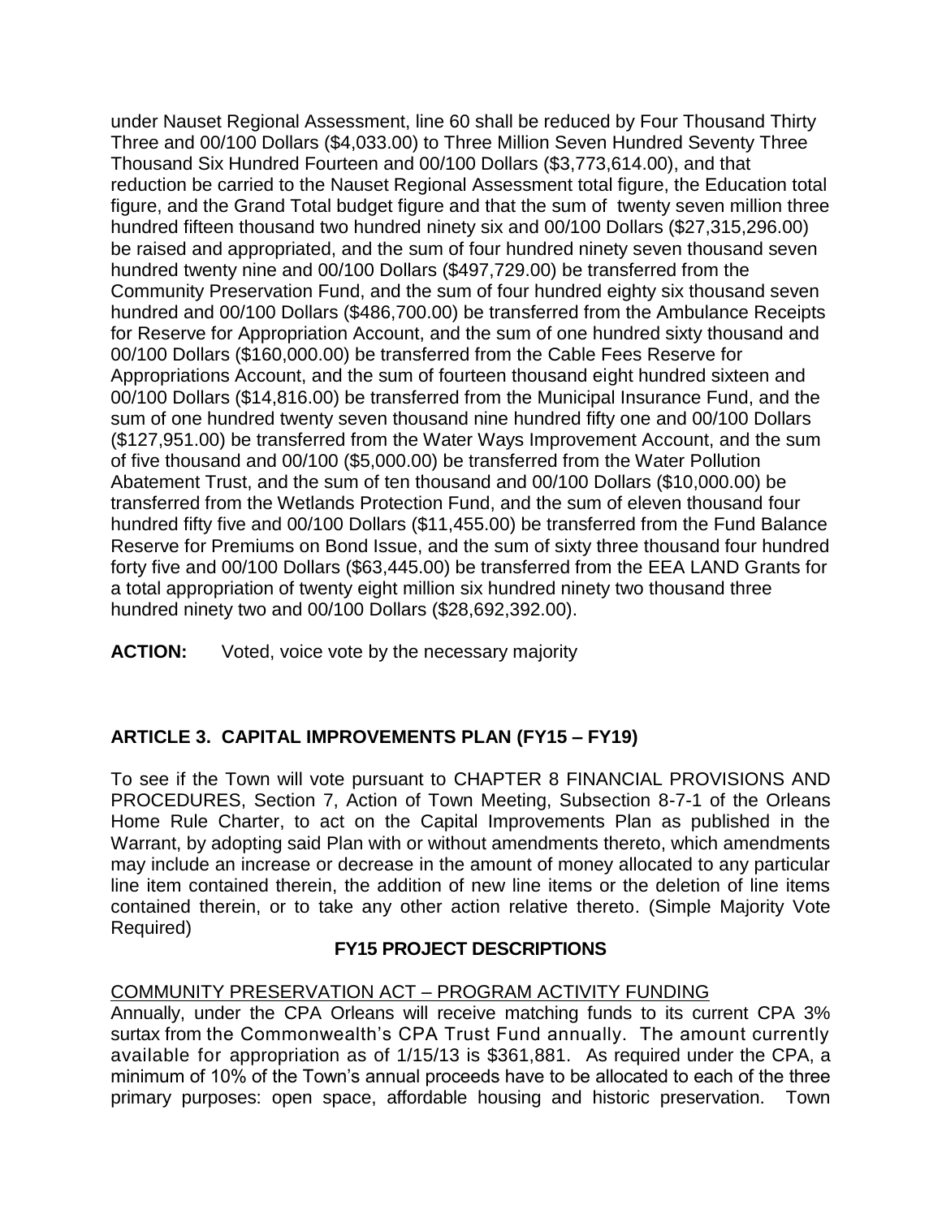under Nauset Regional Assessment, line 60 shall be reduced by Four Thousand Thirty Three and 00/100 Dollars ($4,033.00) to Three Million Seven Hundred Seventy Three Thousand Six Hundred Fourteen and 00/100 Dollars ($3,773,614.00), and that reduction be carried to the Nauset Regional Assessment total figure, the Education total figure, and the Grand Total budget figure and that the sum of twenty seven million three hundred fifteen thousand two hundred ninety six and 00/100 Dollars ($27,315,296.00) be raised and appropriated, and the sum of four hundred ninety seven thousand seven hundred twenty nine and 00/100 Dollars ($497,729.00) be transferred from the Community Preservation Fund, and the sum of four hundred eighty six thousand seven hundred and 00/100 Dollars ($486,700.00) be transferred from the Ambulance Receipts for Reserve for Appropriation Account, and the sum of one hundred sixty thousand and 00/100 Dollars ($160,000.00) be transferred from the Cable Fees Reserve for Appropriations Account, and the sum of fourteen thousand eight hundred sixteen and 00/100 Dollars ($14,816.00) be transferred from the Municipal Insurance Fund, and the sum of one hundred twenty seven thousand nine hundred fifty one and 00/100 Dollars ($127,951.00) be transferred from the Water Ways Improvement Account, and the sum of five thousand and 00/100 ($5,000.00) be transferred from the Water Pollution Abatement Trust, and the sum of ten thousand and 00/100 Dollars ($10,000.00) be transferred from the Wetlands Protection Fund, and the sum of eleven thousand four hundred fifty five and 00/100 Dollars ($11,455.00) be transferred from the Fund Balance Reserve for Premiums on Bond Issue, and the sum of sixty three thousand four hundred forty five and 00/100 Dollars ($63,445.00) be transferred from the EEA LAND Grants for a total appropriation of twenty eight million six hundred ninety two thousand three hundred ninety two and 00/100 Dollars ($28,692,392.00).

**ACTION:** Voted, voice vote by the necessary majority

## ARTICLE 3. CAPITAL IMPROVEMENTS PLAN (FY15 – FY19)

To see if the Town will vote pursuant to CHAPTER 8 FINANCIAL PROVISIONS AND PROCEDURES, Section 7, Action of Town Meeting, Subsection 8-7-1 of the Orleans Home Rule Charter, to act on the Capital Improvements Plan as published in the Warrant, by adopting said Plan with or without amendments thereto, which amendments may include an increase or decrease in the amount of money allocated to any particular line item contained therein, the addition of new line items or the deletion of line items contained therein, or to take any other action relative thereto. (Simple Majority Vote Required)

### FY15 PROJECT DESCRIPTIONS

COMMUNITY PRESERVATION ACT – PROGRAM ACTIVITY FUNDING

Annually, under the CPA Orleans will receive matching funds to its current CPA 3% surtax from the Commonwealth's CPA Trust Fund annually. The amount currently available for appropriation as of 1/15/13 is $361,881. As required under the CPA, a minimum of 10% of the Town's annual proceeds have to be allocated to each of the three primary purposes: open space, affordable housing and historic preservation. Town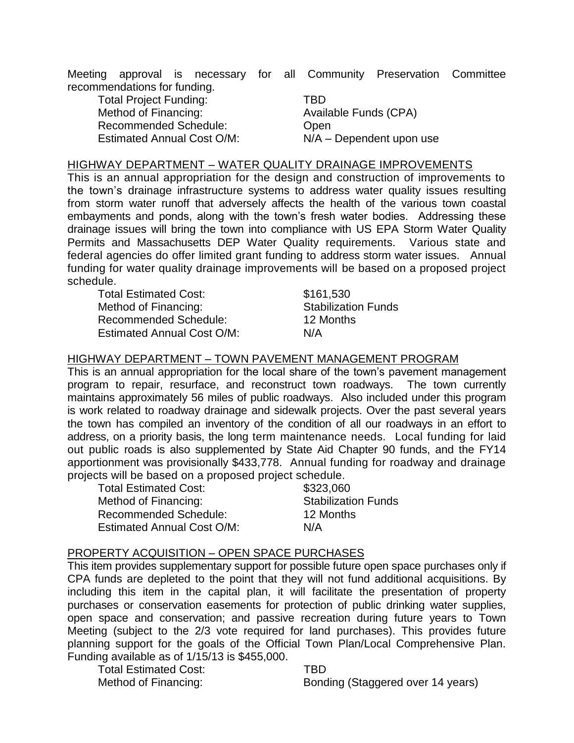Meeting approval is necessary for all Community Preservation Committee recommendations for funding.

| | |
|---|---|
| Total Project Funding: | TBD |
| Method of Financing: | Available Funds (CPA) |
| Recommended Schedule: | Open |
| Estimated Annual Cost O/M: | N/A – Dependent upon use |

HIGHWAY DEPARTMENT – WATER QUALITY DRAINAGE IMPROVEMENTS

This is an annual appropriation for the design and construction of improvements to the town's drainage infrastructure systems to address water quality issues resulting from storm water runoff that adversely affects the health of the various town coastal embayments and ponds, along with the town's fresh water bodies. Addressing these drainage issues will bring the town into compliance with US EPA Storm Water Quality Permits and Massachusetts DEP Water Quality requirements. Various state and federal agencies do offer limited grant funding to address storm water issues. Annual funding for water quality drainage improvements will be based on a proposed project schedule.

| | |
|---|---|
| Total Estimated Cost: | \$161,530 |
| Method of Financing: | Stabilization Funds |
| Recommended Schedule: | 12 Months |
| Estimated Annual Cost O/M: | N/A |

HIGHWAY DEPARTMENT – TOWN PAVEMENT MANAGEMENT PROGRAM

This is an annual appropriation for the local share of the town's pavement management program to repair, resurface, and reconstruct town roadways. The town currently maintains approximately 56 miles of public roadways. Also included under this program is work related to roadway drainage and sidewalk projects. Over the past several years the town has compiled an inventory of the condition of all our roadways in an effort to address, on a priority basis, the long term maintenance needs. Local funding for laid out public roads is also supplemented by State Aid Chapter 90 funds, and the FY14 apportionment was provisionally \$433,778. Annual funding for roadway and drainage projects will be based on a proposed project schedule.

| | |
|---|---|
| Total Estimated Cost: | \$323,060 |
| Method of Financing: | Stabilization Funds |
| Recommended Schedule: | 12 Months |
| Estimated Annual Cost O/M: | N/A |

PROPERTY ACQUISITION – OPEN SPACE PURCHASES

This item provides supplementary support for possible future open space purchases only if CPA funds are depleted to the point that they will not fund additional acquisitions. By including this item in the capital plan, it will facilitate the presentation of property purchases or conservation easements for protection of public drinking water supplies, open space and conservation; and passive recreation during future years to Town Meeting (subject to the 2/3 vote required for land purchases). This provides future planning support for the goals of the Official Town Plan/Local Comprehensive Plan. Funding available as of 1/15/13 is \$455,000.

| | |
|---|---|
| Total Estimated Cost: | TBD |
| Method of Financing: | Bonding (Staggered over 14 years) |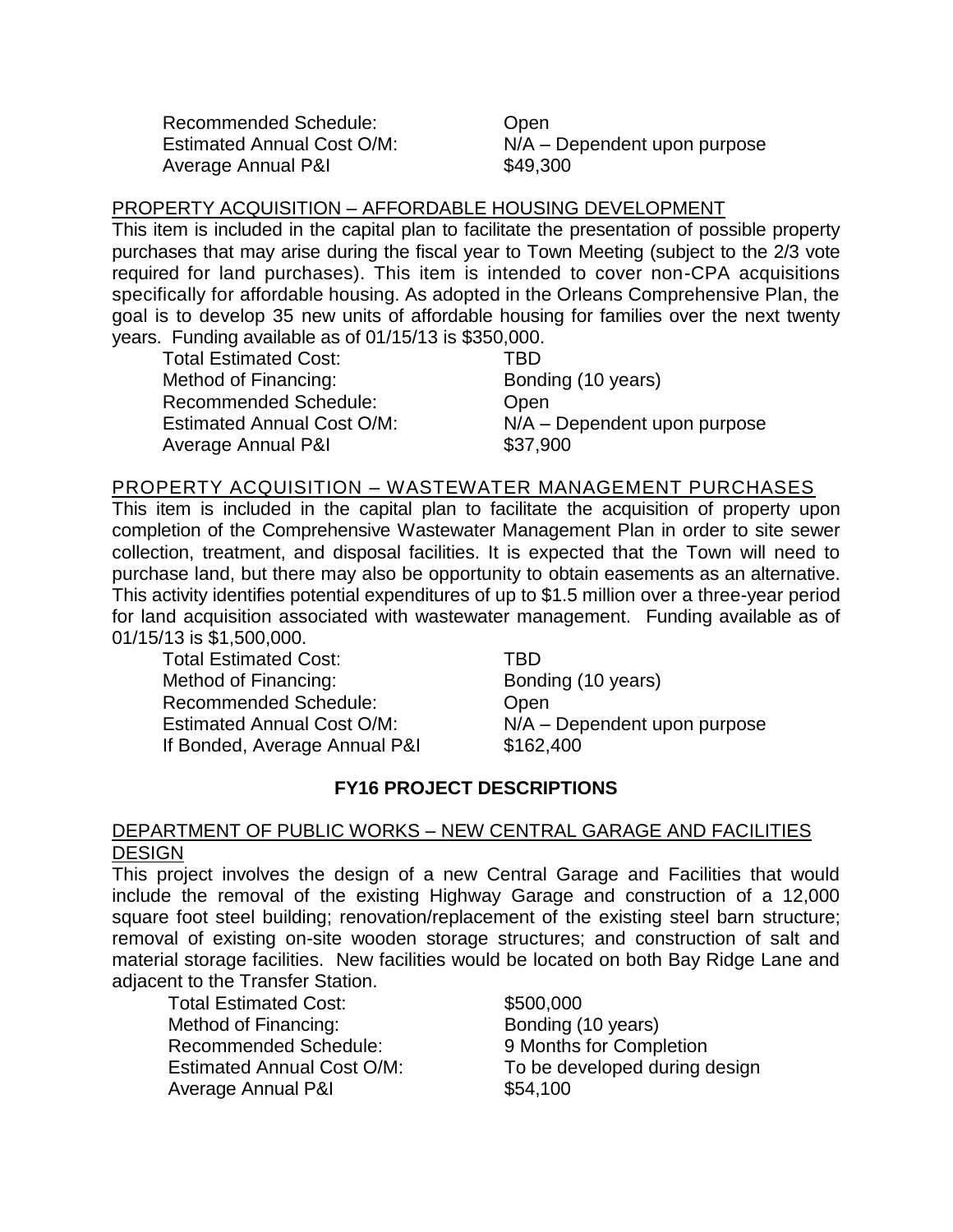Recommended Schedule: Open
Estimated Annual Cost O/M: N/A – Dependent upon purpose
Average Annual P&I $49,300

PROPERTY ACQUISITION – AFFORDABLE HOUSING DEVELOPMENT

This item is included in the capital plan to facilitate the presentation of possible property purchases that may arise during the fiscal year to Town Meeting (subject to the 2/3 vote required for land purchases). This item is intended to cover non-CPA acquisitions specifically for affordable housing. As adopted in the Orleans Comprehensive Plan, the goal is to develop 35 new units of affordable housing for families over the next twenty years. Funding available as of 01/15/13 is $350,000.

| | |
|---|---|
| Total Estimated Cost: | TBD |
| Method of Financing: | Bonding (10 years) |
| Recommended Schedule: | Open |
| Estimated Annual Cost O/M: | N/A – Dependent upon purpose |
| Average Annual P&I | $37,900 |

PROPERTY ACQUISITION – WASTEWATER MANAGEMENT PURCHASES

This item is included in the capital plan to facilitate the acquisition of property upon completion of the Comprehensive Wastewater Management Plan in order to site sewer collection, treatment, and disposal facilities. It is expected that the Town will need to purchase land, but there may also be opportunity to obtain easements as an alternative. This activity identifies potential expenditures of up to $1.5 million over a three-year period for land acquisition associated with wastewater management. Funding available as of 01/15/13 is $1,500,000.

| | |
|---|---|
| Total Estimated Cost: | TBD |
| Method of Financing: | Bonding (10 years) |
| Recommended Schedule: | Open |
| Estimated Annual Cost O/M: | N/A – Dependent upon purpose |
| If Bonded, Average Annual P&I | $162,400 |

## FY16 PROJECT DESCRIPTIONS

DEPARTMENT OF PUBLIC WORKS – NEW CENTRAL GARAGE AND FACILITIES DESIGN

This project involves the design of a new Central Garage and Facilities that would include the removal of the existing Highway Garage and construction of a 12,000 square foot steel building; renovation/replacement of the existing steel barn structure; removal of existing on-site wooden storage structures; and construction of salt and material storage facilities. New facilities would be located on both Bay Ridge Lane and adjacent to the Transfer Station.

| | |
|---|---|
| Total Estimated Cost: | $500,000 |
| Method of Financing: | Bonding (10 years) |
| Recommended Schedule: | 9 Months for Completion |
| Estimated Annual Cost O/M: | To be developed during design |
| Average Annual P&I | $54,100 |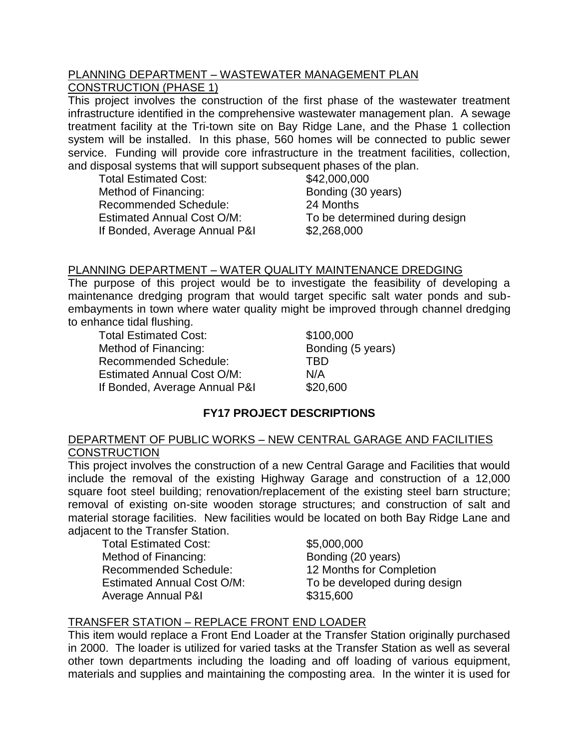PLANNING DEPARTMENT – WASTEWATER MANAGEMENT PLAN CONSTRUCTION (PHASE 1)

This project involves the construction of the first phase of the wastewater treatment infrastructure identified in the comprehensive wastewater management plan. A sewage treatment facility at the Tri-town site on Bay Ridge Lane, and the Phase 1 collection system will be installed. In this phase, 560 homes will be connected to public sewer service. Funding will provide core infrastructure in the treatment facilities, collection, and disposal systems that will support subsequent phases of the plan.

| | |
|---|---|
| Total Estimated Cost: | $42,000,000 |
| Method of Financing: | Bonding (30 years) |
| Recommended Schedule: | 24 Months |
| Estimated Annual Cost O/M: | To be determined during design |
| If Bonded, Average Annual P&I | $2,268,000 |

PLANNING DEPARTMENT – WATER QUALITY MAINTENANCE DREDGING

The purpose of this project would be to investigate the feasibility of developing a maintenance dredging program that would target specific salt water ponds and sub-embayments in town where water quality might be improved through channel dredging to enhance tidal flushing.

| | |
|---|---|
| Total Estimated Cost: | $100,000 |
| Method of Financing: | Bonding (5 years) |
| Recommended Schedule: | TBD |
| Estimated Annual Cost O/M: | N/A |
| If Bonded, Average Annual P&I | $20,600 |

## FY17 PROJECT DESCRIPTIONS

DEPARTMENT OF PUBLIC WORKS – NEW CENTRAL GARAGE AND FACILITIES CONSTRUCTION

This project involves the construction of a new Central Garage and Facilities that would include the removal of the existing Highway Garage and construction of a 12,000 square foot steel building; renovation/replacement of the existing steel barn structure; removal of existing on-site wooden storage structures; and construction of salt and material storage facilities. New facilities would be located on both Bay Ridge Lane and adjacent to the Transfer Station.

| | |
|---|---|
| Total Estimated Cost: | $5,000,000 |
| Method of Financing: | Bonding (20 years) |
| Recommended Schedule: | 12 Months for Completion |
| Estimated Annual Cost O/M: | To be developed during design |
| Average Annual P&I | $315,600 |

TRANSFER STATION – REPLACE FRONT END LOADER

This item would replace a Front End Loader at the Transfer Station originally purchased in 2000. The loader is utilized for varied tasks at the Transfer Station as well as several other town departments including the loading and off loading of various equipment, materials and supplies and maintaining the composting area. In the winter it is used for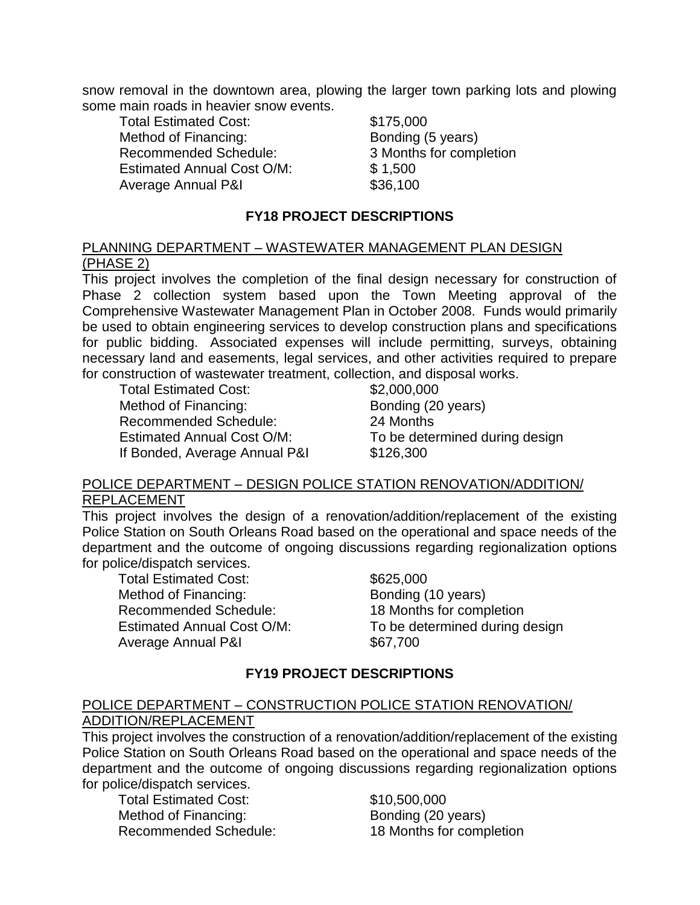snow removal in the downtown area, plowing the larger town parking lots and plowing some main roads in heavier snow events.

| | |
|---|---|
| Total Estimated Cost: | $175,000 |
| Method of Financing: | Bonding (5 years) |
| Recommended Schedule: | 3 Months for completion |
| Estimated Annual Cost O/M: | $ 1,500 |
| Average Annual P&I | $36,100 |

## FY18 PROJECT DESCRIPTIONS

### PLANNING DEPARTMENT – WASTEWATER MANAGEMENT PLAN DESIGN (PHASE 2)

This project involves the completion of the final design necessary for construction of Phase 2 collection system based upon the Town Meeting approval of the Comprehensive Wastewater Management Plan in October 2008. Funds would primarily be used to obtain engineering services to develop construction plans and specifications for public bidding. Associated expenses will include permitting, surveys, obtaining necessary land and easements, legal services, and other activities required to prepare for construction of wastewater treatment, collection, and disposal works.

| | |
|---|---|
| Total Estimated Cost: | $2,000,000 |
| Method of Financing: | Bonding (20 years) |
| Recommended Schedule: | 24 Months |
| Estimated Annual Cost O/M: | To be determined during design |
| If Bonded, Average Annual P&I | $126,300 |

### POLICE DEPARTMENT – DESIGN POLICE STATION RENOVATION/ADDITION/ REPLACEMENT

This project involves the design of a renovation/addition/replacement of the existing Police Station on South Orleans Road based on the operational and space needs of the department and the outcome of ongoing discussions regarding regionalization options for police/dispatch services.

| | |
|---|---|
| Total Estimated Cost: | $625,000 |
| Method of Financing: | Bonding (10 years) |
| Recommended Schedule: | 18 Months for completion |
| Estimated Annual Cost O/M: | To be determined during design |
| Average Annual P&I | $67,700 |

## FY19 PROJECT DESCRIPTIONS

### POLICE DEPARTMENT – CONSTRUCTION POLICE STATION RENOVATION/ ADDITION/REPLACEMENT

This project involves the construction of a renovation/addition/replacement of the existing Police Station on South Orleans Road based on the operational and space needs of the department and the outcome of ongoing discussions regarding regionalization options for police/dispatch services.

| | |
|---|---|
| Total Estimated Cost: | $10,500,000 |
| Method of Financing: | Bonding (20 years) |
| Recommended Schedule: | 18 Months for completion |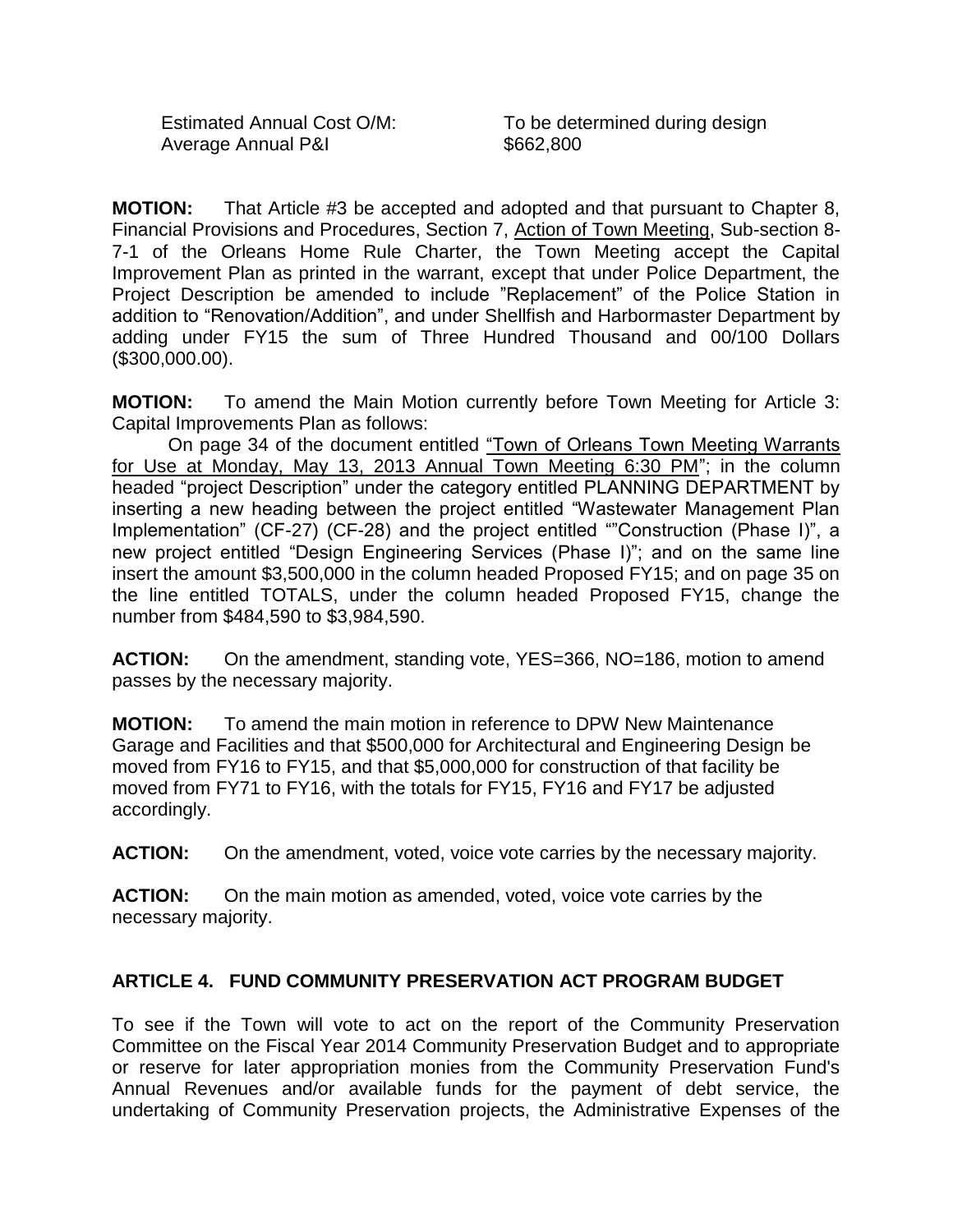Estimated Annual Cost O/M: To be determined during design
Average Annual P&I $662,800

**MOTION:** That Article #3 be accepted and adopted and that pursuant to Chapter 8, Financial Provisions and Procedures, Section 7, Action of Town Meeting, Sub-section 8-7-1 of the Orleans Home Rule Charter, the Town Meeting accept the Capital Improvement Plan as printed in the warrant, except that under Police Department, the Project Description be amended to include "Replacement" of the Police Station in addition to "Renovation/Addition", and under Shellfish and Harbormaster Department by adding under FY15 the sum of Three Hundred Thousand and 00/100 Dollars ($300,000.00).

**MOTION:** To amend the Main Motion currently before Town Meeting for Article 3: Capital Improvements Plan as follows:

On page 34 of the document entitled "Town of Orleans Town Meeting Warrants for Use at Monday, May 13, 2013 Annual Town Meeting 6:30 PM"; in the column headed "project Description" under the category entitled PLANNING DEPARTMENT by inserting a new heading between the project entitled "Wastewater Management Plan Implementation" (CF-27) (CF-28) and the project entitled ""Construction (Phase I)", a new project entitled "Design Engineering Services (Phase I)"; and on the same line insert the amount $3,500,000 in the column headed Proposed FY15; and on page 35 on the line entitled TOTALS, under the column headed Proposed FY15, change the number from $484,590 to $3,984,590.

**ACTION:** On the amendment, standing vote, YES=366, NO=186, motion to amend passes by the necessary majority.

**MOTION:** To amend the main motion in reference to DPW New Maintenance Garage and Facilities and that $500,000 for Architectural and Engineering Design be moved from FY16 to FY15, and that $5,000,000 for construction of that facility be moved from FY71 to FY16, with the totals for FY15, FY16 and FY17 be adjusted accordingly.

**ACTION:** On the amendment, voted, voice vote carries by the necessary majority.

**ACTION:** On the main motion as amended, voted, voice vote carries by the necessary majority.

## ARTICLE 4. FUND COMMUNITY PRESERVATION ACT PROGRAM BUDGET

To see if the Town will vote to act on the report of the Community Preservation Committee on the Fiscal Year 2014 Community Preservation Budget and to appropriate or reserve for later appropriation monies from the Community Preservation Fund's Annual Revenues and/or available funds for the payment of debt service, the undertaking of Community Preservation projects, the Administrative Expenses of the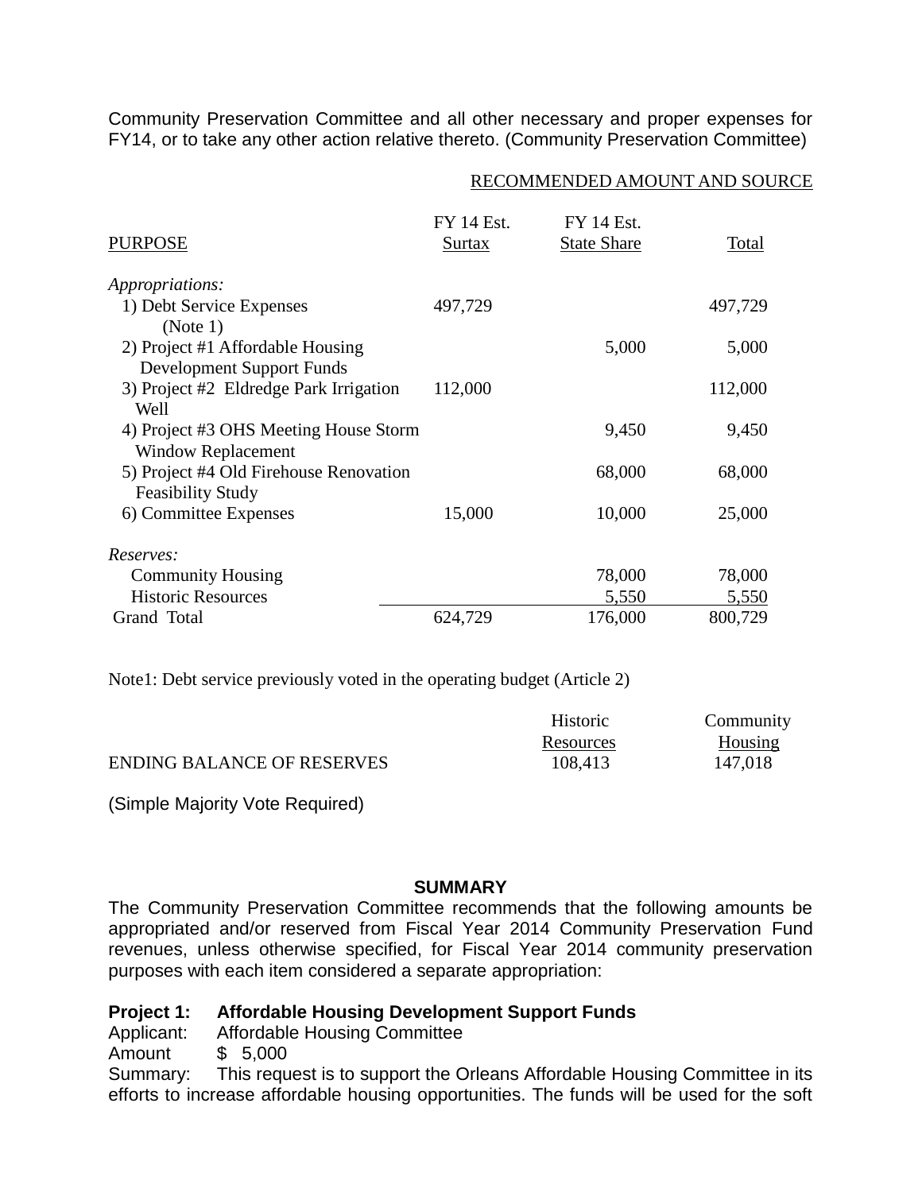Community Preservation Committee and all other necessary and proper expenses for FY14, or to take any other action relative thereto. (Community Preservation Committee)

| | RECOMMENDED AMOUNT AND SOURCE | | |
|---|---|---|---|
| PURPOSE | FY 14 Est. Surtax | FY 14 Est. State Share | Total |
| *Appropriations:* | | | |
| 1) Debt Service Expenses (Note 1) | 497,729 | | 497,729 |
| 2) Project #1 Affordable Housing Development Support Funds | | 5,000 | 5,000 |
| 3) Project #2 Eldredge Park Irrigation Well | 112,000 | | 112,000 |
| 4) Project #3 OHS Meeting House Storm Window Replacement | | 9,450 | 9,450 |
| 5) Project #4 Old Firehouse Renovation Feasibility Study | | 68,000 | 68,000 |
| 6) Committee Expenses | 15,000 | 10,000 | 25,000 |
| *Reserves:* | | | |
| Community Housing | | 78,000 | 78,000 |
| Historic Resources | | 5,550 | 5,550 |
| Grand Total | 624,729 | 176,000 | 800,729 |

Note1: Debt service previously voted in the operating budget (Article 2)

| | Historic Resources | Community Housing |
|---|---|---|
| ENDING BALANCE OF RESERVES | 108,413 | 147,018 |

(Simple Majority Vote Required)

**SUMMARY**

The Community Preservation Committee recommends that the following amounts be appropriated and/or reserved from Fiscal Year 2014 Community Preservation Fund revenues, unless otherwise specified, for Fiscal Year 2014 community preservation purposes with each item considered a separate appropriation:

**Project 1: Affordable Housing Development Support Funds**
Applicant: Affordable Housing Committee
Amount $ 5,000
Summary: This request is to support the Orleans Affordable Housing Committee in its efforts to increase affordable housing opportunities. The funds will be used for the soft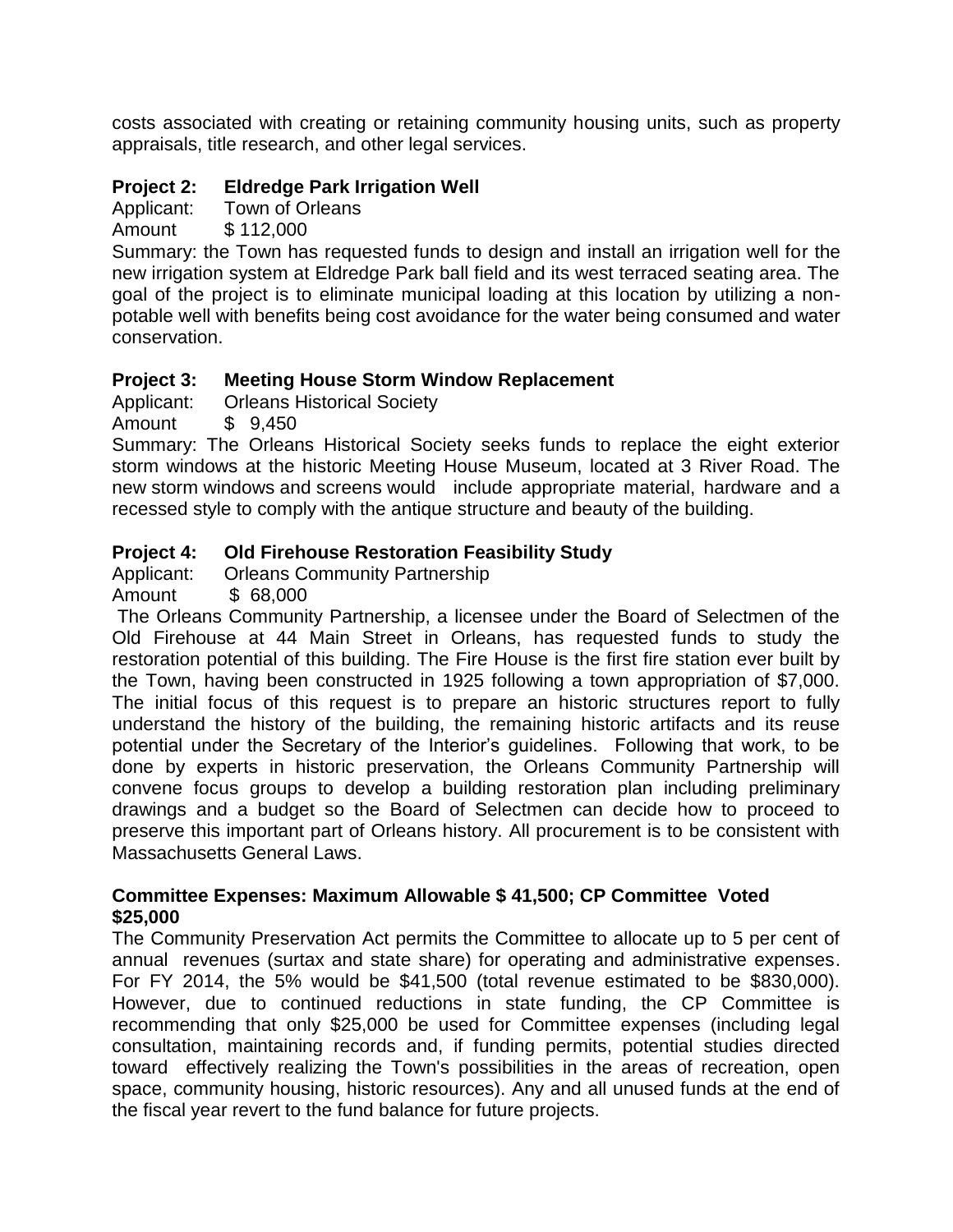costs associated with creating or retaining community housing units, such as property appraisals, title research, and other legal services.

**Project 2: Eldredge Park Irrigation Well**

Applicant: Town of Orleans

Amount $ 112,000

Summary: the Town has requested funds to design and install an irrigation well for the new irrigation system at Eldredge Park ball field and its west terraced seating area. The goal of the project is to eliminate municipal loading at this location by utilizing a non-potable well with benefits being cost avoidance for the water being consumed and water conservation.

**Project 3: Meeting House Storm Window Replacement**

Applicant: Orleans Historical Society

Amount $ 9,450

Summary: The Orleans Historical Society seeks funds to replace the eight exterior storm windows at the historic Meeting House Museum, located at 3 River Road. The new storm windows and screens would include appropriate material, hardware and a recessed style to comply with the antique structure and beauty of the building.

**Project 4: Old Firehouse Restoration Feasibility Study**

Applicant: Orleans Community Partnership

Amount $ 68,000

The Orleans Community Partnership, a licensee under the Board of Selectmen of the Old Firehouse at 44 Main Street in Orleans, has requested funds to study the restoration potential of this building. The Fire House is the first fire station ever built by the Town, having been constructed in 1925 following a town appropriation of $7,000. The initial focus of this request is to prepare an historic structures report to fully understand the history of the building, the remaining historic artifacts and its reuse potential under the Secretary of the Interior's guidelines. Following that work, to be done by experts in historic preservation, the Orleans Community Partnership will convene focus groups to develop a building restoration plan including preliminary drawings and a budget so the Board of Selectmen can decide how to proceed to preserve this important part of Orleans history. All procurement is to be consistent with Massachusetts General Laws.

**Committee Expenses: Maximum Allowable $ 41,500; CP Committee Voted $25,000**

The Community Preservation Act permits the Committee to allocate up to 5 per cent of annual revenues (surtax and state share) for operating and administrative expenses. For FY 2014, the 5% would be $41,500 (total revenue estimated to be $830,000). However, due to continued reductions in state funding, the CP Committee is recommending that only $25,000 be used for Committee expenses (including legal consultation, maintaining records and, if funding permits, potential studies directed toward effectively realizing the Town's possibilities in the areas of recreation, open space, community housing, historic resources). Any and all unused funds at the end of the fiscal year revert to the fund balance for future projects.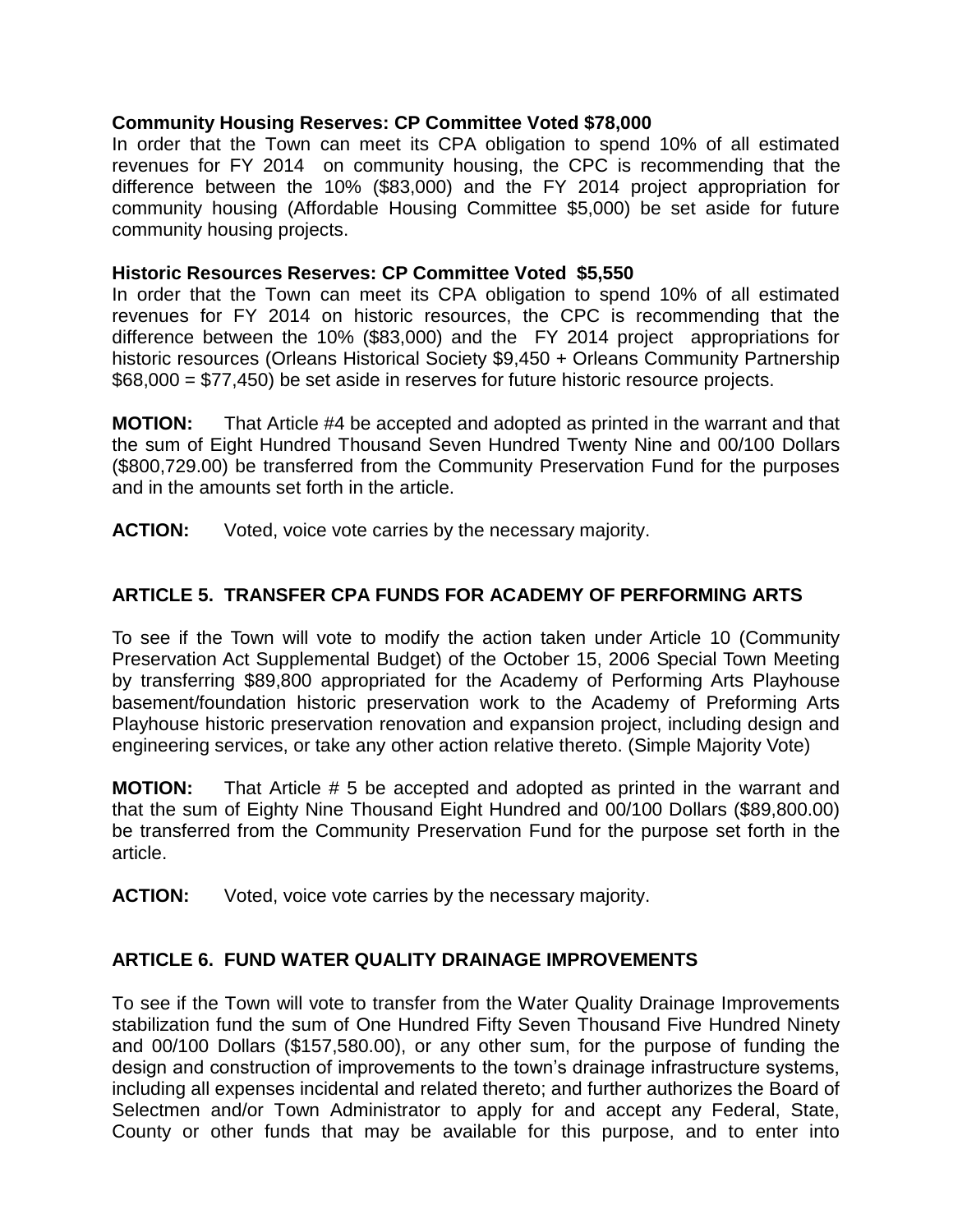**Community Housing Reserves: CP Committee Voted $78,000**
In order that the Town can meet its CPA obligation to spend 10% of all estimated revenues for FY 2014 on community housing, the CPC is recommending that the difference between the 10% ($83,000) and the FY 2014 project appropriation for community housing (Affordable Housing Committee $5,000) be set aside for future community housing projects.

**Historic Resources Reserves: CP Committee Voted $5,550**
In order that the Town can meet its CPA obligation to spend 10% of all estimated revenues for FY 2014 on historic resources, the CPC is recommending that the difference between the 10% ($83,000) and the FY 2014 project appropriations for historic resources (Orleans Historical Society $9,450 + Orleans Community Partnership $68,000 = $77,450) be set aside in reserves for future historic resource projects.

**MOTION:** That Article #4 be accepted and adopted as printed in the warrant and that the sum of Eight Hundred Thousand Seven Hundred Twenty Nine and 00/100 Dollars ($800,729.00) be transferred from the Community Preservation Fund for the purposes and in the amounts set forth in the article.

**ACTION:** Voted, voice vote carries by the necessary majority.

## ARTICLE 5. TRANSFER CPA FUNDS FOR ACADEMY OF PERFORMING ARTS

To see if the Town will vote to modify the action taken under Article 10 (Community Preservation Act Supplemental Budget) of the October 15, 2006 Special Town Meeting by transferring $89,800 appropriated for the Academy of Performing Arts Playhouse basement/foundation historic preservation work to the Academy of Preforming Arts Playhouse historic preservation renovation and expansion project, including design and engineering services, or take any other action relative thereto. (Simple Majority Vote)

**MOTION:** That Article # 5 be accepted and adopted as printed in the warrant and that the sum of Eighty Nine Thousand Eight Hundred and 00/100 Dollars ($89,800.00) be transferred from the Community Preservation Fund for the purpose set forth in the article.

**ACTION:** Voted, voice vote carries by the necessary majority.

## ARTICLE 6. FUND WATER QUALITY DRAINAGE IMPROVEMENTS

To see if the Town will vote to transfer from the Water Quality Drainage Improvements stabilization fund the sum of One Hundred Fifty Seven Thousand Five Hundred Ninety and 00/100 Dollars ($157,580.00), or any other sum, for the purpose of funding the design and construction of improvements to the town's drainage infrastructure systems, including all expenses incidental and related thereto; and further authorizes the Board of Selectmen and/or Town Administrator to apply for and accept any Federal, State, County or other funds that may be available for this purpose, and to enter into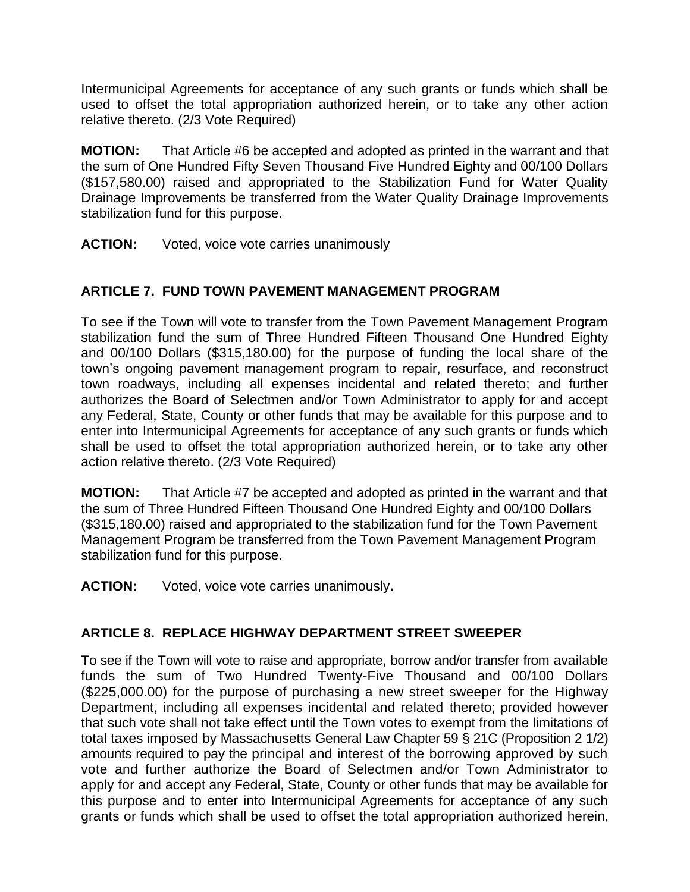Intermunicipal Agreements for acceptance of any such grants or funds which shall be used to offset the total appropriation authorized herein, or to take any other action relative thereto. (2/3 Vote Required)

**MOTION:** That Article #6 be accepted and adopted as printed in the warrant and that the sum of One Hundred Fifty Seven Thousand Five Hundred Eighty and 00/100 Dollars ($157,580.00) raised and appropriated to the Stabilization Fund for Water Quality Drainage Improvements be transferred from the Water Quality Drainage Improvements stabilization fund for this purpose.

**ACTION:** Voted, voice vote carries unanimously

## ARTICLE 7. FUND TOWN PAVEMENT MANAGEMENT PROGRAM

To see if the Town will vote to transfer from the Town Pavement Management Program stabilization fund the sum of Three Hundred Fifteen Thousand One Hundred Eighty and 00/100 Dollars ($315,180.00) for the purpose of funding the local share of the town's ongoing pavement management program to repair, resurface, and reconstruct town roadways, including all expenses incidental and related thereto; and further authorizes the Board of Selectmen and/or Town Administrator to apply for and accept any Federal, State, County or other funds that may be available for this purpose and to enter into Intermunicipal Agreements for acceptance of any such grants or funds which shall be used to offset the total appropriation authorized herein, or to take any other action relative thereto. (2/3 Vote Required)

**MOTION:** That Article #7 be accepted and adopted as printed in the warrant and that the sum of Three Hundred Fifteen Thousand One Hundred Eighty and 00/100 Dollars ($315,180.00) raised and appropriated to the stabilization fund for the Town Pavement Management Program be transferred from the Town Pavement Management Program stabilization fund for this purpose.

**ACTION:** Voted, voice vote carries unanimously**.**

## ARTICLE 8. REPLACE HIGHWAY DEPARTMENT STREET SWEEPER

To see if the Town will vote to raise and appropriate, borrow and/or transfer from available funds the sum of Two Hundred Twenty-Five Thousand and 00/100 Dollars ($225,000.00) for the purpose of purchasing a new street sweeper for the Highway Department, including all expenses incidental and related thereto; provided however that such vote shall not take effect until the Town votes to exempt from the limitations of total taxes imposed by Massachusetts General Law Chapter 59 § 21C (Proposition 2 1/2) amounts required to pay the principal and interest of the borrowing approved by such vote and further authorize the Board of Selectmen and/or Town Administrator to apply for and accept any Federal, State, County or other funds that may be available for this purpose and to enter into Intermunicipal Agreements for acceptance of any such grants or funds which shall be used to offset the total appropriation authorized herein,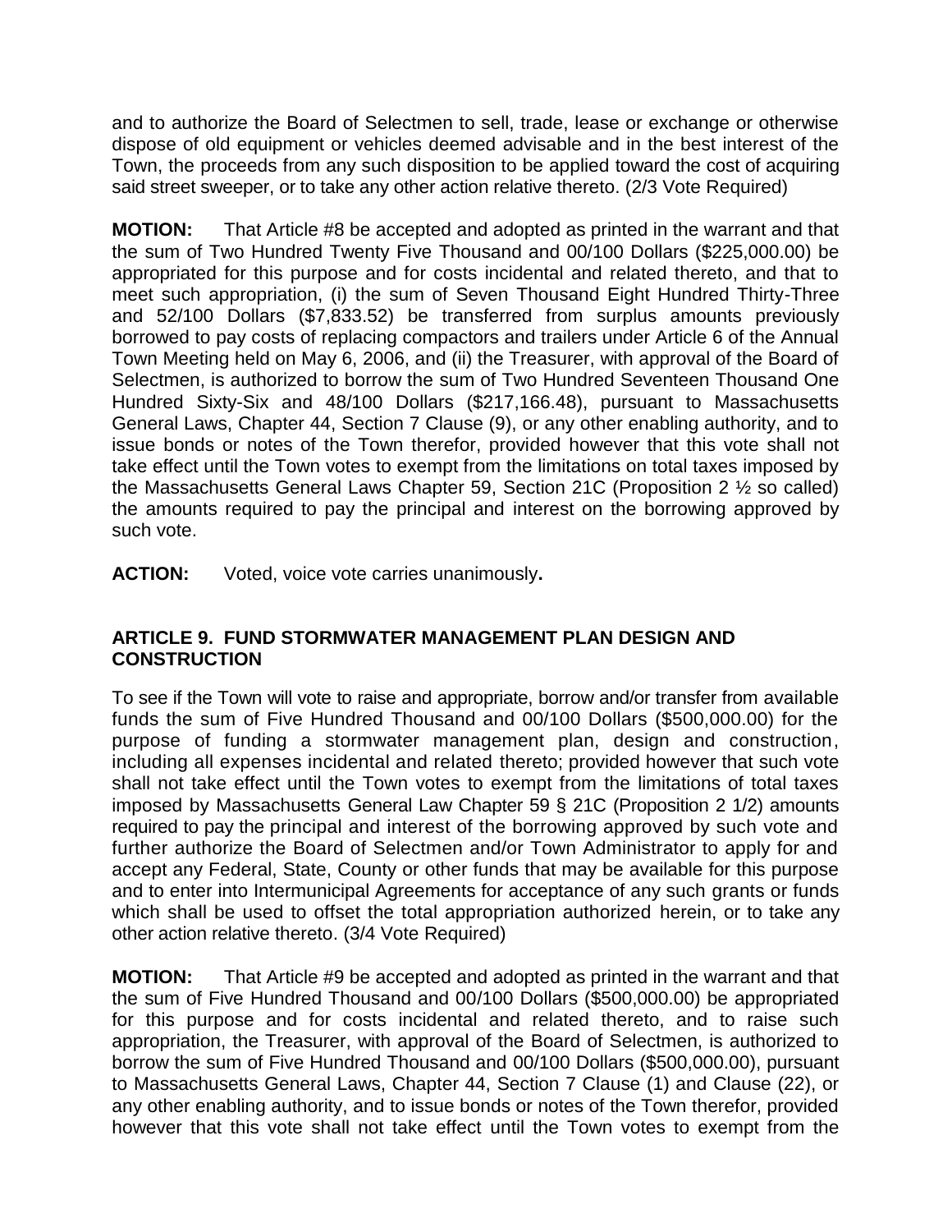and to authorize the Board of Selectmen to sell, trade, lease or exchange or otherwise dispose of old equipment or vehicles deemed advisable and in the best interest of the Town, the proceeds from any such disposition to be applied toward the cost of acquiring said street sweeper, or to take any other action relative thereto. (2/3 Vote Required)

**MOTION:** That Article #8 be accepted and adopted as printed in the warrant and that the sum of Two Hundred Twenty Five Thousand and 00/100 Dollars ($225,000.00) be appropriated for this purpose and for costs incidental and related thereto, and that to meet such appropriation, (i) the sum of Seven Thousand Eight Hundred Thirty-Three and 52/100 Dollars ($7,833.52) be transferred from surplus amounts previously borrowed to pay costs of replacing compactors and trailers under Article 6 of the Annual Town Meeting held on May 6, 2006, and (ii) the Treasurer, with approval of the Board of Selectmen, is authorized to borrow the sum of Two Hundred Seventeen Thousand One Hundred Sixty-Six and 48/100 Dollars ($217,166.48), pursuant to Massachusetts General Laws, Chapter 44, Section 7 Clause (9), or any other enabling authority, and to issue bonds or notes of the Town therefor, provided however that this vote shall not take effect until the Town votes to exempt from the limitations on total taxes imposed by the Massachusetts General Laws Chapter 59, Section 21C (Proposition 2 ½ so called) the amounts required to pay the principal and interest on the borrowing approved by such vote.

**ACTION:** Voted, voice vote carries unanimously**.**

### ARTICLE 9. FUND STORMWATER MANAGEMENT PLAN DESIGN AND CONSTRUCTION

To see if the Town will vote to raise and appropriate, borrow and/or transfer from available funds the sum of Five Hundred Thousand and 00/100 Dollars ($500,000.00) for the purpose of funding a stormwater management plan, design and construction, including all expenses incidental and related thereto; provided however that such vote shall not take effect until the Town votes to exempt from the limitations of total taxes imposed by Massachusetts General Law Chapter 59 § 21C (Proposition 2 1/2) amounts required to pay the principal and interest of the borrowing approved by such vote and further authorize the Board of Selectmen and/or Town Administrator to apply for and accept any Federal, State, County or other funds that may be available for this purpose and to enter into Intermunicipal Agreements for acceptance of any such grants or funds which shall be used to offset the total appropriation authorized herein, or to take any other action relative thereto. (3/4 Vote Required)

**MOTION:** That Article #9 be accepted and adopted as printed in the warrant and that the sum of Five Hundred Thousand and 00/100 Dollars ($500,000.00) be appropriated for this purpose and for costs incidental and related thereto, and to raise such appropriation, the Treasurer, with approval of the Board of Selectmen, is authorized to borrow the sum of Five Hundred Thousand and 00/100 Dollars ($500,000.00), pursuant to Massachusetts General Laws, Chapter 44, Section 7 Clause (1) and Clause (22), or any other enabling authority, and to issue bonds or notes of the Town therefor, provided however that this vote shall not take effect until the Town votes to exempt from the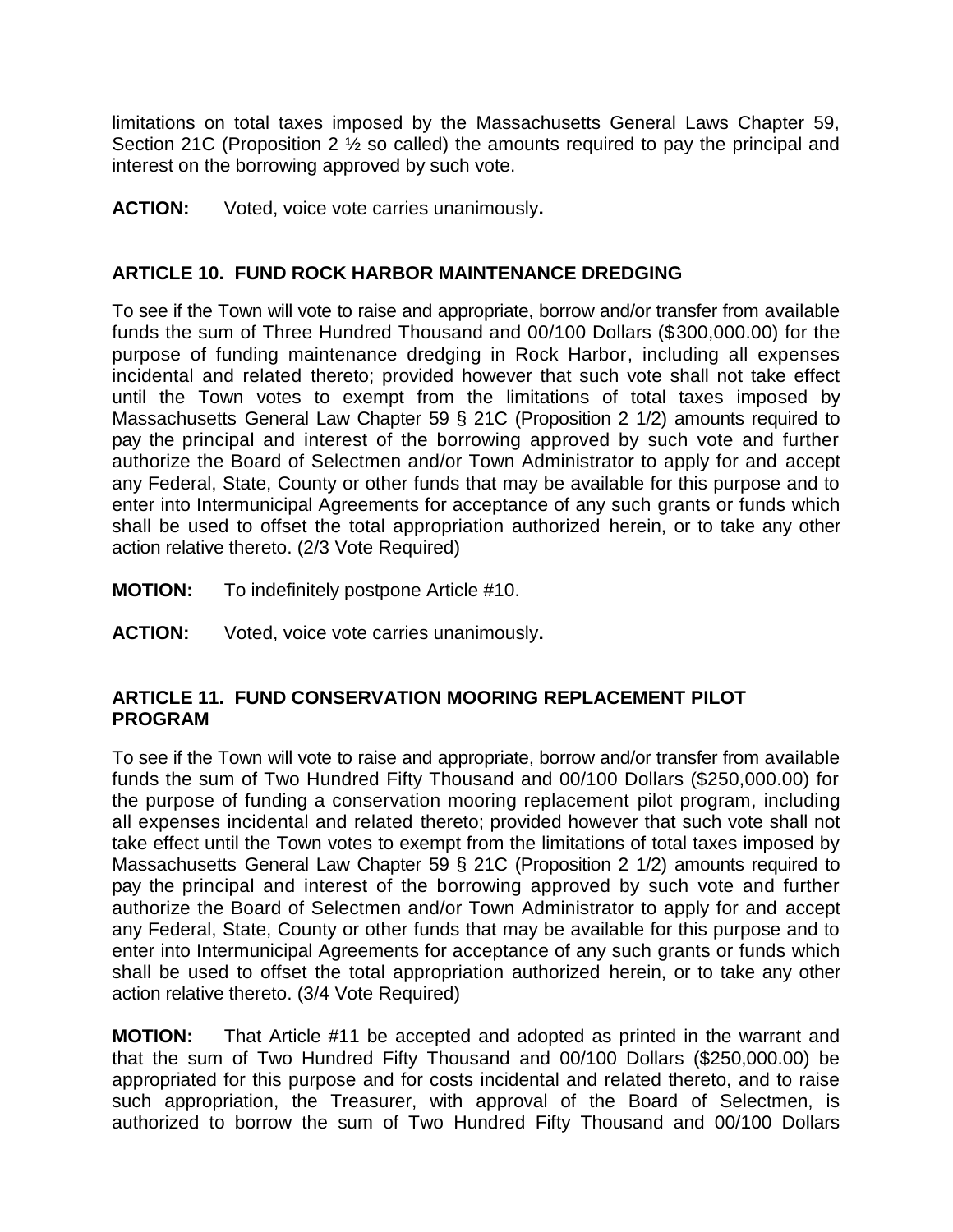limitations on total taxes imposed by the Massachusetts General Laws Chapter 59, Section 21C (Proposition 2 ½ so called) the amounts required to pay the principal and interest on the borrowing approved by such vote.

**ACTION:** Voted, voice vote carries unanimously**.**

### ARTICLE 10. FUND ROCK HARBOR MAINTENANCE DREDGING

To see if the Town will vote to raise and appropriate, borrow and/or transfer from available funds the sum of Three Hundred Thousand and 00/100 Dollars ($300,000.00) for the purpose of funding maintenance dredging in Rock Harbor, including all expenses incidental and related thereto; provided however that such vote shall not take effect until the Town votes to exempt from the limitations of total taxes imposed by Massachusetts General Law Chapter 59 § 21C (Proposition 2 1/2) amounts required to pay the principal and interest of the borrowing approved by such vote and further authorize the Board of Selectmen and/or Town Administrator to apply for and accept any Federal, State, County or other funds that may be available for this purpose and to enter into Intermunicipal Agreements for acceptance of any such grants or funds which shall be used to offset the total appropriation authorized herein, or to take any other action relative thereto. (2/3 Vote Required)

**MOTION:** To indefinitely postpone Article #10.

**ACTION:** Voted, voice vote carries unanimously**.**

### ARTICLE 11. FUND CONSERVATION MOORING REPLACEMENT PILOT PROGRAM

To see if the Town will vote to raise and appropriate, borrow and/or transfer from available funds the sum of Two Hundred Fifty Thousand and 00/100 Dollars ($250,000.00) for the purpose of funding a conservation mooring replacement pilot program, including all expenses incidental and related thereto; provided however that such vote shall not take effect until the Town votes to exempt from the limitations of total taxes imposed by Massachusetts General Law Chapter 59 § 21C (Proposition 2 1/2) amounts required to pay the principal and interest of the borrowing approved by such vote and further authorize the Board of Selectmen and/or Town Administrator to apply for and accept any Federal, State, County or other funds that may be available for this purpose and to enter into Intermunicipal Agreements for acceptance of any such grants or funds which shall be used to offset the total appropriation authorized herein, or to take any other action relative thereto. (3/4 Vote Required)

**MOTION:** That Article #11 be accepted and adopted as printed in the warrant and that the sum of Two Hundred Fifty Thousand and 00/100 Dollars ($250,000.00) be appropriated for this purpose and for costs incidental and related thereto, and to raise such appropriation, the Treasurer, with approval of the Board of Selectmen, is authorized to borrow the sum of Two Hundred Fifty Thousand and 00/100 Dollars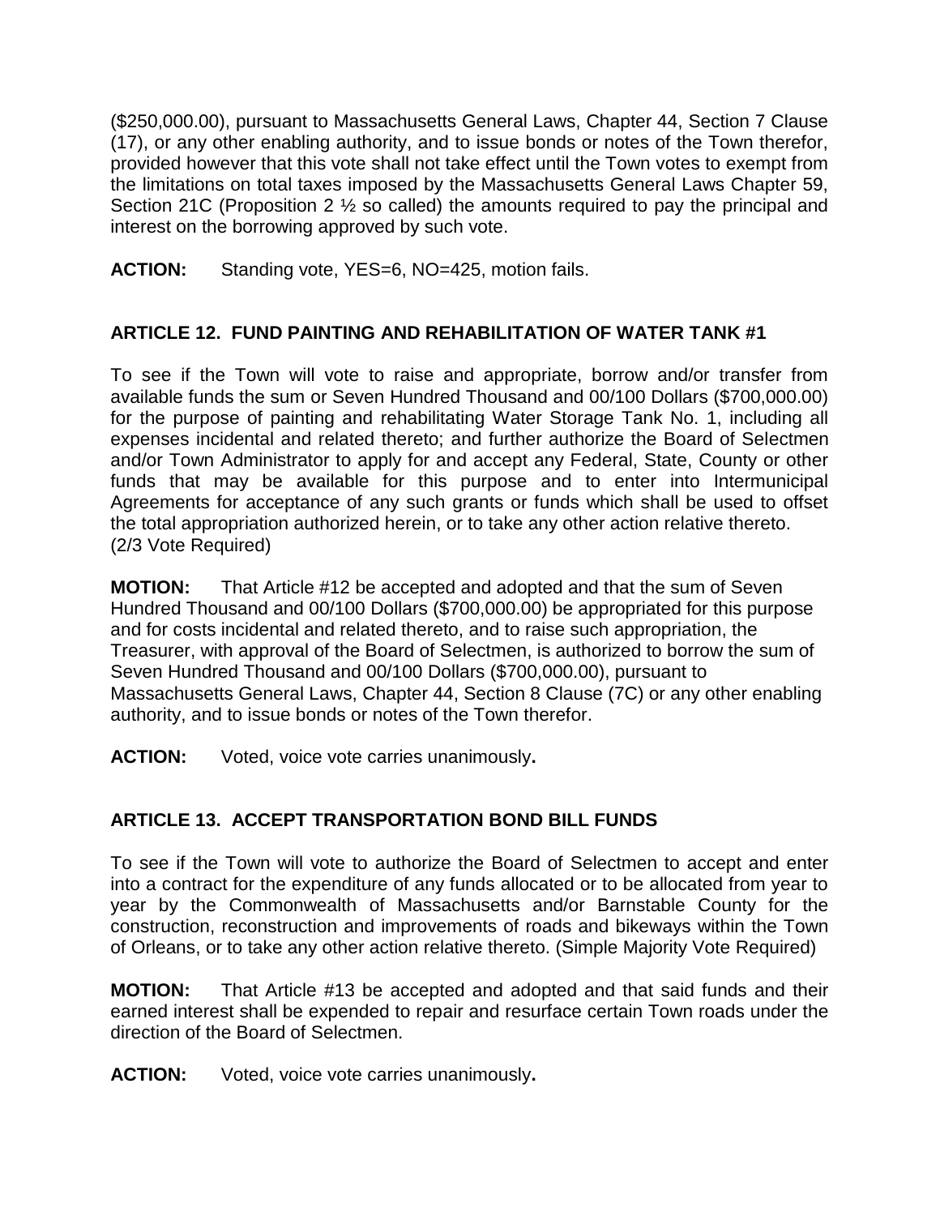($250,000.00), pursuant to Massachusetts General Laws, Chapter 44, Section 7 Clause (17), or any other enabling authority, and to issue bonds or notes of the Town therefor, provided however that this vote shall not take effect until the Town votes to exempt from the limitations on total taxes imposed by the Massachusetts General Laws Chapter 59, Section 21C (Proposition 2 ½ so called) the amounts required to pay the principal and interest on the borrowing approved by such vote.

**ACTION:** Standing vote, YES=6, NO=425, motion fails.

## ARTICLE 12. FUND PAINTING AND REHABILITATION OF WATER TANK #1

To see if the Town will vote to raise and appropriate, borrow and/or transfer from available funds the sum or Seven Hundred Thousand and 00/100 Dollars ($700,000.00) for the purpose of painting and rehabilitating Water Storage Tank No. 1, including all expenses incidental and related thereto; and further authorize the Board of Selectmen and/or Town Administrator to apply for and accept any Federal, State, County or other funds that may be available for this purpose and to enter into Intermunicipal Agreements for acceptance of any such grants or funds which shall be used to offset the total appropriation authorized herein, or to take any other action relative thereto. (2/3 Vote Required)

**MOTION:** That Article #12 be accepted and adopted and that the sum of Seven Hundred Thousand and 00/100 Dollars ($700,000.00) be appropriated for this purpose and for costs incidental and related thereto, and to raise such appropriation, the Treasurer, with approval of the Board of Selectmen, is authorized to borrow the sum of Seven Hundred Thousand and 00/100 Dollars ($700,000.00), pursuant to Massachusetts General Laws, Chapter 44, Section 8 Clause (7C) or any other enabling authority, and to issue bonds or notes of the Town therefor.

**ACTION:** Voted, voice vote carries unanimously**.**

## ARTICLE 13. ACCEPT TRANSPORTATION BOND BILL FUNDS

To see if the Town will vote to authorize the Board of Selectmen to accept and enter into a contract for the expenditure of any funds allocated or to be allocated from year to year by the Commonwealth of Massachusetts and/or Barnstable County for the construction, reconstruction and improvements of roads and bikeways within the Town of Orleans, or to take any other action relative thereto. (Simple Majority Vote Required)

**MOTION:** That Article #13 be accepted and adopted and that said funds and their earned interest shall be expended to repair and resurface certain Town roads under the direction of the Board of Selectmen.

**ACTION:** Voted, voice vote carries unanimously**.**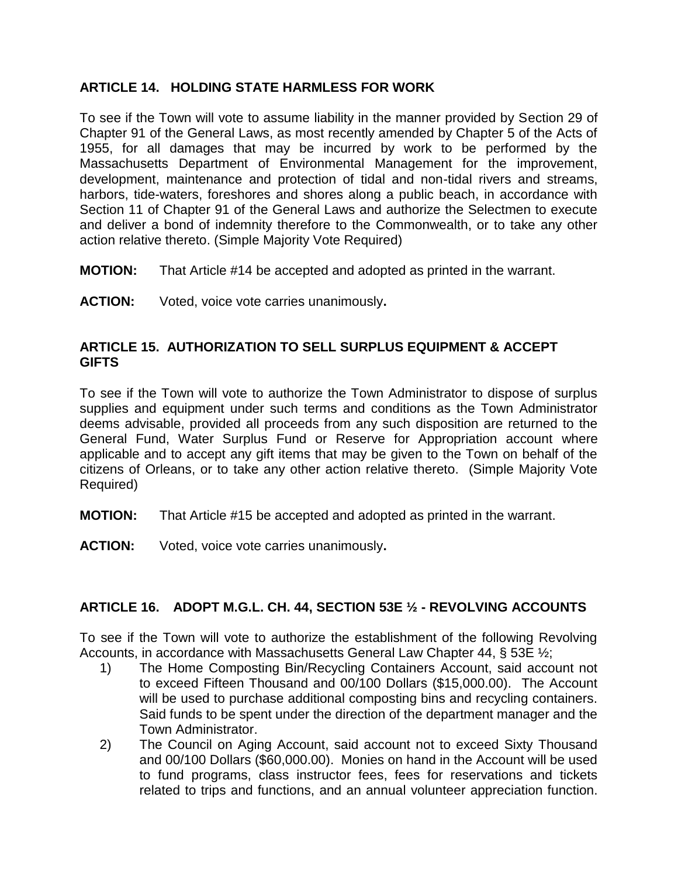### ARTICLE 14. HOLDING STATE HARMLESS FOR WORK

To see if the Town will vote to assume liability in the manner provided by Section 29 of Chapter 91 of the General Laws, as most recently amended by Chapter 5 of the Acts of 1955, for all damages that may be incurred by work to be performed by the Massachusetts Department of Environmental Management for the improvement, development, maintenance and protection of tidal and non-tidal rivers and streams, harbors, tide-waters, foreshores and shores along a public beach, in accordance with Section 11 of Chapter 91 of the General Laws and authorize the Selectmen to execute and deliver a bond of indemnity therefore to the Commonwealth, or to take any other action relative thereto. (Simple Majority Vote Required)

**MOTION:** That Article #14 be accepted and adopted as printed in the warrant.

**ACTION:** Voted, voice vote carries unanimously**.**

### ARTICLE 15. AUTHORIZATION TO SELL SURPLUS EQUIPMENT & ACCEPT GIFTS

To see if the Town will vote to authorize the Town Administrator to dispose of surplus supplies and equipment under such terms and conditions as the Town Administrator deems advisable, provided all proceeds from any such disposition are returned to the General Fund, Water Surplus Fund or Reserve for Appropriation account where applicable and to accept any gift items that may be given to the Town on behalf of the citizens of Orleans, or to take any other action relative thereto. (Simple Majority Vote Required)

**MOTION:** That Article #15 be accepted and adopted as printed in the warrant.

**ACTION:** Voted, voice vote carries unanimously**.**

### ARTICLE 16. ADOPT M.G.L. CH. 44, SECTION 53E ½ - REVOLVING ACCOUNTS

To see if the Town will vote to authorize the establishment of the following Revolving Accounts, in accordance with Massachusetts General Law Chapter 44, § 53E ½;

1) The Home Composting Bin/Recycling Containers Account, said account not to exceed Fifteen Thousand and 00/100 Dollars ($15,000.00). The Account will be used to purchase additional composting bins and recycling containers. Said funds to be spent under the direction of the department manager and the Town Administrator.
2) The Council on Aging Account, said account not to exceed Sixty Thousand and 00/100 Dollars ($60,000.00). Monies on hand in the Account will be used to fund programs, class instructor fees, fees for reservations and tickets related to trips and functions, and an annual volunteer appreciation function.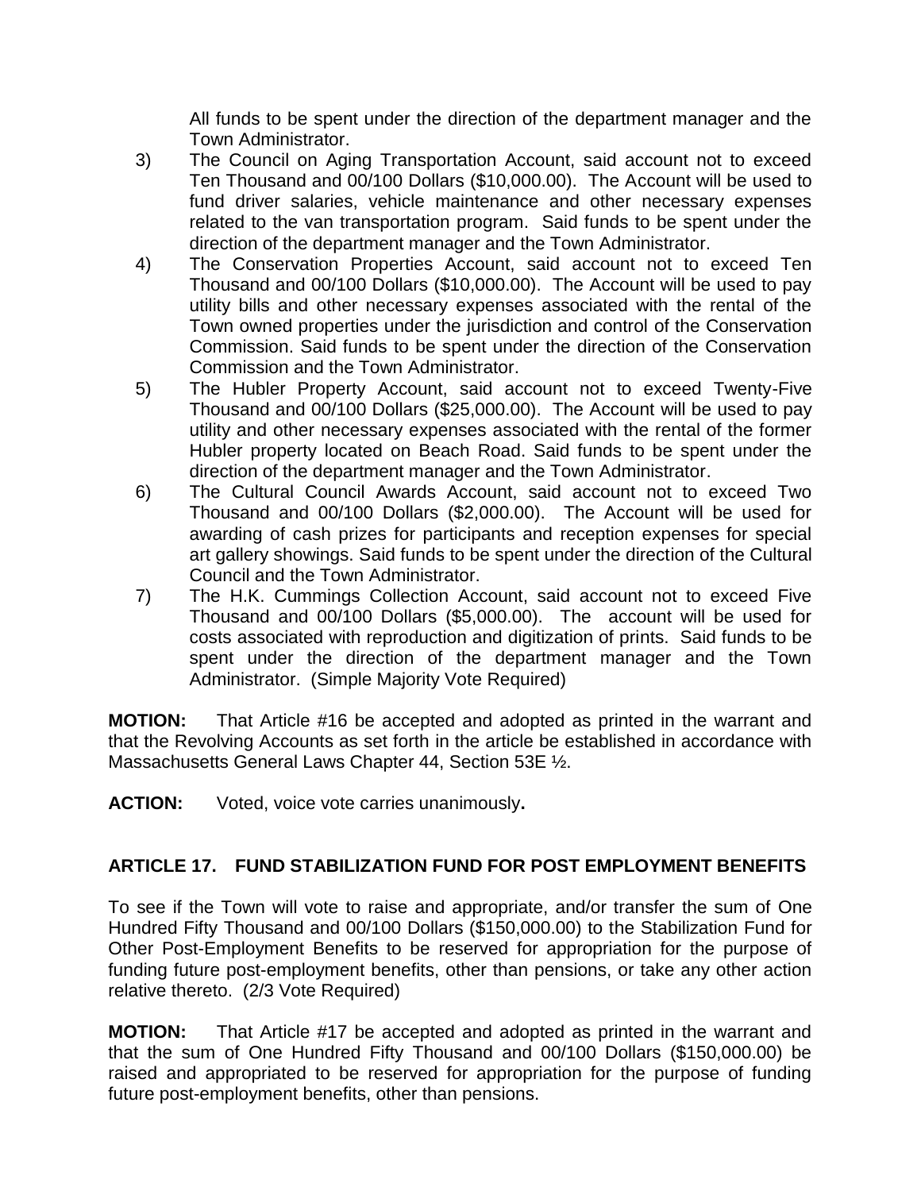All funds to be spent under the direction of the department manager and the Town Administrator.

3) The Council on Aging Transportation Account, said account not to exceed Ten Thousand and 00/100 Dollars ($10,000.00). The Account will be used to fund driver salaries, vehicle maintenance and other necessary expenses related to the van transportation program. Said funds to be spent under the direction of the department manager and the Town Administrator.
4) The Conservation Properties Account, said account not to exceed Ten Thousand and 00/100 Dollars ($10,000.00). The Account will be used to pay utility bills and other necessary expenses associated with the rental of the Town owned properties under the jurisdiction and control of the Conservation Commission. Said funds to be spent under the direction of the Conservation Commission and the Town Administrator.
5) The Hubler Property Account, said account not to exceed Twenty-Five Thousand and 00/100 Dollars ($25,000.00). The Account will be used to pay utility and other necessary expenses associated with the rental of the former Hubler property located on Beach Road. Said funds to be spent under the direction of the department manager and the Town Administrator.
6) The Cultural Council Awards Account, said account not to exceed Two Thousand and 00/100 Dollars ($2,000.00). The Account will be used for awarding of cash prizes for participants and reception expenses for special art gallery showings. Said funds to be spent under the direction of the Cultural Council and the Town Administrator.
7) The H.K. Cummings Collection Account, said account not to exceed Five Thousand and 00/100 Dollars ($5,000.00). The account will be used for costs associated with reproduction and digitization of prints. Said funds to be spent under the direction of the department manager and the Town Administrator. (Simple Majority Vote Required)

**MOTION:** That Article #16 be accepted and adopted as printed in the warrant and that the Revolving Accounts as set forth in the article be established in accordance with Massachusetts General Laws Chapter 44, Section 53E ½.

**ACTION:** Voted, voice vote carries unanimously**.**

## ARTICLE 17. FUND STABILIZATION FUND FOR POST EMPLOYMENT BENEFITS

To see if the Town will vote to raise and appropriate, and/or transfer the sum of One Hundred Fifty Thousand and 00/100 Dollars ($150,000.00) to the Stabilization Fund for Other Post-Employment Benefits to be reserved for appropriation for the purpose of funding future post-employment benefits, other than pensions, or take any other action relative thereto. (2/3 Vote Required)

**MOTION:** That Article #17 be accepted and adopted as printed in the warrant and that the sum of One Hundred Fifty Thousand and 00/100 Dollars ($150,000.00) be raised and appropriated to be reserved for appropriation for the purpose of funding future post-employment benefits, other than pensions.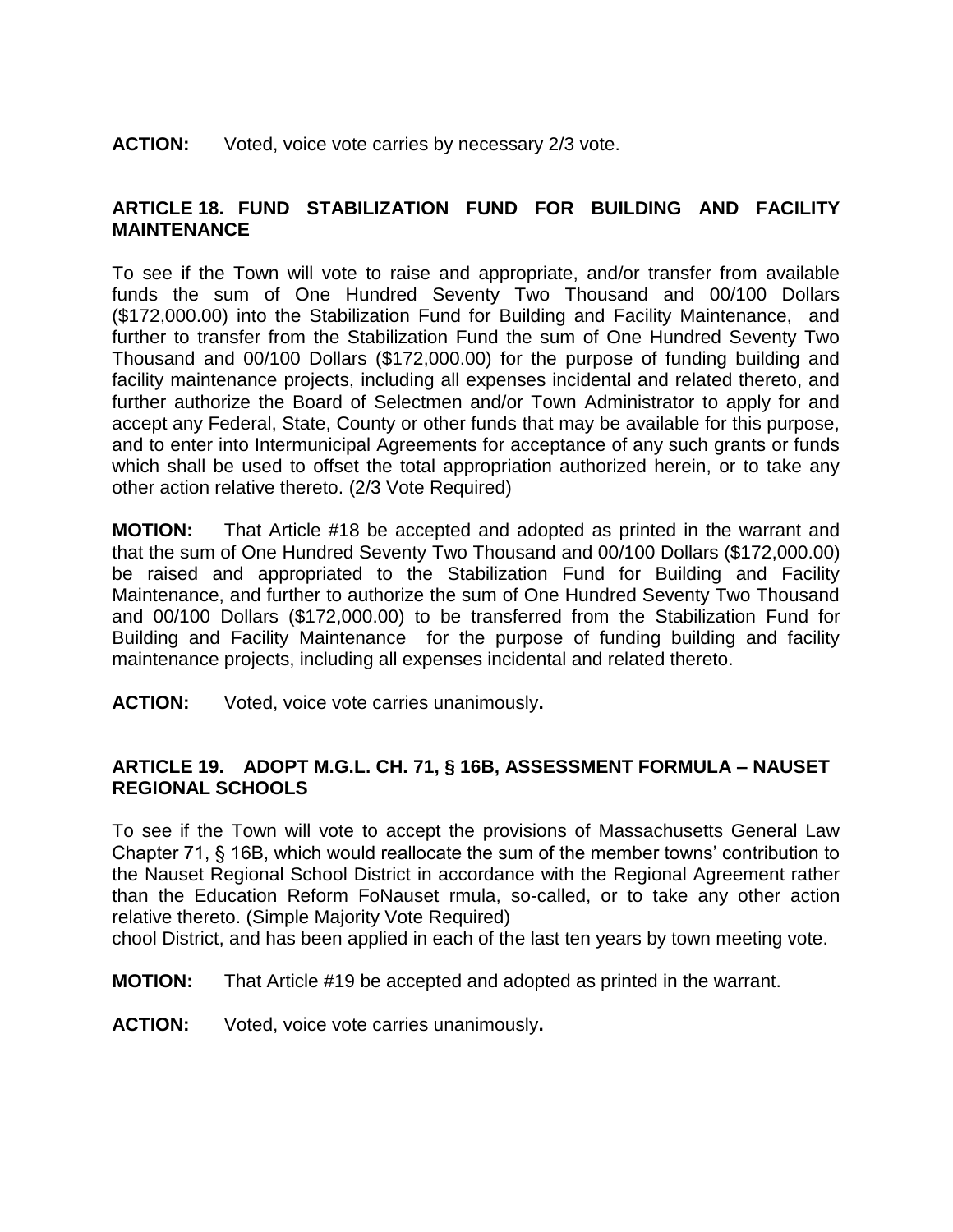**ACTION:** Voted, voice vote carries by necessary 2/3 vote.

## ARTICLE 18. FUND STABILIZATION FUND FOR BUILDING AND FACILITY MAINTENANCE

To see if the Town will vote to raise and appropriate, and/or transfer from available funds the sum of One Hundred Seventy Two Thousand and 00/100 Dollars ($172,000.00) into the Stabilization Fund for Building and Facility Maintenance, and further to transfer from the Stabilization Fund the sum of One Hundred Seventy Two Thousand and 00/100 Dollars ($172,000.00) for the purpose of funding building and facility maintenance projects, including all expenses incidental and related thereto, and further authorize the Board of Selectmen and/or Town Administrator to apply for and accept any Federal, State, County or other funds that may be available for this purpose, and to enter into Intermunicipal Agreements for acceptance of any such grants or funds which shall be used to offset the total appropriation authorized herein, or to take any other action relative thereto. (2/3 Vote Required)

**MOTION:** That Article #18 be accepted and adopted as printed in the warrant and that the sum of One Hundred Seventy Two Thousand and 00/100 Dollars ($172,000.00) be raised and appropriated to the Stabilization Fund for Building and Facility Maintenance, and further to authorize the sum of One Hundred Seventy Two Thousand and 00/100 Dollars ($172,000.00) to be transferred from the Stabilization Fund for Building and Facility Maintenance for the purpose of funding building and facility maintenance projects, including all expenses incidental and related thereto.

**ACTION:** Voted, voice vote carries unanimously**.**

## ARTICLE 19. ADOPT M.G.L. CH. 71, § 16B, ASSESSMENT FORMULA – NAUSET REGIONAL SCHOOLS

To see if the Town will vote to accept the provisions of Massachusetts General Law Chapter 71, § 16B, which would reallocate the sum of the member towns' contribution to the Nauset Regional School District in accordance with the Regional Agreement rather than the Education Reform FoNauset rmula, so-called, or to take any other action relative thereto. (Simple Majority Vote Required)
chool District, and has been applied in each of the last ten years by town meeting vote.

**MOTION:** That Article #19 be accepted and adopted as printed in the warrant.

**ACTION:** Voted, voice vote carries unanimously**.**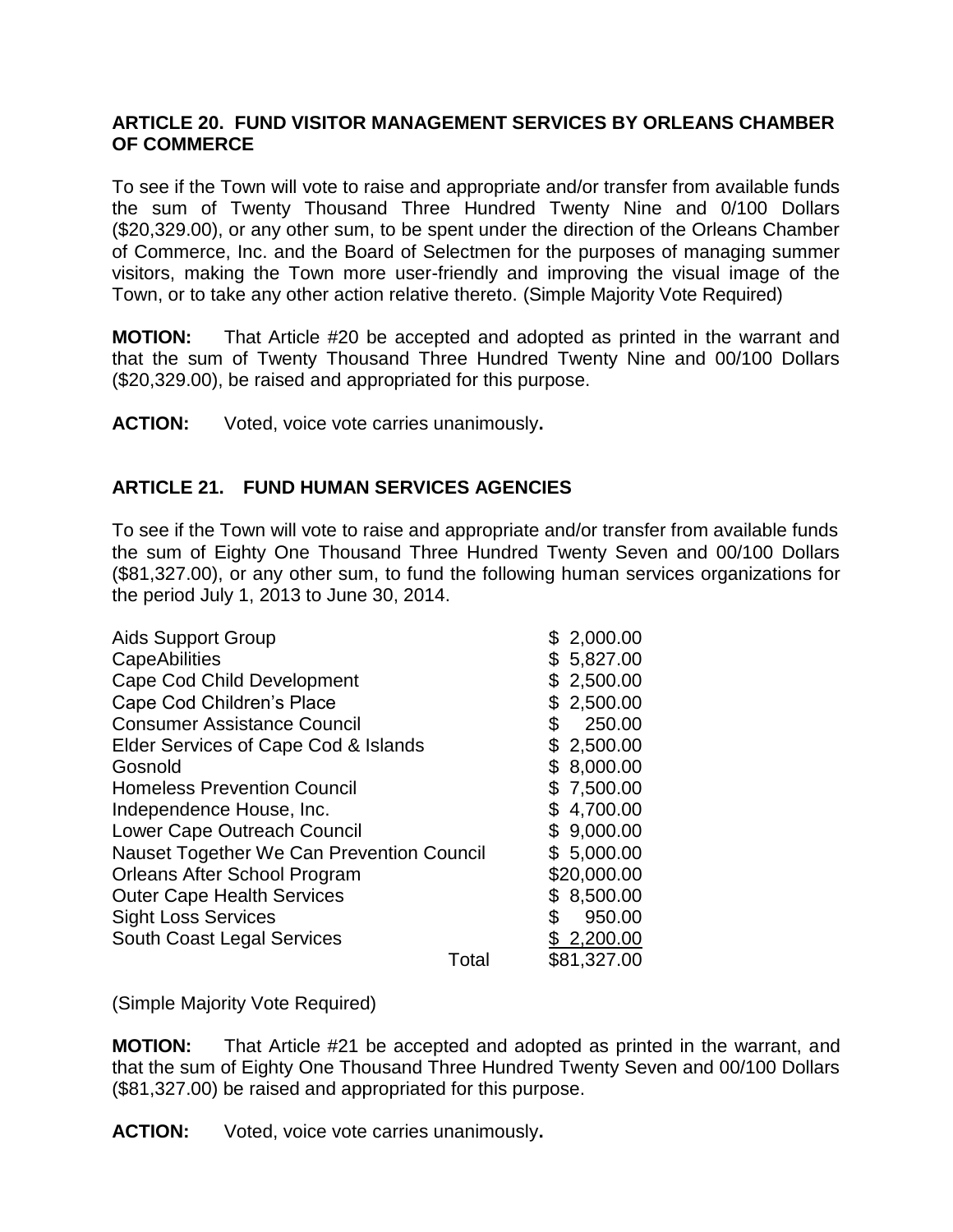## ARTICLE 20. FUND VISITOR MANAGEMENT SERVICES BY ORLEANS CHAMBER OF COMMERCE

To see if the Town will vote to raise and appropriate and/or transfer from available funds the sum of Twenty Thousand Three Hundred Twenty Nine and 0/100 Dollars ($20,329.00), or any other sum, to be spent under the direction of the Orleans Chamber of Commerce, Inc. and the Board of Selectmen for the purposes of managing summer visitors, making the Town more user-friendly and improving the visual image of the Town, or to take any other action relative thereto. (Simple Majority Vote Required)

**MOTION:** That Article #20 be accepted and adopted as printed in the warrant and that the sum of Twenty Thousand Three Hundred Twenty Nine and 00/100 Dollars ($20,329.00), be raised and appropriated for this purpose.

**ACTION:** Voted, voice vote carries unanimously**.**

## ARTICLE 21. FUND HUMAN SERVICES AGENCIES

To see if the Town will vote to raise and appropriate and/or transfer from available funds the sum of Eighty One Thousand Three Hundred Twenty Seven and 00/100 Dollars ($81,327.00), or any other sum, to fund the following human services organizations for the period July 1, 2013 to June 30, 2014.

| | |
|---|---|
| Aids Support Group | $ 2,000.00 |
| CapeAbilities | $ 5,827.00 |
| Cape Cod Child Development | $ 2,500.00 |
| Cape Cod Children's Place | $ 2,500.00 |
| Consumer Assistance Council | $ 250.00 |
| Elder Services of Cape Cod & Islands | $ 2,500.00 |
| Gosnold | $ 8,000.00 |
| Homeless Prevention Council | $ 7,500.00 |
| Independence House, Inc. | $ 4,700.00 |
| Lower Cape Outreach Council | $ 9,000.00 |
| Nauset Together We Can Prevention Council | $ 5,000.00 |
| Orleans After School Program | $20,000.00 |
| Outer Cape Health Services | $ 8,500.00 |
| Sight Loss Services | $ 950.00 |
| South Coast Legal Services | $ 2,200.00 |
| Total | $81,327.00 |

(Simple Majority Vote Required)

**MOTION:** That Article #21 be accepted and adopted as printed in the warrant, and that the sum of Eighty One Thousand Three Hundred Twenty Seven and 00/100 Dollars ($81,327.00) be raised and appropriated for this purpose.

**ACTION:** Voted, voice vote carries unanimously**.**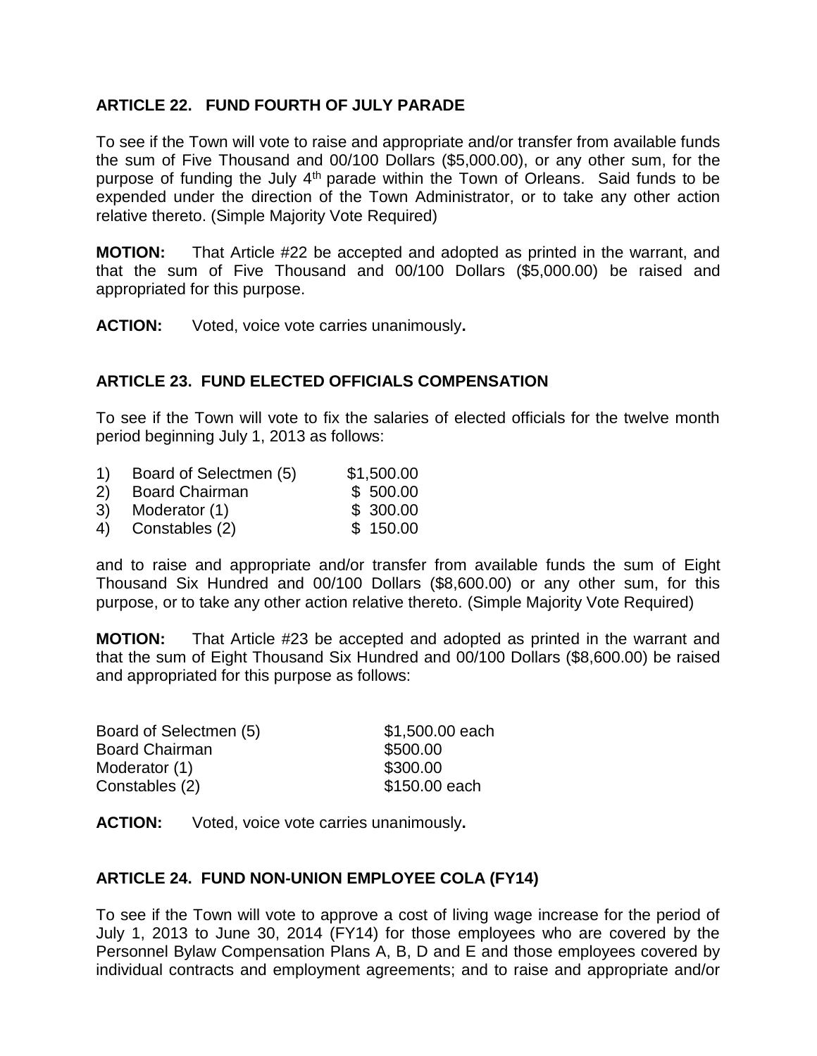**ARTICLE 22. FUND FOURTH OF JULY PARADE**

To see if the Town will vote to raise and appropriate and/or transfer from available funds the sum of Five Thousand and 00/100 Dollars ($5,000.00), or any other sum, for the purpose of funding the July 4th parade within the Town of Orleans. Said funds to be expended under the direction of the Town Administrator, or to take any other action relative thereto. (Simple Majority Vote Required)

**MOTION:** That Article #22 be accepted and adopted as printed in the warrant, and that the sum of Five Thousand and 00/100 Dollars ($5,000.00) be raised and appropriated for this purpose.

**ACTION:** Voted, voice vote carries unanimously.

**ARTICLE 23. FUND ELECTED OFFICIALS COMPENSATION**

To see if the Town will vote to fix the salaries of elected officials for the twelve month period beginning July 1, 2013 as follows:

| | | |
|---|---|---|
| 1) | Board of Selectmen (5) | $1,500.00 |
| 2) | Board Chairman | $ 500.00 |
| 3) | Moderator (1) | $ 300.00 |
| 4) | Constables (2) | $ 150.00 |

and to raise and appropriate and/or transfer from available funds the sum of Eight Thousand Six Hundred and 00/100 Dollars ($8,600.00) or any other sum, for this purpose, or to take any other action relative thereto. (Simple Majority Vote Required)

**MOTION:** That Article #23 be accepted and adopted as printed in the warrant and that the sum of Eight Thousand Six Hundred and 00/100 Dollars ($8,600.00) be raised and appropriated for this purpose as follows:

| | |
|---|---|
| Board of Selectmen (5) | $1,500.00 each |
| Board Chairman | $500.00 |
| Moderator (1) | $300.00 |
| Constables (2) | $150.00 each |

**ACTION:** Voted, voice vote carries unanimously.

**ARTICLE 24. FUND NON-UNION EMPLOYEE COLA (FY14)**

To see if the Town will vote to approve a cost of living wage increase for the period of July 1, 2013 to June 30, 2014 (FY14) for those employees who are covered by the Personnel Bylaw Compensation Plans A, B, D and E and those employees covered by individual contracts and employment agreements; and to raise and appropriate and/or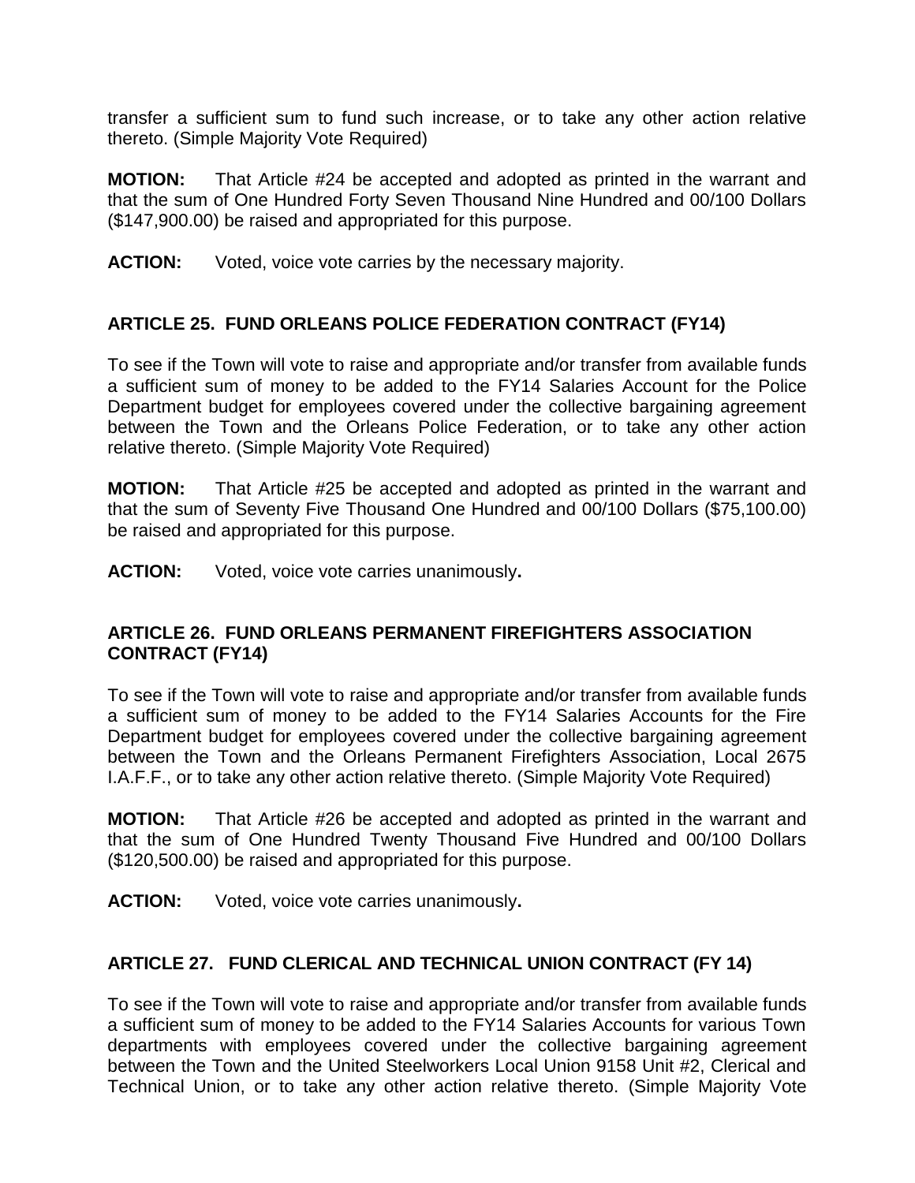transfer a sufficient sum to fund such increase, or to take any other action relative thereto. (Simple Majority Vote Required)

**MOTION:** That Article #24 be accepted and adopted as printed in the warrant and that the sum of One Hundred Forty Seven Thousand Nine Hundred and 00/100 Dollars ($147,900.00) be raised and appropriated for this purpose.

**ACTION:** Voted, voice vote carries by the necessary majority.

### ARTICLE 25. FUND ORLEANS POLICE FEDERATION CONTRACT (FY14)

To see if the Town will vote to raise and appropriate and/or transfer from available funds a sufficient sum of money to be added to the FY14 Salaries Account for the Police Department budget for employees covered under the collective bargaining agreement between the Town and the Orleans Police Federation, or to take any other action relative thereto. (Simple Majority Vote Required)

**MOTION:** That Article #25 be accepted and adopted as printed in the warrant and that the sum of Seventy Five Thousand One Hundred and 00/100 Dollars ($75,100.00) be raised and appropriated for this purpose.

**ACTION:** Voted, voice vote carries unanimously**.**

### ARTICLE 26. FUND ORLEANS PERMANENT FIREFIGHTERS ASSOCIATION CONTRACT (FY14)

To see if the Town will vote to raise and appropriate and/or transfer from available funds a sufficient sum of money to be added to the FY14 Salaries Accounts for the Fire Department budget for employees covered under the collective bargaining agreement between the Town and the Orleans Permanent Firefighters Association, Local 2675 I.A.F.F., or to take any other action relative thereto. (Simple Majority Vote Required)

**MOTION:** That Article #26 be accepted and adopted as printed in the warrant and that the sum of One Hundred Twenty Thousand Five Hundred and 00/100 Dollars ($120,500.00) be raised and appropriated for this purpose.

**ACTION:** Voted, voice vote carries unanimously**.**

### ARTICLE 27. FUND CLERICAL AND TECHNICAL UNION CONTRACT (FY 14)

To see if the Town will vote to raise and appropriate and/or transfer from available funds a sufficient sum of money to be added to the FY14 Salaries Accounts for various Town departments with employees covered under the collective bargaining agreement between the Town and the United Steelworkers Local Union 9158 Unit #2, Clerical and Technical Union, or to take any other action relative thereto. (Simple Majority Vote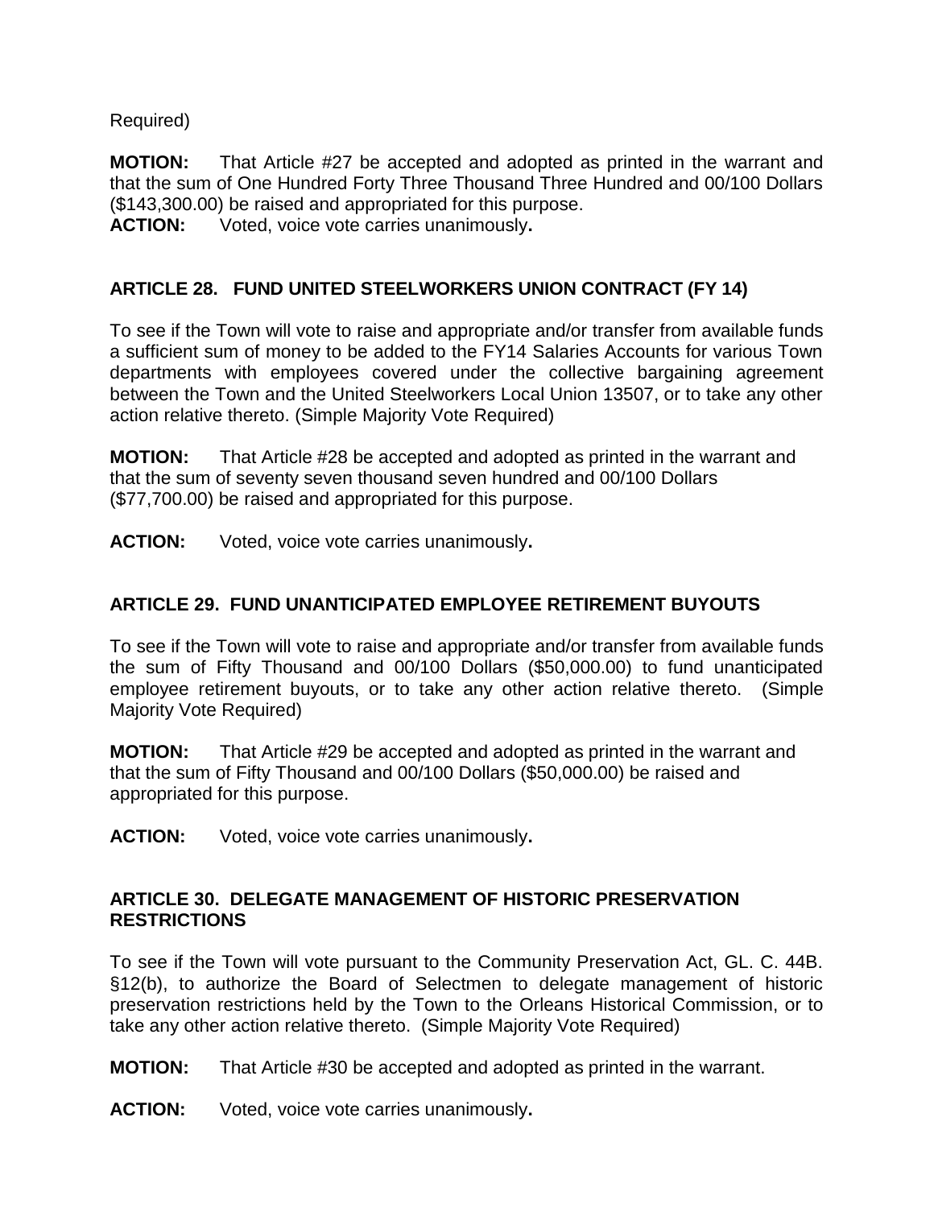Required)

**MOTION:** That Article #27 be accepted and adopted as printed in the warrant and that the sum of One Hundred Forty Three Thousand Three Hundred and 00/100 Dollars ($143,300.00) be raised and appropriated for this purpose.
**ACTION:** Voted, voice vote carries unanimously**.**

### ARTICLE 28. FUND UNITED STEELWORKERS UNION CONTRACT (FY 14)

To see if the Town will vote to raise and appropriate and/or transfer from available funds a sufficient sum of money to be added to the FY14 Salaries Accounts for various Town departments with employees covered under the collective bargaining agreement between the Town and the United Steelworkers Local Union 13507, or to take any other action relative thereto. (Simple Majority Vote Required)

**MOTION:** That Article #28 be accepted and adopted as printed in the warrant and that the sum of seventy seven thousand seven hundred and 00/100 Dollars ($77,700.00) be raised and appropriated for this purpose.

**ACTION:** Voted, voice vote carries unanimously**.**

### ARTICLE 29. FUND UNANTICIPATED EMPLOYEE RETIREMENT BUYOUTS

To see if the Town will vote to raise and appropriate and/or transfer from available funds the sum of Fifty Thousand and 00/100 Dollars ($50,000.00) to fund unanticipated employee retirement buyouts, or to take any other action relative thereto. (Simple Majority Vote Required)

**MOTION:** That Article #29 be accepted and adopted as printed in the warrant and that the sum of Fifty Thousand and 00/100 Dollars ($50,000.00) be raised and appropriated for this purpose.

**ACTION:** Voted, voice vote carries unanimously**.**

### ARTICLE 30. DELEGATE MANAGEMENT OF HISTORIC PRESERVATION RESTRICTIONS

To see if the Town will vote pursuant to the Community Preservation Act, GL. C. 44B. §12(b), to authorize the Board of Selectmen to delegate management of historic preservation restrictions held by the Town to the Orleans Historical Commission, or to take any other action relative thereto. (Simple Majority Vote Required)

**MOTION:** That Article #30 be accepted and adopted as printed in the warrant.

**ACTION:** Voted, voice vote carries unanimously**.**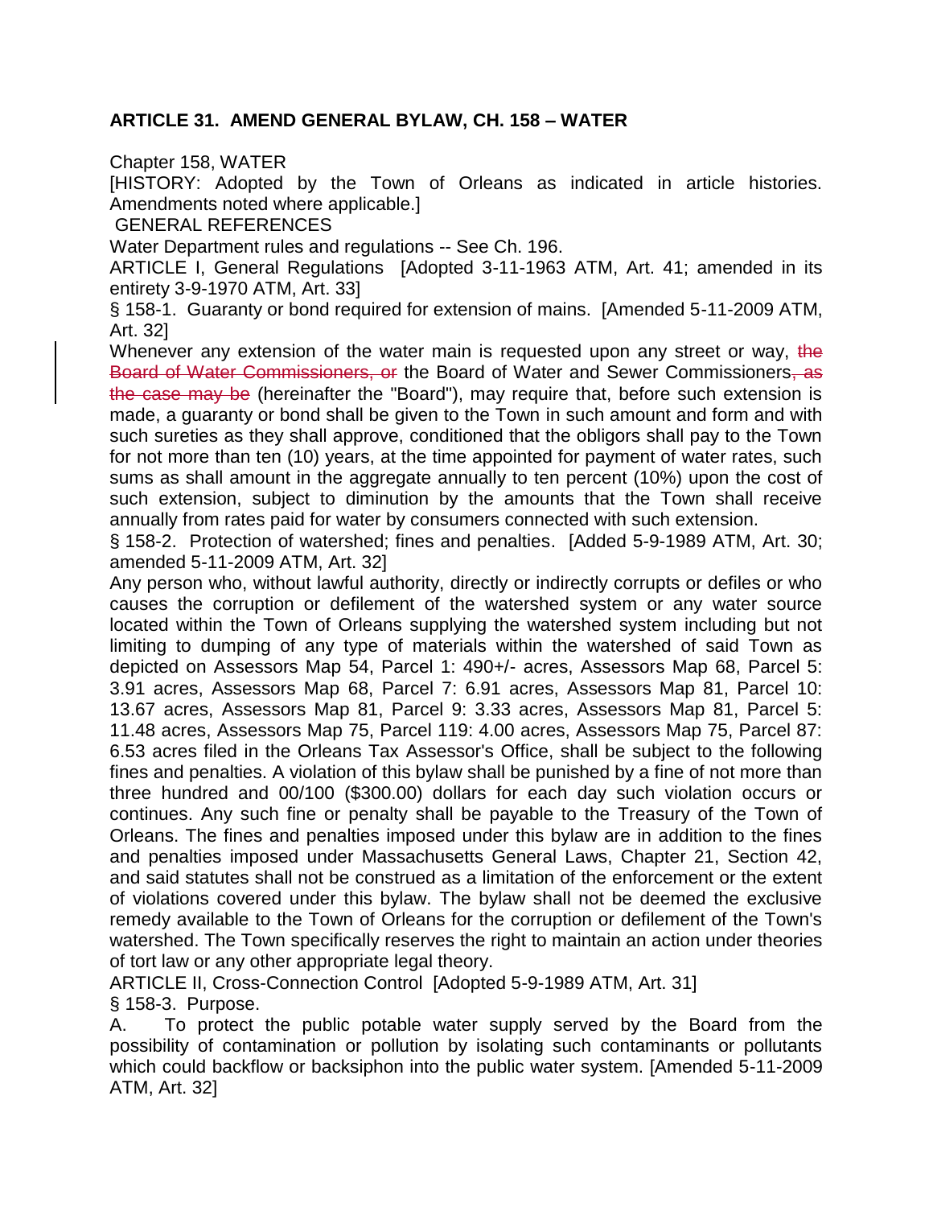**ARTICLE 31. AMEND GENERAL BYLAW, CH. 158 – WATER**

Chapter 158, WATER

[HISTORY: Adopted by the Town of Orleans as indicated in article histories. Amendments noted where applicable.]

GENERAL REFERENCES

Water Department rules and regulations -- See Ch. 196.

ARTICLE I, General Regulations [Adopted 3-11-1963 ATM, Art. 41; amended in its entirety 3-9-1970 ATM, Art. 33]

§ 158-1. Guaranty or bond required for extension of mains. [Amended 5-11-2009 ATM, Art. 32]

Whenever any extension of the water main is requested upon any street or way, ~~the Board of Water Commissioners, or~~ the Board of Water and Sewer Commissioners~~, as the case may be~~ (hereinafter the "Board"), may require that, before such extension is made, a guaranty or bond shall be given to the Town in such amount and form and with such sureties as they shall approve, conditioned that the obligors shall pay to the Town for not more than ten (10) years, at the time appointed for payment of water rates, such sums as shall amount in the aggregate annually to ten percent (10%) upon the cost of such extension, subject to diminution by the amounts that the Town shall receive annually from rates paid for water by consumers connected with such extension.

§ 158-2. Protection of watershed; fines and penalties. [Added 5-9-1989 ATM, Art. 30; amended 5-11-2009 ATM, Art. 32]

Any person who, without lawful authority, directly or indirectly corrupts or defiles or who causes the corruption or defilement of the watershed system or any water source located within the Town of Orleans supplying the watershed system including but not limiting to dumping of any type of materials within the watershed of said Town as depicted on Assessors Map 54, Parcel 1: 490+/- acres, Assessors Map 68, Parcel 5: 3.91 acres, Assessors Map 68, Parcel 7: 6.91 acres, Assessors Map 81, Parcel 10: 13.67 acres, Assessors Map 81, Parcel 9: 3.33 acres, Assessors Map 81, Parcel 5: 11.48 acres, Assessors Map 75, Parcel 119: 4.00 acres, Assessors Map 75, Parcel 87: 6.53 acres filed in the Orleans Tax Assessor's Office, shall be subject to the following fines and penalties. A violation of this bylaw shall be punished by a fine of not more than three hundred and 00/100 ($300.00) dollars for each day such violation occurs or continues. Any such fine or penalty shall be payable to the Treasury of the Town of Orleans. The fines and penalties imposed under this bylaw are in addition to the fines and penalties imposed under Massachusetts General Laws, Chapter 21, Section 42, and said statutes shall not be construed as a limitation of the enforcement or the extent of violations covered under this bylaw. The bylaw shall not be deemed the exclusive remedy available to the Town of Orleans for the corruption or defilement of the Town's watershed. The Town specifically reserves the right to maintain an action under theories of tort law or any other appropriate legal theory.

ARTICLE II, Cross-Connection Control [Adopted 5-9-1989 ATM, Art. 31]

§ 158-3. Purpose.

A. To protect the public potable water supply served by the Board from the possibility of contamination or pollution by isolating such contaminants or pollutants which could backflow or backsiphon into the public water system. [Amended 5-11-2009 ATM, Art. 32]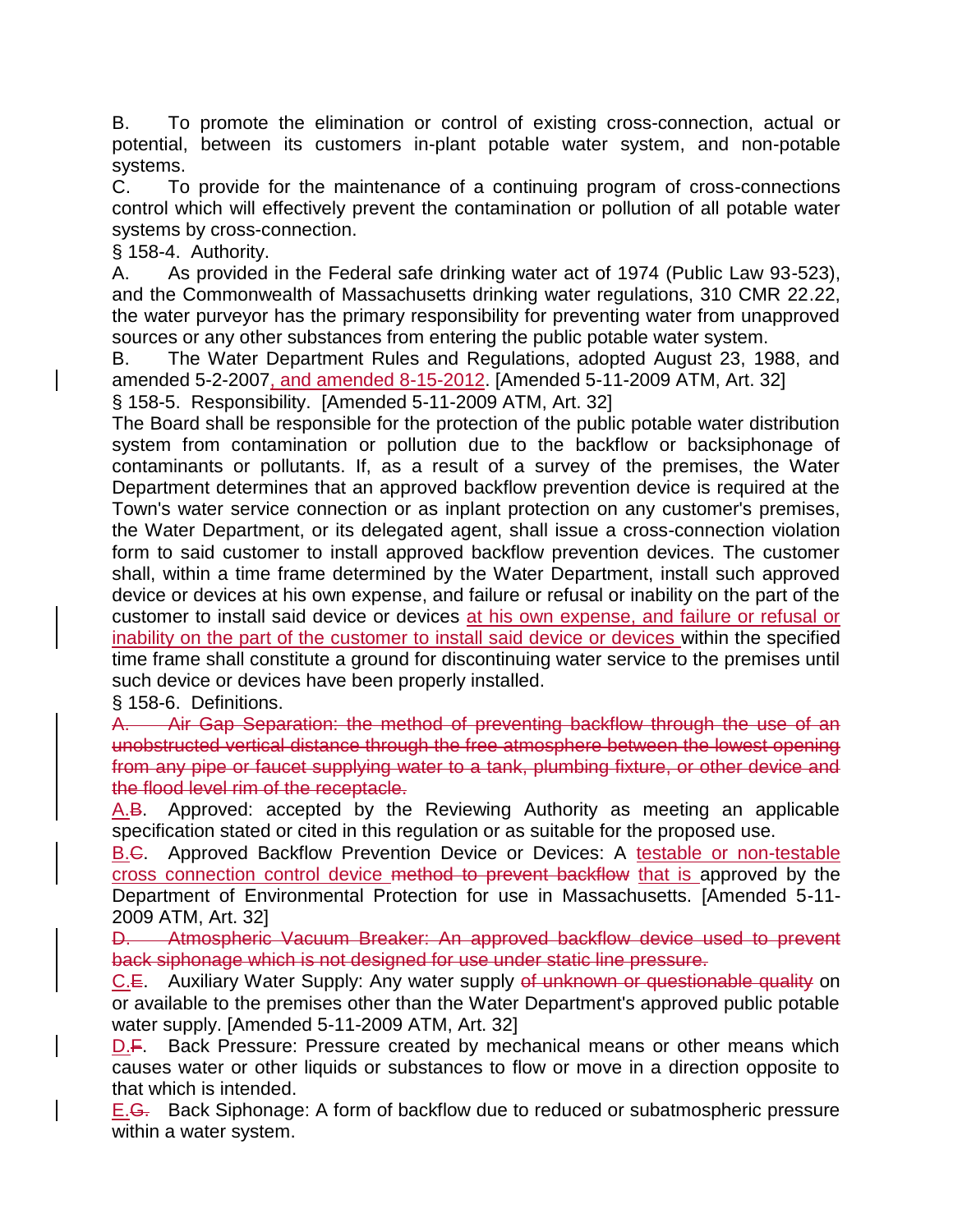B. To promote the elimination or control of existing cross-connection, actual or potential, between its customers in-plant potable water system, and non-potable systems.

C. To provide for the maintenance of a continuing program of cross-connections control which will effectively prevent the contamination or pollution of all potable water systems by cross-connection.

§ 158-4. Authority.

A. As provided in the Federal safe drinking water act of 1974 (Public Law 93-523), and the Commonwealth of Massachusetts drinking water regulations, 310 CMR 22.22, the water purveyor has the primary responsibility for preventing water from unapproved sources or any other substances from entering the public potable water system.

B. The Water Department Rules and Regulations, adopted August 23, 1988, and amended 5-2-2007<u>, and amended 8-15-2012</u>. [Amended 5-11-2009 ATM, Art. 32]

§ 158-5. Responsibility. [Amended 5-11-2009 ATM, Art. 32]

The Board shall be responsible for the protection of the public potable water distribution system from contamination or pollution due to the backflow or backsiphonage of contaminants or pollutants. If, as a result of a survey of the premises, the Water Department determines that an approved backflow prevention device is required at the Town's water service connection or as inplant protection on any customer's premises, the Water Department, or its delegated agent, shall issue a cross-connection violation form to said customer to install approved backflow prevention devices. The customer shall, within a time frame determined by the Water Department, install such approved device or devices at his own expense, and failure or refusal or inability on the part of the customer to install said device or devices <u>at his own expense, and failure or refusal or inability on the part of the customer to install said device or devices</u> within the specified time frame shall constitute a ground for discontinuing water service to the premises until such device or devices have been properly installed.

§ 158-6. Definitions.

~~A. Air Gap Separation: the method of preventing backflow through the use of an unobstructed vertical distance through the free atmosphere between the lowest opening from any pipe or faucet supplying water to a tank, plumbing fixture, or other device and the flood level rim of the receptacle.~~

<u>A.</u>~~B~~. Approved: accepted by the Reviewing Authority as meeting an applicable specification stated or cited in this regulation or as suitable for the proposed use.

<u>B.</u>~~C~~. Approved Backflow Prevention Device or Devices: A <u>testable or non-testable cross connection control device</u> ~~method to prevent backflow~~ <u>that is</u> approved by the Department of Environmental Protection for use in Massachusetts. [Amended 5-11-2009 ATM, Art. 32]

~~D. Atmospheric Vacuum Breaker: An approved backflow device used to prevent back siphonage which is not designed for use under static line pressure.~~

<u>C.</u>~~E~~. Auxiliary Water Supply: Any water supply ~~of unknown or questionable quality~~ on or available to the premises other than the Water Department's approved public potable water supply. [Amended 5-11-2009 ATM, Art. 32]

<u>D.</u>~~F~~. Back Pressure: Pressure created by mechanical means or other means which causes water or other liquids or substances to flow or move in a direction opposite to that which is intended.

<u>E.</u>~~G.~~ Back Siphonage: A form of backflow due to reduced or subatmospheric pressure within a water system.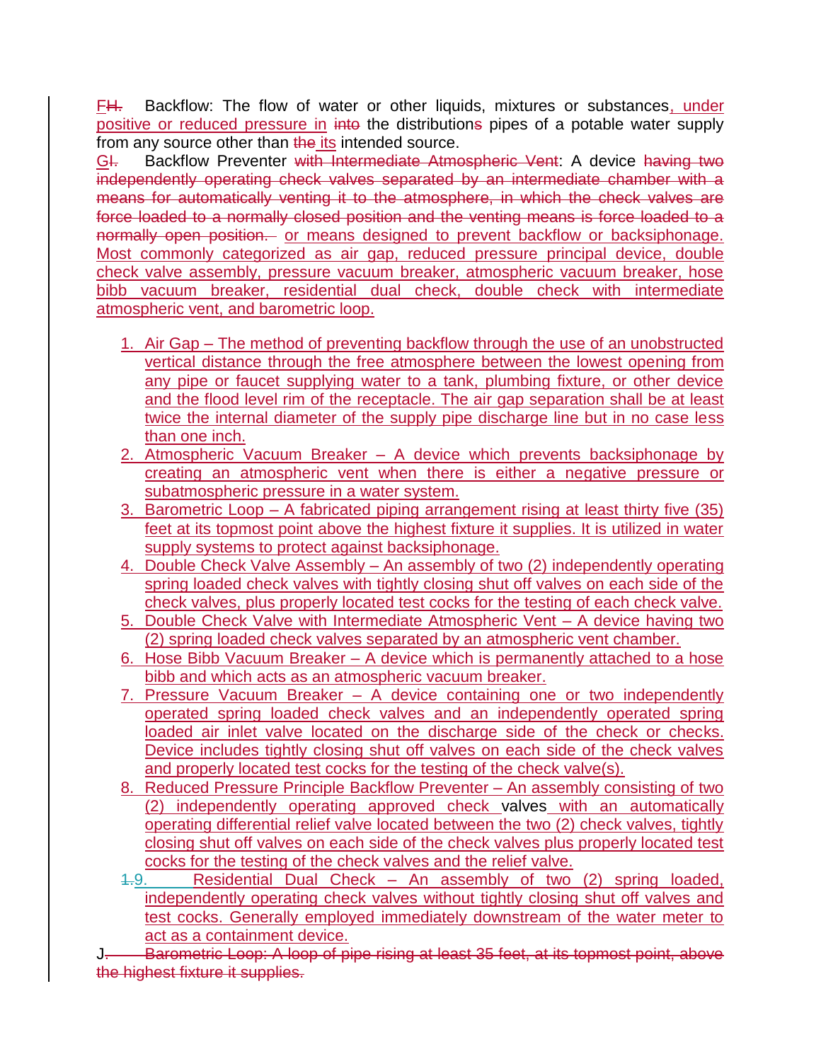F~~H.~~ Backflow: The flow of water or other liquids, mixtures or substances, under positive or reduced pressure in ~~into~~ the distribution~~s~~ pipes of a potable water supply from any source other than ~~the~~ its intended source.

G~~I.~~ Backflow Preventer ~~with Intermediate Atmospheric Vent~~: A device ~~having two independently operating check valves separated by an intermediate chamber with a means for automatically venting it to the atmosphere, in which the check valves are force loaded to a normally closed position and the venting means is force loaded to a normally open position.~~ or means designed to prevent backflow or backsiphonage. Most commonly categorized as air gap, reduced pressure principal device, double check valve assembly, pressure vacuum breaker, atmospheric vacuum breaker, hose bibb vacuum breaker, residential dual check, double check with intermediate atmospheric vent, and barometric loop.

1. Air Gap – The method of preventing backflow through the use of an unobstructed vertical distance through the free atmosphere between the lowest opening from any pipe or faucet supplying water to a tank, plumbing fixture, or other device and the flood level rim of the receptacle. The air gap separation shall be at least twice the internal diameter of the supply pipe discharge line but in no case less than one inch.
2. Atmospheric Vacuum Breaker – A device which prevents backsiphonage by creating an atmospheric vent when there is either a negative pressure or subatmospheric pressure in a water system.
3. Barometric Loop – A fabricated piping arrangement rising at least thirty five (35) feet at its topmost point above the highest fixture it supplies. It is utilized in water supply systems to protect against backsiphonage.
4. Double Check Valve Assembly – An assembly of two (2) independently operating spring loaded check valves with tightly closing shut off valves on each side of the check valves, plus properly located test cocks for the testing of each check valve.
5. Double Check Valve with Intermediate Atmospheric Vent – A device having two (2) spring loaded check valves separated by an atmospheric vent chamber.
6. Hose Bibb Vacuum Breaker – A device which is permanently attached to a hose bibb and which acts as an atmospheric vacuum breaker.
7. Pressure Vacuum Breaker – A device containing one or two independently operated spring loaded check valves and an independently operated spring loaded air inlet valve located on the discharge side of the check or checks. Device includes tightly closing shut off valves on each side of the check valves and properly located test cocks for the testing of the check valve(s).
8. Reduced Pressure Principle Backflow Preventer – An assembly consisting of two (2) independently operating approved check valves with an automatically operating differential relief valve located between the two (2) check valves, tightly closing shut off valves on each side of the check valves plus properly located test cocks for the testing of the check valves and the relief valve.
9. ~~1.~~ Residential Dual Check – An assembly of two (2) spring loaded, independently operating check valves without tightly closing shut off valves and test cocks. Generally employed immediately downstream of the water meter to act as a containment device.

J~~. Barometric Loop: A loop of pipe rising at least 35 feet, at its topmost point, above the highest fixture it supplies.~~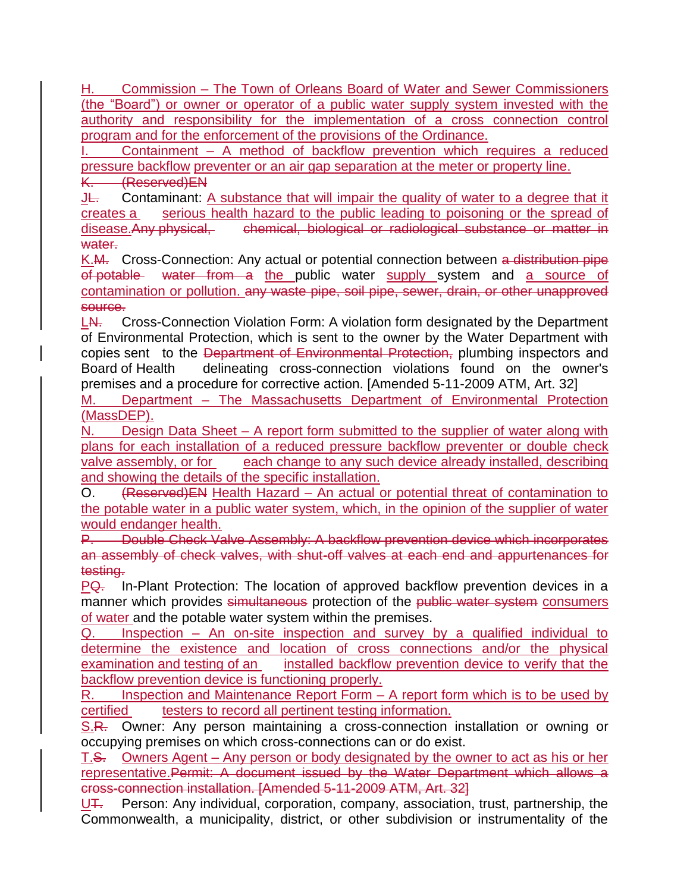H. Commission – The Town of Orleans Board of Water and Sewer Commissioners (the "Board") or owner or operator of a public water supply system invested with the authority and responsibility for the implementation of a cross connection control program and for the enforcement of the provisions of the Ordinance.

I. Containment – A method of backflow prevention which requires a reduced pressure backflow preventer or an air gap separation at the meter or property line.

~~K. (Reserved)EN~~

J~~L.~~ Contaminant: A substance that will impair the quality of water to a degree that it creates a serious health hazard to the public leading to poisoning or the spread of disease.~~Any physical, chemical, biological or radiological substance or matter in water.~~

K.~~M.~~ Cross-Connection: Any actual or potential connection between ~~a distribution pipe of potable water from a~~ the public water supply system and a source of contamination or pollution. ~~any waste pipe, soil pipe, sewer, drain, or other unapproved source.~~

L~~N.~~ Cross-Connection Violation Form: A violation form designated by the Department of Environmental Protection, which is sent to the owner by the Water Department with copies sent to the ~~Department of Environmental Protection,~~ plumbing inspectors and Board of Health delineating cross-connection violations found on the owner's premises and a procedure for corrective action. [Amended 5-11-2009 ATM, Art. 32]

M. Department – The Massachusetts Department of Environmental Protection (MassDEP).

N. Design Data Sheet – A report form submitted to the supplier of water along with plans for each installation of a reduced pressure backflow preventer or double check valve assembly, or for each change to any such device already installed, describing and showing the details of the specific installation.

O. ~~(Reserved)EN~~ Health Hazard – An actual or potential threat of contamination to the potable water in a public water system, which, in the opinion of the supplier of water would endanger health.

~~P. Double Check Valve Assembly: A backflow prevention device which incorporates an assembly of check valves, with shut-off valves at each end and appurtenances for testing.~~

P~~Q.~~ In-Plant Protection: The location of approved backflow prevention devices in a manner which provides ~~simultaneous~~ protection of the ~~public water system~~ consumers of water and the potable water system within the premises.

Q. Inspection – An on-site inspection and survey by a qualified individual to determine the existence and location of cross connections and/or the physical examination and testing of an installed backflow prevention device to verify that the backflow prevention device is functioning properly.

R. Inspection and Maintenance Report Form – A report form which is to be used by certified testers to record all pertinent testing information.

S.~~R.~~ Owner: Any person maintaining a cross-connection installation or owning or occupying premises on which cross-connections can or do exist.

T.~~S.~~ Owners Agent – Any person or body designated by the owner to act as his or her representative.~~Permit: A document issued by the Water Department which allows a cross-connection installation. [Amended 5-11-2009 ATM, Art. 32]~~

U~~T.~~ Person: Any individual, corporation, company, association, trust, partnership, the Commonwealth, a municipality, district, or other subdivision or instrumentality of the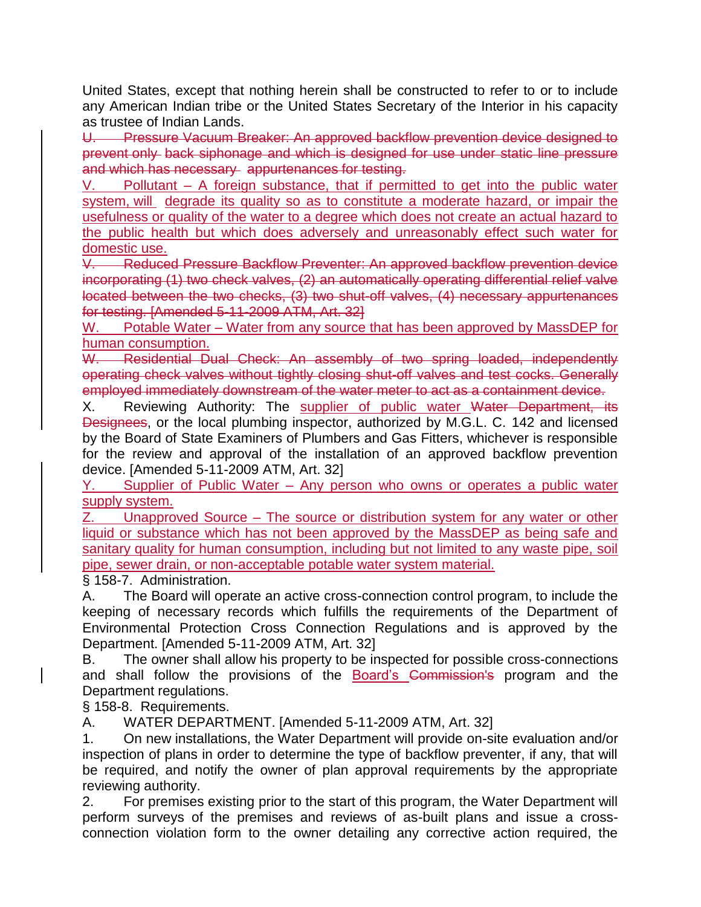United States, except that nothing herein shall be constructed to refer to or to include any American Indian tribe or the United States Secretary of the Interior in his capacity as trustee of Indian Lands.

~~U. Pressure Vacuum Breaker: An approved backflow prevention device designed to prevent only back siphonage and which is designed for use under static line pressure and which has necessary appurtenances for testing.~~

V. Pollutant – A foreign substance, that if permitted to get into the public water system, will degrade its quality so as to constitute a moderate hazard, or impair the usefulness or quality of the water to a degree which does not create an actual hazard to the public health but which does adversely and unreasonably effect such water for domestic use.

~~V. Reduced Pressure Backflow Preventer: An approved backflow prevention device incorporating (1) two check valves, (2) an automatically operating differential relief valve located between the two checks, (3) two shut-off valves, (4) necessary appurtenances for testing. [Amended 5-11-2009 ATM, Art. 32]~~

W. Potable Water – Water from any source that has been approved by MassDEP for human consumption.

~~W. Residential Dual Check: An assembly of two spring loaded, independently operating check valves without tightly closing shut-off valves and test cocks. Generally employed immediately downstream of the water meter to act as a containment device.~~

X. Reviewing Authority: The supplier of public water ~~Water Department, its Designees~~, or the local plumbing inspector, authorized by M.G.L. C. 142 and licensed by the Board of State Examiners of Plumbers and Gas Fitters, whichever is responsible for the review and approval of the installation of an approved backflow prevention device. [Amended 5-11-2009 ATM, Art. 32]

Y. Supplier of Public Water – Any person who owns or operates a public water supply system.

Z. Unapproved Source – The source or distribution system for any water or other liquid or substance which has not been approved by the MassDEP as being safe and sanitary quality for human consumption, including but not limited to any waste pipe, soil pipe, sewer drain, or non-acceptable potable water system material.

§ 158-7. Administration.

A. The Board will operate an active cross-connection control program, to include the keeping of necessary records which fulfills the requirements of the Department of Environmental Protection Cross Connection Regulations and is approved by the Department. [Amended 5-11-2009 ATM, Art. 32]

B. The owner shall allow his property to be inspected for possible cross-connections and shall follow the provisions of the Board's ~~Commission's~~ program and the Department regulations.

§ 158-8. Requirements.

A. WATER DEPARTMENT. [Amended 5-11-2009 ATM, Art. 32]

1. On new installations, the Water Department will provide on-site evaluation and/or inspection of plans in order to determine the type of backflow preventer, if any, that will be required, and notify the owner of plan approval requirements by the appropriate reviewing authority.

2. For premises existing prior to the start of this program, the Water Department will perform surveys of the premises and reviews of as-built plans and issue a cross-connection violation form to the owner detailing any corrective action required, the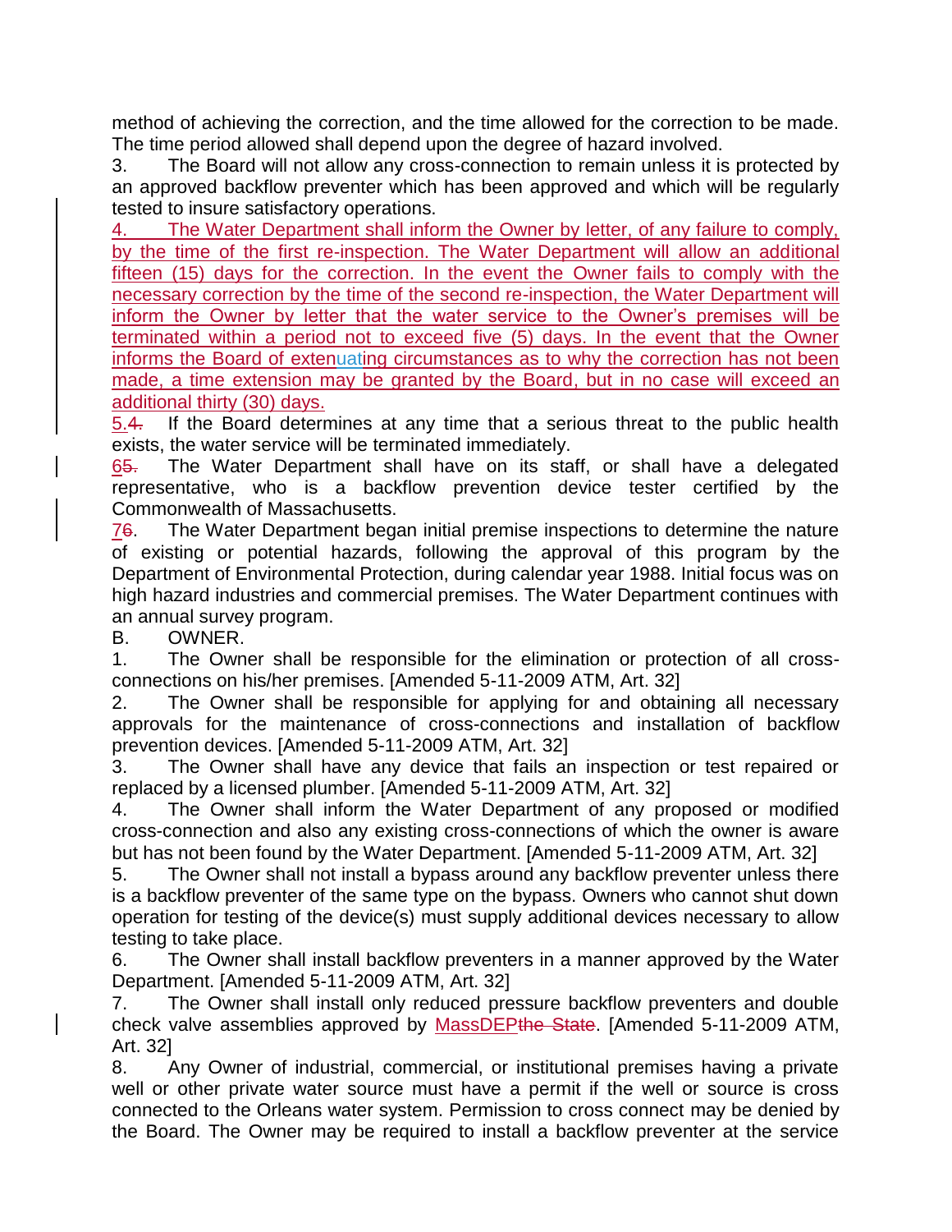method of achieving the correction, and the time allowed for the correction to be made. The time period allowed shall depend upon the degree of hazard involved.

3. The Board will not allow any cross-connection to remain unless it is protected by an approved backflow preventer which has been approved and which will be regularly tested to insure satisfactory operations.

4. The Water Department shall inform the Owner by letter, of any failure to comply, by the time of the first re-inspection. The Water Department will allow an additional fifteen (15) days for the correction. In the event the Owner fails to comply with the necessary correction by the time of the second re-inspection, the Water Department will inform the Owner by letter that the water service to the Owner's premises will be terminated within a period not to exceed five (5) days. In the event that the Owner informs the Board of extenuating circumstances as to why the correction has not been made, a time extension may be granted by the Board, but in no case will exceed an additional thirty (30) days.

5.~~4.~~ If the Board determines at any time that a serious threat to the public health exists, the water service will be terminated immediately.

6~~5.~~ The Water Department shall have on its staff, or shall have a delegated representative, who is a backflow prevention device tester certified by the Commonwealth of Massachusetts.

7~~6~~. The Water Department began initial premise inspections to determine the nature of existing or potential hazards, following the approval of this program by the Department of Environmental Protection, during calendar year 1988. Initial focus was on high hazard industries and commercial premises. The Water Department continues with an annual survey program.

B. OWNER.

1. The Owner shall be responsible for the elimination or protection of all cross-connections on his/her premises. [Amended 5-11-2009 ATM, Art. 32]

2. The Owner shall be responsible for applying for and obtaining all necessary approvals for the maintenance of cross-connections and installation of backflow prevention devices. [Amended 5-11-2009 ATM, Art. 32]

3. The Owner shall have any device that fails an inspection or test repaired or replaced by a licensed plumber. [Amended 5-11-2009 ATM, Art. 32]

4. The Owner shall inform the Water Department of any proposed or modified cross-connection and also any existing cross-connections of which the owner is aware but has not been found by the Water Department. [Amended 5-11-2009 ATM, Art. 32]

5. The Owner shall not install a bypass around any backflow preventer unless there is a backflow preventer of the same type on the bypass. Owners who cannot shut down operation for testing of the device(s) must supply additional devices necessary to allow testing to take place.

6. The Owner shall install backflow preventers in a manner approved by the Water Department. [Amended 5-11-2009 ATM, Art. 32]

7. The Owner shall install only reduced pressure backflow preventers and double check valve assemblies approved by MassDEP~~the State~~. [Amended 5-11-2009 ATM, Art. 32]

8. Any Owner of industrial, commercial, or institutional premises having a private well or other private water source must have a permit if the well or source is cross connected to the Orleans water system. Permission to cross connect may be denied by the Board. The Owner may be required to install a backflow preventer at the service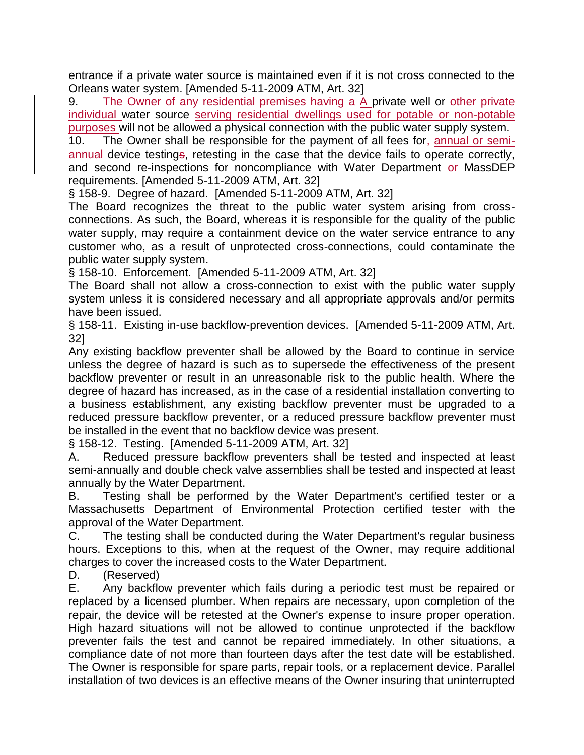entrance if a private water source is maintained even if it is not cross connected to the Orleans water system. [Amended 5-11-2009 ATM, Art. 32]

9. ~~The Owner of any residential premises having a~~ A private well or ~~other private~~ individual water source serving residential dwellings used for potable or non-potable purposes will not be allowed a physical connection with the public water supply system.

10. The Owner shall be responsible for the payment of all fees for~~,~~ annual or semi-annual device testing~~s~~, retesting in the case that the device fails to operate correctly, and second re-inspections for noncompliance with Water Department or MassDEP requirements. [Amended 5-11-2009 ATM, Art. 32]

§ 158-9. Degree of hazard. [Amended 5-11-2009 ATM, Art. 32]

The Board recognizes the threat to the public water system arising from cross-connections. As such, the Board, whereas it is responsible for the quality of the public water supply, may require a containment device on the water service entrance to any customer who, as a result of unprotected cross-connections, could contaminate the public water supply system.

§ 158-10. Enforcement. [Amended 5-11-2009 ATM, Art. 32]

The Board shall not allow a cross-connection to exist with the public water supply system unless it is considered necessary and all appropriate approvals and/or permits have been issued.

§ 158-11. Existing in-use backflow-prevention devices. [Amended 5-11-2009 ATM, Art. 32]

Any existing backflow preventer shall be allowed by the Board to continue in service unless the degree of hazard is such as to supersede the effectiveness of the present backflow preventer or result in an unreasonable risk to the public health. Where the degree of hazard has increased, as in the case of a residential installation converting to a business establishment, any existing backflow preventer must be upgraded to a reduced pressure backflow preventer, or a reduced pressure backflow preventer must be installed in the event that no backflow device was present.

§ 158-12. Testing. [Amended 5-11-2009 ATM, Art. 32]

A. Reduced pressure backflow preventers shall be tested and inspected at least semi-annually and double check valve assemblies shall be tested and inspected at least annually by the Water Department.

B. Testing shall be performed by the Water Department's certified tester or a Massachusetts Department of Environmental Protection certified tester with the approval of the Water Department.

C. The testing shall be conducted during the Water Department's regular business hours. Exceptions to this, when at the request of the Owner, may require additional charges to cover the increased costs to the Water Department.

D. (Reserved)

E. Any backflow preventer which fails during a periodic test must be repaired or replaced by a licensed plumber. When repairs are necessary, upon completion of the repair, the device will be retested at the Owner's expense to insure proper operation. High hazard situations will not be allowed to continue unprotected if the backflow preventer fails the test and cannot be repaired immediately. In other situations, a compliance date of not more than fourteen days after the test date will be established. The Owner is responsible for spare parts, repair tools, or a replacement device. Parallel installation of two devices is an effective means of the Owner insuring that uninterrupted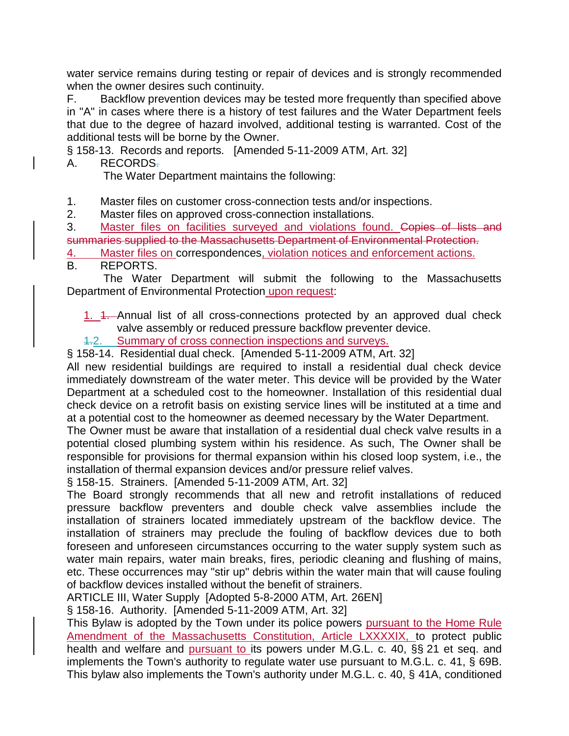water service remains during testing or repair of devices and is strongly recommended when the owner desires such continuity.

F. Backflow prevention devices may be tested more frequently than specified above in "A" in cases where there is a history of test failures and the Water Department feels that due to the degree of hazard involved, additional testing is warranted. Cost of the additional tests will be borne by the Owner.

§ 158-13. Records and reports. [Amended 5-11-2009 ATM, Art. 32]

A. RECORDS.

The Water Department maintains the following:

1. Master files on customer cross-connection tests and/or inspections.
2. Master files on approved cross-connection installations.
3. Master files on facilities surveyed and violations found. ~~Copies of lists and summaries supplied to the Massachusetts Department of Environmental Protection.~~
4. Master files on correspondences, violation notices and enforcement actions.

B. REPORTS.

The Water Department will submit the following to the Massachusetts Department of Environmental Protection upon request:

1. ~~1.~~ Annual list of all cross-connections protected by an approved dual check valve assembly or reduced pressure backflow preventer device.
2. Summary of cross connection inspections and surveys.

§ 158-14. Residential dual check. [Amended 5-11-2009 ATM, Art. 32]

All new residential buildings are required to install a residential dual check device immediately downstream of the water meter. This device will be provided by the Water Department at a scheduled cost to the homeowner. Installation of this residential dual check device on a retrofit basis on existing service lines will be instituted at a time and at a potential cost to the homeowner as deemed necessary by the Water Department.

The Owner must be aware that installation of a residential dual check valve results in a potential closed plumbing system within his residence. As such, The Owner shall be responsible for provisions for thermal expansion within his closed loop system, i.e., the installation of thermal expansion devices and/or pressure relief valves.

§ 158-15. Strainers. [Amended 5-11-2009 ATM, Art. 32]

The Board strongly recommends that all new and retrofit installations of reduced pressure backflow preventers and double check valve assemblies include the installation of strainers located immediately upstream of the backflow device. The installation of strainers may preclude the fouling of backflow devices due to both foreseen and unforeseen circumstances occurring to the water supply system such as water main repairs, water main breaks, fires, periodic cleaning and flushing of mains, etc. These occurrences may "stir up" debris within the water main that will cause fouling of backflow devices installed without the benefit of strainers.

ARTICLE III, Water Supply [Adopted 5-8-2000 ATM, Art. 26EN]

§ 158-16. Authority. [Amended 5-11-2009 ATM, Art. 32]

This Bylaw is adopted by the Town under its police powers pursuant to the Home Rule Amendment of the Massachusetts Constitution, Article LXXXXIX, to protect public health and welfare and pursuant to its powers under M.G.L. c. 40, §§ 21 et seq. and implements the Town's authority to regulate water use pursuant to M.G.L. c. 41, § 69B. This bylaw also implements the Town's authority under M.G.L. c. 40, § 41A, conditioned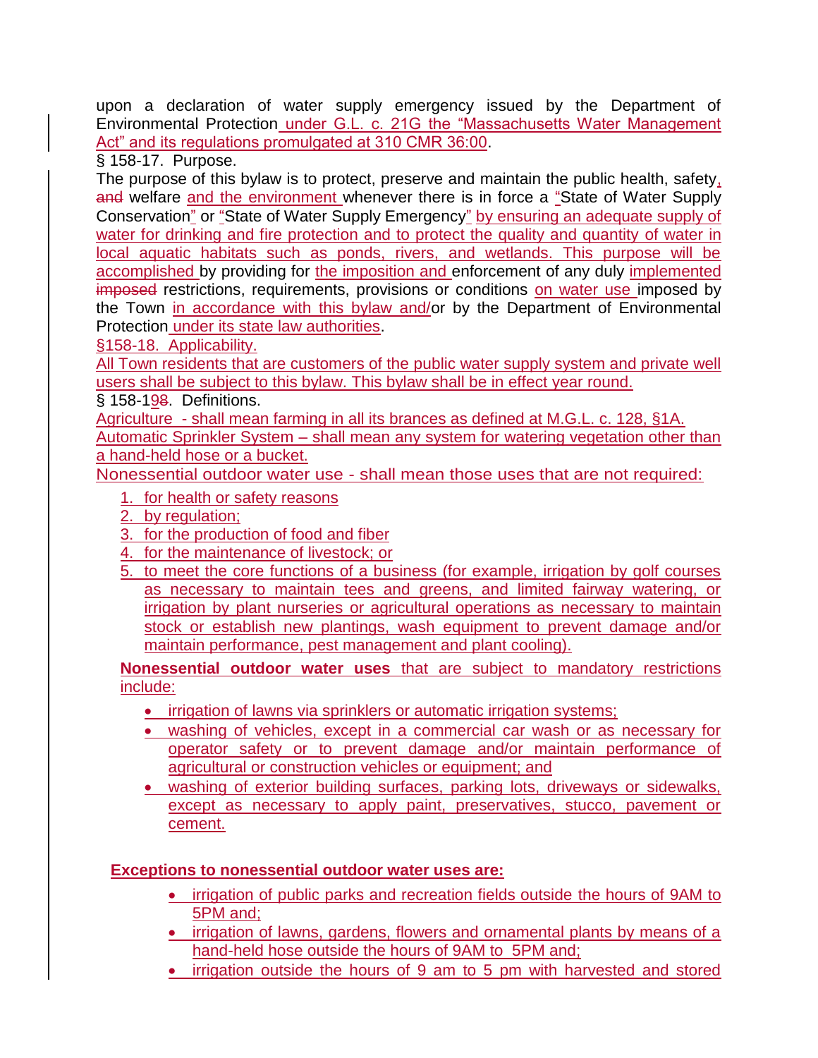upon a declaration of water supply emergency issued by the Department of Environmental Protection under G.L. c. 21G the "Massachusetts Water Management Act" and its regulations promulgated at 310 CMR 36:00.

§ 158-17. Purpose.

The purpose of this bylaw is to protect, preserve and maintain the public health, safety, ~~and~~ welfare and the environment whenever there is in force a "State of Water Supply Conservation" or "State of Water Supply Emergency" by ensuring an adequate supply of water for drinking and fire protection and to protect the quality and quantity of water in local aquatic habitats such as ponds, rivers, and wetlands. This purpose will be accomplished by providing for the imposition and enforcement of any duly implemented ~~imposed~~ restrictions, requirements, provisions or conditions on water use imposed by the Town in accordance with this bylaw and/or by the Department of Environmental Protection under its state law authorities.

§158-18. Applicability.

All Town residents that are customers of the public water supply system and private well users shall be subject to this bylaw. This bylaw shall be in effect year round.

§ 158-19~~8~~. Definitions.

Agriculture - shall mean farming in all its brances as defined at M.G.L. c. 128, §1A.

Automatic Sprinkler System – shall mean any system for watering vegetation other than a hand-held hose or a bucket.

Nonessential outdoor water use - shall mean those uses that are not required:

1. for health or safety reasons
2. by regulation;
3. for the production of food and fiber
4. for the maintenance of livestock; or
5. to meet the core functions of a business (for example, irrigation by golf courses as necessary to maintain tees and greens, and limited fairway watering, or irrigation by plant nurseries or agricultural operations as necessary to maintain stock or establish new plantings, wash equipment to prevent damage and/or maintain performance, pest management and plant cooling).

**Nonessential outdoor water uses** that are subject to mandatory restrictions include:

- irrigation of lawns via sprinklers or automatic irrigation systems;
- washing of vehicles, except in a commercial car wash or as necessary for operator safety or to prevent damage and/or maintain performance of agricultural or construction vehicles or equipment; and
- washing of exterior building surfaces, parking lots, driveways or sidewalks, except as necessary to apply paint, preservatives, stucco, pavement or cement.

**Exceptions to nonessential outdoor water uses are:**

- irrigation of public parks and recreation fields outside the hours of 9AM to 5PM and;
- irrigation of lawns, gardens, flowers and ornamental plants by means of a hand-held hose outside the hours of 9AM to 5PM and;
- irrigation outside the hours of 9 am to 5 pm with harvested and stored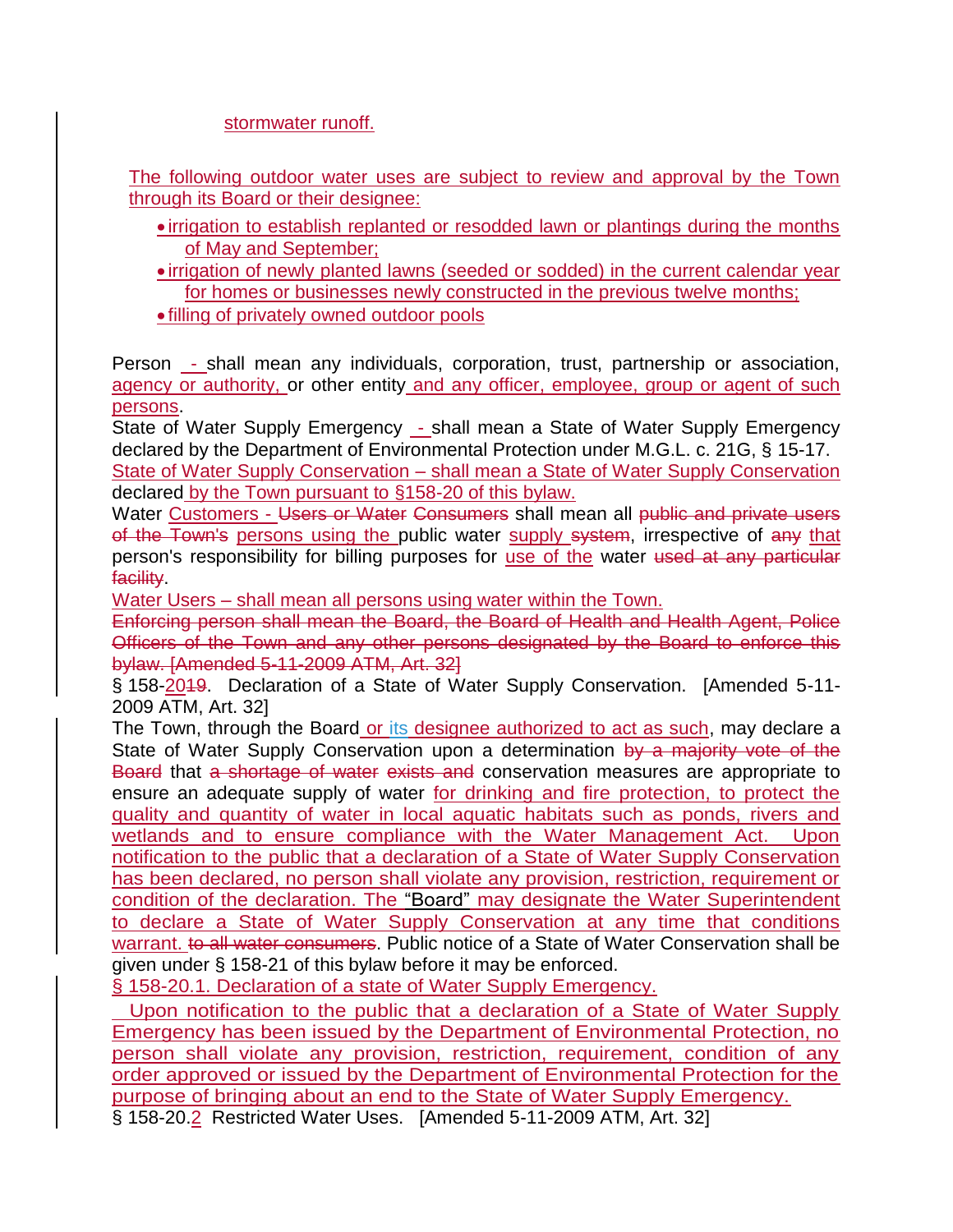stormwater runoff.

The following outdoor water uses are subject to review and approval by the Town through its Board or their designee:

- irrigation to establish replanted or resodded lawn or plantings during the months of May and September;
- irrigation of newly planted lawns (seeded or sodded) in the current calendar year for homes or businesses newly constructed in the previous twelve months;
- filling of privately owned outdoor pools

Person - shall mean any individuals, corporation, trust, partnership or association, agency or authority, or other entity and any officer, employee, group or agent of such persons.

State of Water Supply Emergency - shall mean a State of Water Supply Emergency declared by the Department of Environmental Protection under M.G.L. c. 21G, § 15-17.

State of Water Supply Conservation – shall mean a State of Water Supply Conservation declared by the Town pursuant to §158-20 of this bylaw.

Water Customers - ~~Users or Water~~ ~~Consumers~~ shall mean all ~~public and private users of the Town's~~ persons using the public water supply ~~system~~, irrespective of ~~any~~ that person's responsibility for billing purposes for use of the water ~~used at any particular facility~~.

Water Users – shall mean all persons using water within the Town.

~~Enforcing person shall mean the Board, the Board of Health and Health Agent, Police Officers of the Town and any other persons designated by the Board to enforce this bylaw. [Amended 5-11-2009 ATM, Art. 32]~~

§ 158-20~~19~~. Declaration of a State of Water Supply Conservation. [Amended 5-11-2009 ATM, Art. 32]

The Town, through the Board or its designee authorized to act as such, may declare a State of Water Supply Conservation upon a determination ~~by a majority vote of the Board~~ that ~~a shortage of water~~ ~~exists and~~ conservation measures are appropriate to ensure an adequate supply of water for drinking and fire protection, to protect the quality and quantity of water in local aquatic habitats such as ponds, rivers and wetlands and to ensure compliance with the Water Management Act. Upon notification to the public that a declaration of a State of Water Supply Conservation has been declared, no person shall violate any provision, restriction, requirement or condition of the declaration. The "Board" may designate the Water Superintendent to declare a State of Water Supply Conservation at any time that conditions warrant. ~~to all water consumers~~. Public notice of a State of Water Conservation shall be given under § 158-21 of this bylaw before it may be enforced.

§ 158-20.1. Declaration of a state of Water Supply Emergency.

Upon notification to the public that a declaration of a State of Water Supply Emergency has been issued by the Department of Environmental Protection, no person shall violate any provision, restriction, requirement, condition of any order approved or issued by the Department of Environmental Protection for the purpose of bringing about an end to the State of Water Supply Emergency.

§ 158-20.2 Restricted Water Uses. [Amended 5-11-2009 ATM, Art. 32]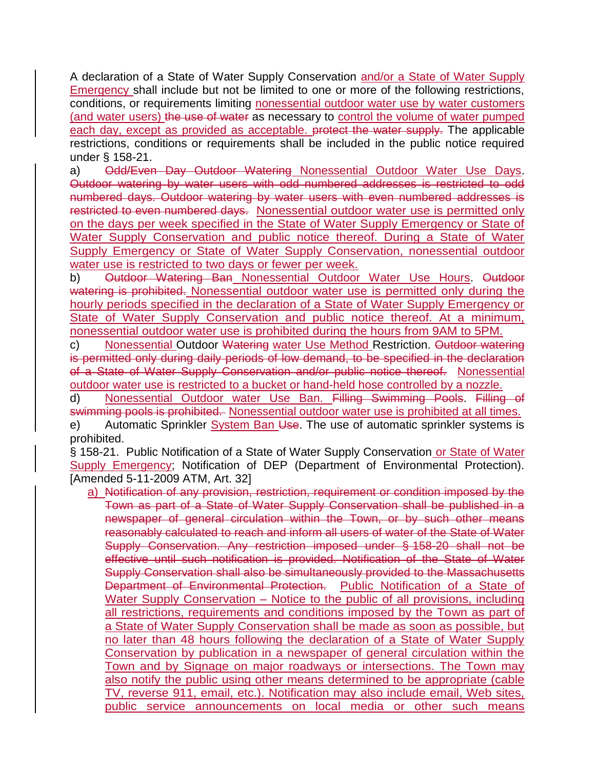A declaration of a State of Water Supply Conservation and/or a State of Water Supply Emergency shall include but not be limited to one or more of the following restrictions, conditions, or requirements limiting nonessential outdoor water use by water customers (and water users) ~~the use of water~~ as necessary to control the volume of water pumped each day, except as provided as acceptable. ~~protect the water supply.~~ The applicable restrictions, conditions or requirements shall be included in the public notice required under § 158-21.

a) ~~Odd/Even Day Outdoor Watering~~ Nonessential Outdoor Water Use Days. ~~Outdoor watering by water users with odd numbered addresses is restricted to odd numbered days. Outdoor watering by water users with even numbered addresses is restricted to even numbered days.~~ Nonessential outdoor water use is permitted only on the days per week specified in the State of Water Supply Emergency or State of Water Supply Conservation and public notice thereof. During a State of Water Supply Emergency or State of Water Supply Conservation, nonessential outdoor water use is restricted to two days or fewer per week.

b) ~~Outdoor Watering Ban~~ Nonessential Outdoor Water Use Hours. ~~Outdoor watering is prohibited.~~ Nonessential outdoor water use is permitted only during the hourly periods specified in the declaration of a State of Water Supply Emergency or State of Water Supply Conservation and public notice thereof. At a minimum, nonessential outdoor water use is prohibited during the hours from 9AM to 5PM.

c) Nonessential Outdoor ~~Watering~~ water Use Method Restriction. ~~Outdoor watering is permitted only during daily periods of low demand, to be specified in the declaration of a State of Water Supply Conservation and/or public notice thereof.~~ Nonessential outdoor water use is restricted to a bucket or hand-held hose controlled by a nozzle.

d) Nonessential Outdoor water Use Ban. ~~Filling Swimming Pools~~. ~~Filling of swimming pools is prohibited.~~ Nonessential outdoor water use is prohibited at all times.

e) Automatic Sprinkler System Ban ~~Use~~. The use of automatic sprinkler systems is prohibited.

§ 158-21. Public Notification of a State of Water Supply Conservation or State of Water Supply Emergency; Notification of DEP (Department of Environmental Protection). [Amended 5-11-2009 ATM, Art. 32]

a) ~~Notification of any provision, restriction, requirement or condition imposed by the Town as part of a State of Water Supply Conservation shall be published in a newspaper of general circulation within the Town, or by such other means reasonably calculated to reach and inform all users of water of the State of Water Supply Conservation. Any restriction imposed under § 158-20 shall not be effective until such notification is provided. Notification of the State of Water Supply Conservation shall also be simultaneously provided to the Massachusetts Department of Environmental Protection.~~ Public Notification of a State of Water Supply Conservation – Notice to the public of all provisions, including all restrictions, requirements and conditions imposed by the Town as part of a State of Water Supply Conservation shall be made as soon as possible, but no later than 48 hours following the declaration of a State of Water Supply Conservation by publication in a newspaper of general circulation within the Town and by Signage on major roadways or intersections. The Town may also notify the public using other means determined to be appropriate (cable TV, reverse 911, email, etc.). Notification may also include email, Web sites, public service announcements on local media or other such means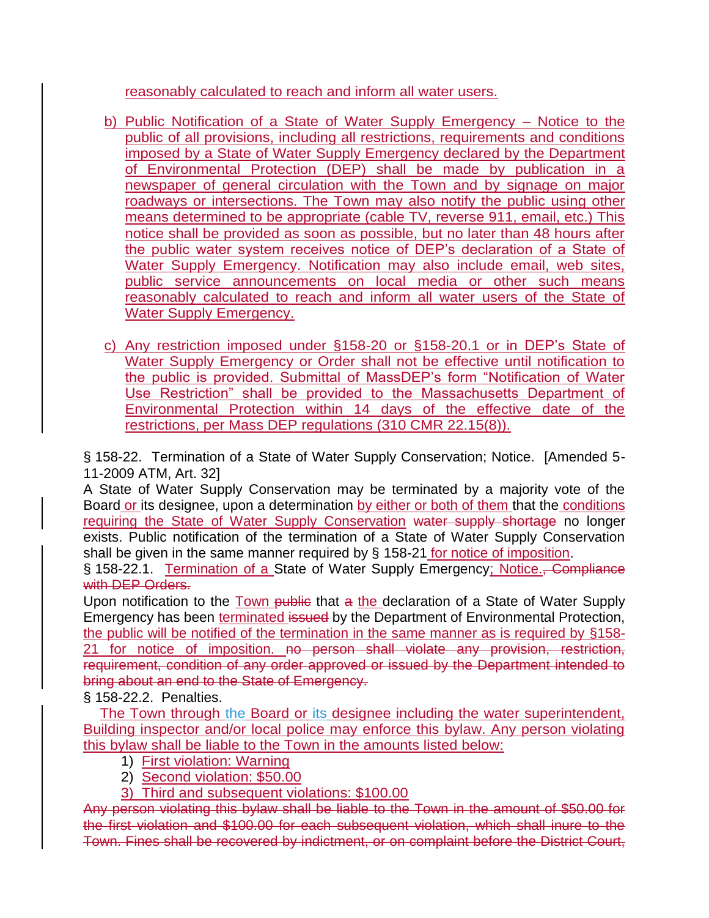reasonably calculated to reach and inform all water users.

b) Public Notification of a State of Water Supply Emergency – Notice to the public of all provisions, including all restrictions, requirements and conditions imposed by a State of Water Supply Emergency declared by the Department of Environmental Protection (DEP) shall be made by publication in a newspaper of general circulation with the Town and by signage on major roadways or intersections. The Town may also notify the public using other means determined to be appropriate (cable TV, reverse 911, email, etc.) This notice shall be provided as soon as possible, but no later than 48 hours after the public water system receives notice of DEP's declaration of a State of Water Supply Emergency. Notification may also include email, web sites, public service announcements on local media or other such means reasonably calculated to reach and inform all water users of the State of Water Supply Emergency.

c) Any restriction imposed under §158-20 or §158-20.1 or in DEP's State of Water Supply Emergency or Order shall not be effective until notification to the public is provided. Submittal of MassDEP's form "Notification of Water Use Restriction" shall be provided to the Massachusetts Department of Environmental Protection within 14 days of the effective date of the restrictions, per Mass DEP regulations (310 CMR 22.15(8)).

§ 158-22. Termination of a State of Water Supply Conservation; Notice. [Amended 5-11-2009 ATM, Art. 32]

A State of Water Supply Conservation may be terminated by a majority vote of the Board or its designee, upon a determination by either or both of them that the conditions requiring the State of Water Supply Conservation ~~water supply shortage~~ no longer exists. Public notification of the termination of a State of Water Supply Conservation shall be given in the same manner required by § 158-21 for notice of imposition.

§ 158-22.1. Termination of a State of Water Supply Emergency; Notice.~~, Compliance with DEP Orders.~~

Upon notification to the Town ~~public~~ that ~~a~~ the declaration of a State of Water Supply Emergency has been terminated ~~issued~~ by the Department of Environmental Protection, the public will be notified of the termination in the same manner as is required by §158-21 for notice of imposition. ~~no person shall violate any provision, restriction, requirement, condition of any order approved or issued by the Department intended to bring about an end to the State of Emergency.~~

§ 158-22.2. Penalties.

The Town through the Board or its designee including the water superintendent, Building inspector and/or local police may enforce this bylaw. Any person violating this bylaw shall be liable to the Town in the amounts listed below:

1) First violation: Warning
2) Second violation: $50.00
3) Third and subsequent violations: $100.00

~~Any person violating this bylaw shall be liable to the Town in the amount of $50.00 for the first violation and $100.00 for each subsequent violation, which shall inure to the Town. Fines shall be recovered by indictment, or on complaint before the District Court,~~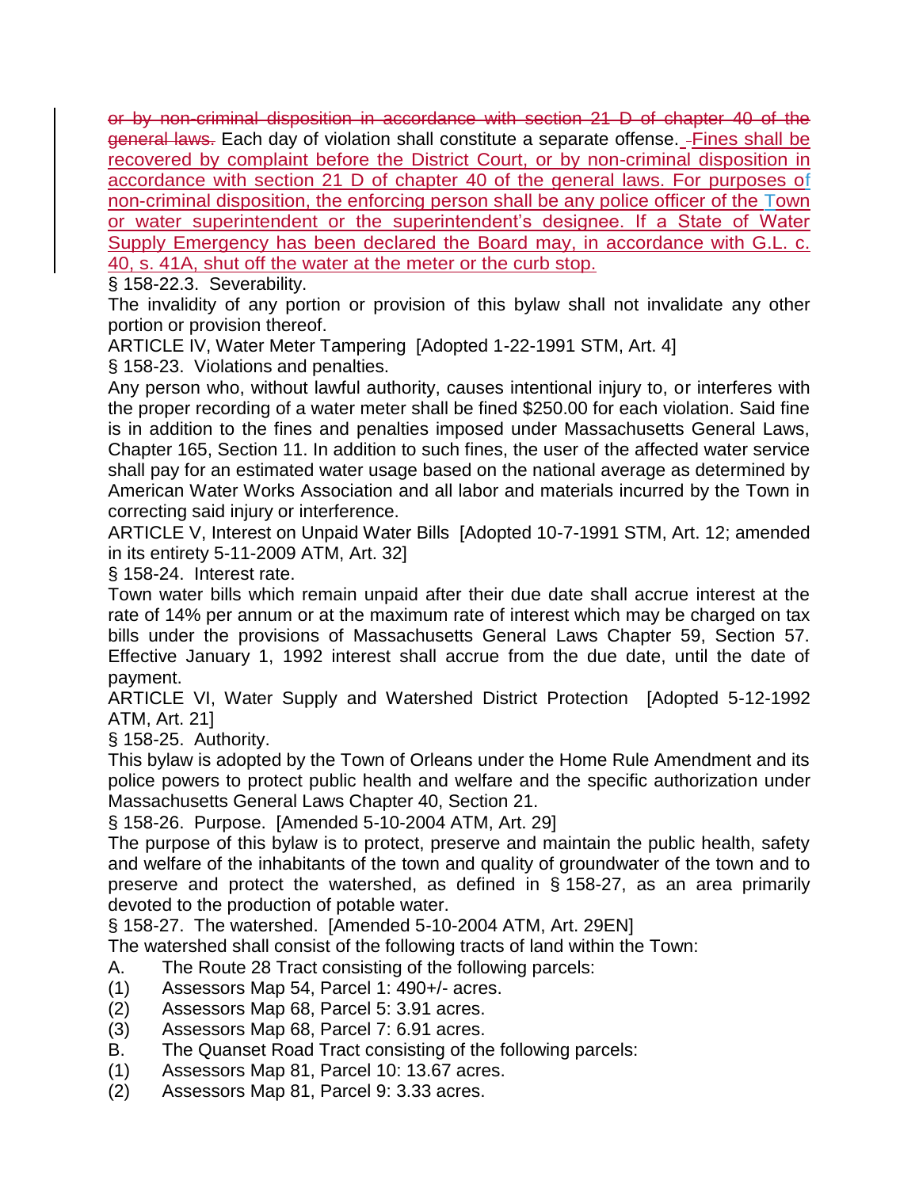~~or by non-criminal disposition in accordance with section 21 D of chapter 40 of the general laws.~~ Each day of violation shall constitute a separate offense. Fines shall be recovered by complaint before the District Court, or by non-criminal disposition in accordance with section 21 D of chapter 40 of the general laws. For purposes of non-criminal disposition, the enforcing person shall be any police officer of the Town or water superintendent or the superintendent's designee. If a State of Water Supply Emergency has been declared the Board may, in accordance with G.L. c. 40, s. 41A, shut off the water at the meter or the curb stop.

§ 158-22.3. Severability.

The invalidity of any portion or provision of this bylaw shall not invalidate any other portion or provision thereof.

ARTICLE IV, Water Meter Tampering [Adopted 1-22-1991 STM, Art. 4]

§ 158-23. Violations and penalties.

Any person who, without lawful authority, causes intentional injury to, or interferes with the proper recording of a water meter shall be fined $250.00 for each violation. Said fine is in addition to the fines and penalties imposed under Massachusetts General Laws, Chapter 165, Section 11. In addition to such fines, the user of the affected water service shall pay for an estimated water usage based on the national average as determined by American Water Works Association and all labor and materials incurred by the Town in correcting said injury or interference.

ARTICLE V, Interest on Unpaid Water Bills [Adopted 10-7-1991 STM, Art. 12; amended in its entirety 5-11-2009 ATM, Art. 32]

§ 158-24. Interest rate.

Town water bills which remain unpaid after their due date shall accrue interest at the rate of 14% per annum or at the maximum rate of interest which may be charged on tax bills under the provisions of Massachusetts General Laws Chapter 59, Section 57. Effective January 1, 1992 interest shall accrue from the due date, until the date of payment.

ARTICLE VI, Water Supply and Watershed District Protection [Adopted 5-12-1992 ATM, Art. 21]

§ 158-25. Authority.

This bylaw is adopted by the Town of Orleans under the Home Rule Amendment and its police powers to protect public health and welfare and the specific authorization under Massachusetts General Laws Chapter 40, Section 21.

§ 158-26. Purpose. [Amended 5-10-2004 ATM, Art. 29]

The purpose of this bylaw is to protect, preserve and maintain the public health, safety and welfare of the inhabitants of the town and quality of groundwater of the town and to preserve and protect the watershed, as defined in § 158-27, as an area primarily devoted to the production of potable water.

§ 158-27. The watershed. [Amended 5-10-2004 ATM, Art. 29EN]

The watershed shall consist of the following tracts of land within the Town:

A. The Route 28 Tract consisting of the following parcels:

(1) Assessors Map 54, Parcel 1: 490+/- acres.

(2) Assessors Map 68, Parcel 5: 3.91 acres.

(3) Assessors Map 68, Parcel 7: 6.91 acres.

B. The Quanset Road Tract consisting of the following parcels:

(1) Assessors Map 81, Parcel 10: 13.67 acres.

(2) Assessors Map 81, Parcel 9: 3.33 acres.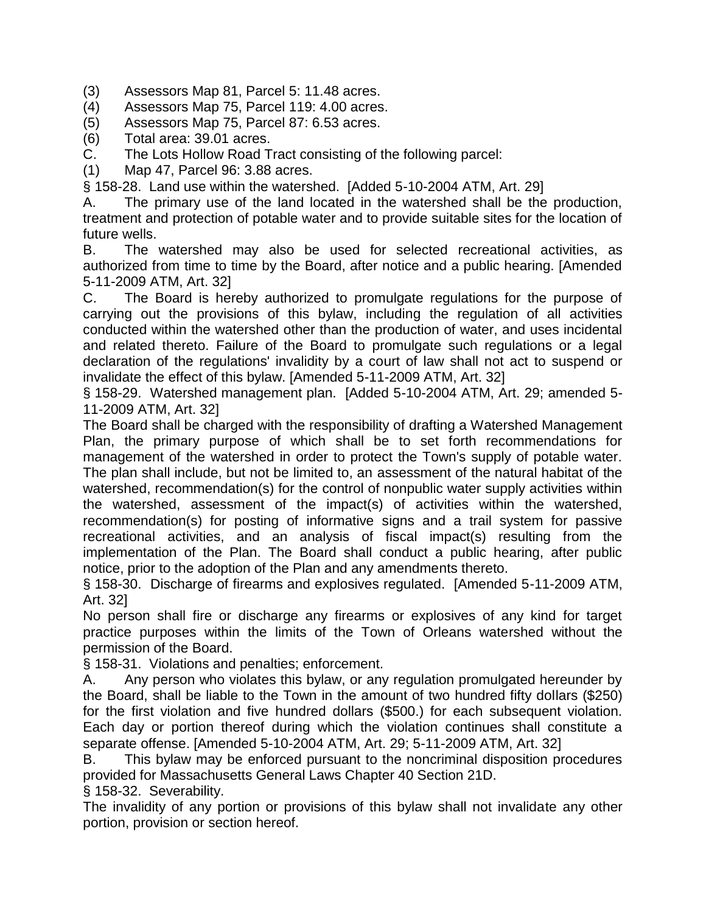(3) Assessors Map 81, Parcel 5: 11.48 acres.

(4) Assessors Map 75, Parcel 119: 4.00 acres.

(5) Assessors Map 75, Parcel 87: 6.53 acres.

(6) Total area: 39.01 acres.

C. The Lots Hollow Road Tract consisting of the following parcel:

(1) Map 47, Parcel 96: 3.88 acres.

§ 158-28. Land use within the watershed. [Added 5-10-2004 ATM, Art. 29]

A. The primary use of the land located in the watershed shall be the production, treatment and protection of potable water and to provide suitable sites for the location of future wells.

B. The watershed may also be used for selected recreational activities, as authorized from time to time by the Board, after notice and a public hearing. [Amended 5-11-2009 ATM, Art. 32]

C. The Board is hereby authorized to promulgate regulations for the purpose of carrying out the provisions of this bylaw, including the regulation of all activities conducted within the watershed other than the production of water, and uses incidental and related thereto. Failure of the Board to promulgate such regulations or a legal declaration of the regulations' invalidity by a court of law shall not act to suspend or invalidate the effect of this bylaw. [Amended 5-11-2009 ATM, Art. 32]

§ 158-29. Watershed management plan. [Added 5-10-2004 ATM, Art. 29; amended 5-11-2009 ATM, Art. 32]

The Board shall be charged with the responsibility of drafting a Watershed Management Plan, the primary purpose of which shall be to set forth recommendations for management of the watershed in order to protect the Town's supply of potable water. The plan shall include, but not be limited to, an assessment of the natural habitat of the watershed, recommendation(s) for the control of nonpublic water supply activities within the watershed, assessment of the impact(s) of activities within the watershed, recommendation(s) for posting of informative signs and a trail system for passive recreational activities, and an analysis of fiscal impact(s) resulting from the implementation of the Plan. The Board shall conduct a public hearing, after public notice, prior to the adoption of the Plan and any amendments thereto.

§ 158-30. Discharge of firearms and explosives regulated. [Amended 5-11-2009 ATM, Art. 32]

No person shall fire or discharge any firearms or explosives of any kind for target practice purposes within the limits of the Town of Orleans watershed without the permission of the Board.

§ 158-31. Violations and penalties; enforcement.

A. Any person who violates this bylaw, or any regulation promulgated hereunder by the Board, shall be liable to the Town in the amount of two hundred fifty dollars ($250) for the first violation and five hundred dollars ($500.) for each subsequent violation. Each day or portion thereof during which the violation continues shall constitute a separate offense. [Amended 5-10-2004 ATM, Art. 29; 5-11-2009 ATM, Art. 32]

B. This bylaw may be enforced pursuant to the noncriminal disposition procedures provided for Massachusetts General Laws Chapter 40 Section 21D.

§ 158-32. Severability.

The invalidity of any portion or provisions of this bylaw shall not invalidate any other portion, provision or section hereof.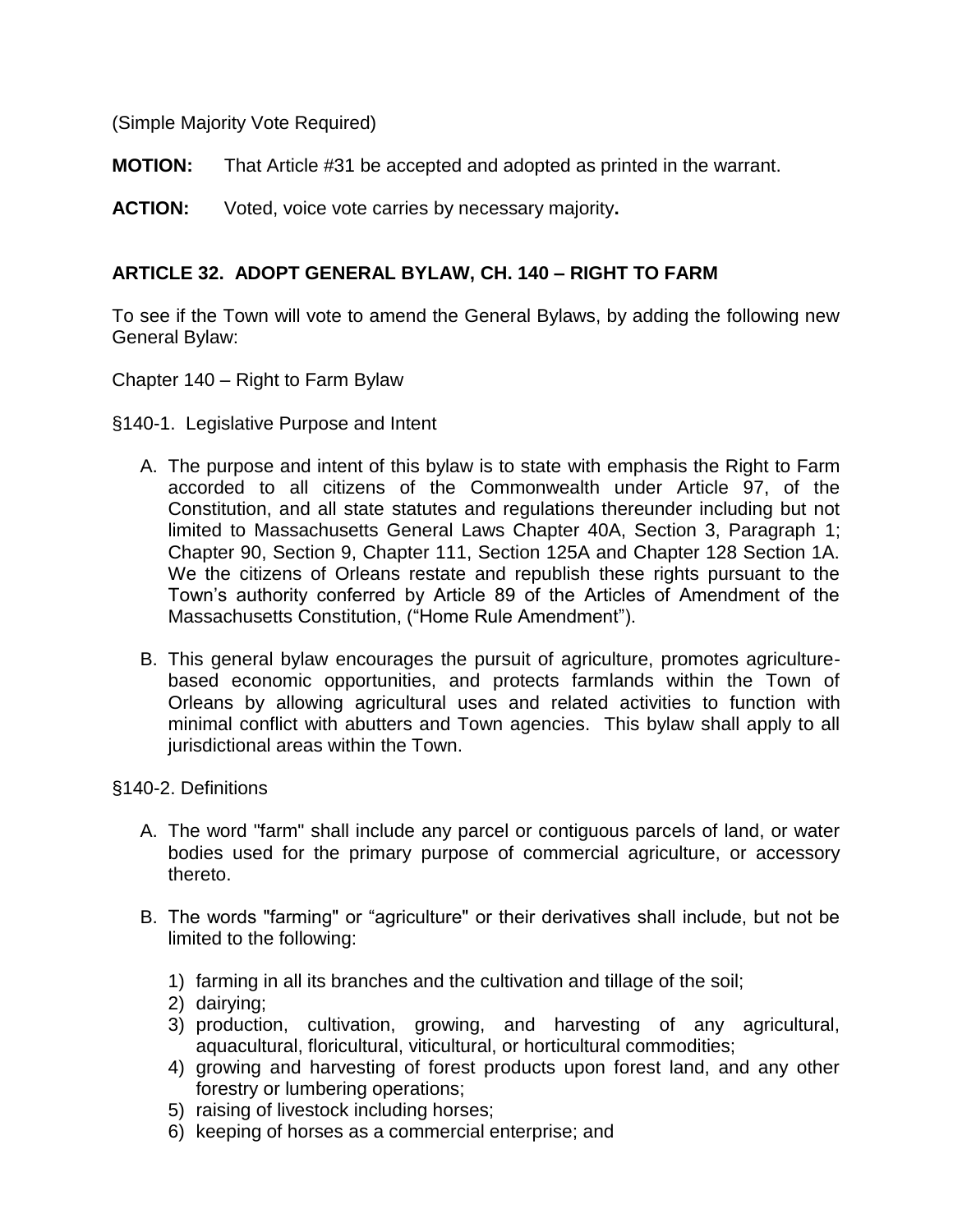(Simple Majority Vote Required)

**MOTION:** That Article #31 be accepted and adopted as printed in the warrant.

**ACTION:** Voted, voice vote carries by necessary majority**.**

**ARTICLE 32. ADOPT GENERAL BYLAW, CH. 140 – RIGHT TO FARM**

To see if the Town will vote to amend the General Bylaws, by adding the following new General Bylaw:

Chapter 140 – Right to Farm Bylaw

§140-1. Legislative Purpose and Intent

A. The purpose and intent of this bylaw is to state with emphasis the Right to Farm accorded to all citizens of the Commonwealth under Article 97, of the Constitution, and all state statutes and regulations thereunder including but not limited to Massachusetts General Laws Chapter 40A, Section 3, Paragraph 1; Chapter 90, Section 9, Chapter 111, Section 125A and Chapter 128 Section 1A. We the citizens of Orleans restate and republish these rights pursuant to the Town's authority conferred by Article 89 of the Articles of Amendment of the Massachusetts Constitution, ("Home Rule Amendment").

B. This general bylaw encourages the pursuit of agriculture, promotes agriculture-based economic opportunities, and protects farmlands within the Town of Orleans by allowing agricultural uses and related activities to function with minimal conflict with abutters and Town agencies. This bylaw shall apply to all jurisdictional areas within the Town.

§140-2. Definitions

A. The word "farm" shall include any parcel or contiguous parcels of land, or water bodies used for the primary purpose of commercial agriculture, or accessory thereto.

B. The words "farming" or "agriculture" or their derivatives shall include, but not be limited to the following:

   1) farming in all its branches and the cultivation and tillage of the soil;
   2) dairying;
   3) production, cultivation, growing, and harvesting of any agricultural, aquacultural, floricultural, viticultural, or horticultural commodities;
   4) growing and harvesting of forest products upon forest land, and any other forestry or lumbering operations;
   5) raising of livestock including horses;
   6) keeping of horses as a commercial enterprise; and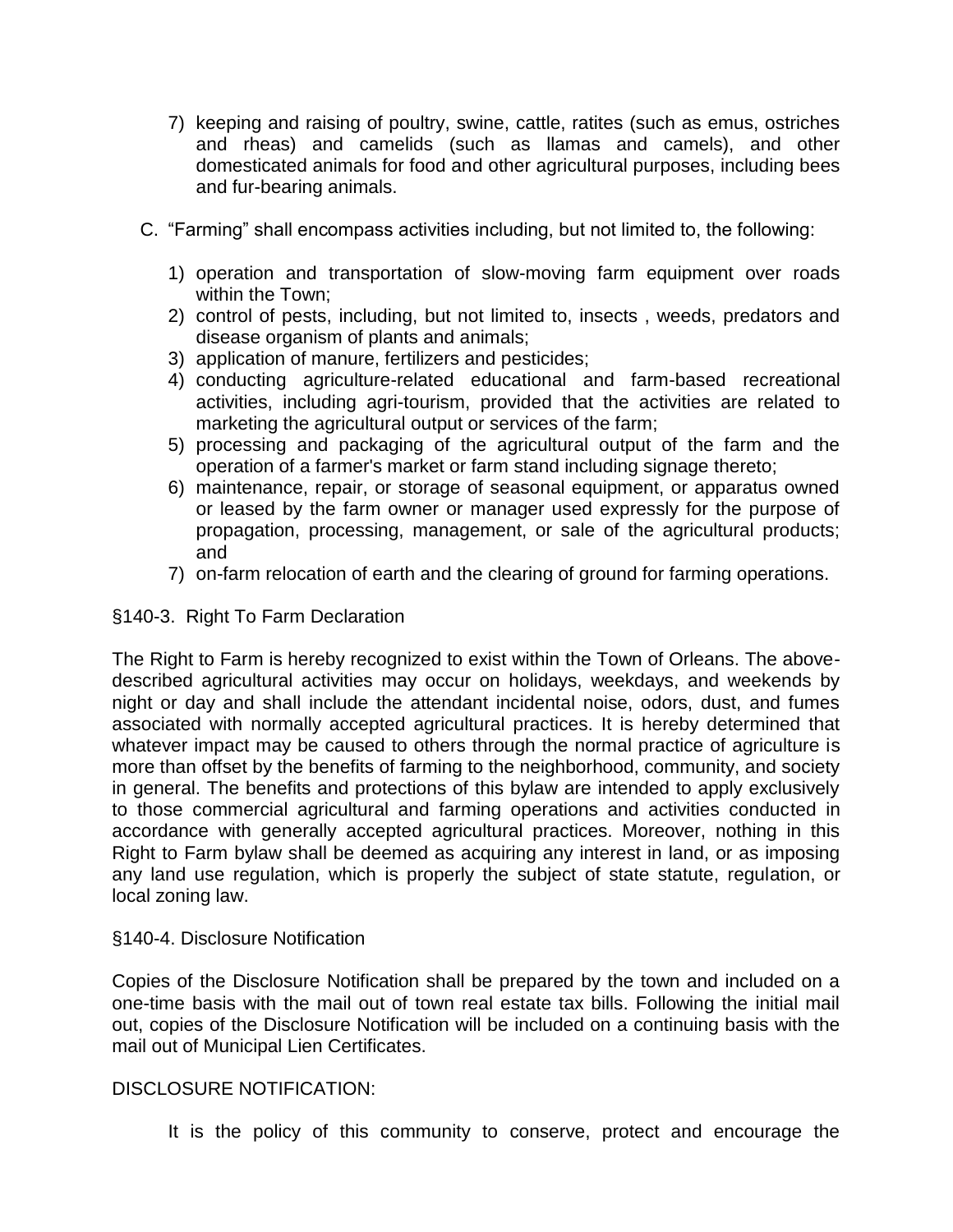7) keeping and raising of poultry, swine, cattle, ratites (such as emus, ostriches and rheas) and camelids (such as llamas and camels), and other domesticated animals for food and other agricultural purposes, including bees and fur-bearing animals.

C. "Farming" shall encompass activities including, but not limited to, the following:

1) operation and transportation of slow-moving farm equipment over roads within the Town;
2) control of pests, including, but not limited to, insects , weeds, predators and disease organism of plants and animals;
3) application of manure, fertilizers and pesticides;
4) conducting agriculture-related educational and farm-based recreational activities, including agri-tourism, provided that the activities are related to marketing the agricultural output or services of the farm;
5) processing and packaging of the agricultural output of the farm and the operation of a farmer's market or farm stand including signage thereto;
6) maintenance, repair, or storage of seasonal equipment, or apparatus owned or leased by the farm owner or manager used expressly for the purpose of propagation, processing, management, or sale of the agricultural products; and
7) on-farm relocation of earth and the clearing of ground for farming operations.

§140-3. Right To Farm Declaration

The Right to Farm is hereby recognized to exist within the Town of Orleans. The above-described agricultural activities may occur on holidays, weekdays, and weekends by night or day and shall include the attendant incidental noise, odors, dust, and fumes associated with normally accepted agricultural practices. It is hereby determined that whatever impact may be caused to others through the normal practice of agriculture is more than offset by the benefits of farming to the neighborhood, community, and society in general. The benefits and protections of this bylaw are intended to apply exclusively to those commercial agricultural and farming operations and activities conducted in accordance with generally accepted agricultural practices. Moreover, nothing in this Right to Farm bylaw shall be deemed as acquiring any interest in land, or as imposing any land use regulation, which is properly the subject of state statute, regulation, or local zoning law.

§140-4. Disclosure Notification

Copies of the Disclosure Notification shall be prepared by the town and included on a one-time basis with the mail out of town real estate tax bills. Following the initial mail out, copies of the Disclosure Notification will be included on a continuing basis with the mail out of Municipal Lien Certificates.

DISCLOSURE NOTIFICATION:

It is the policy of this community to conserve, protect and encourage the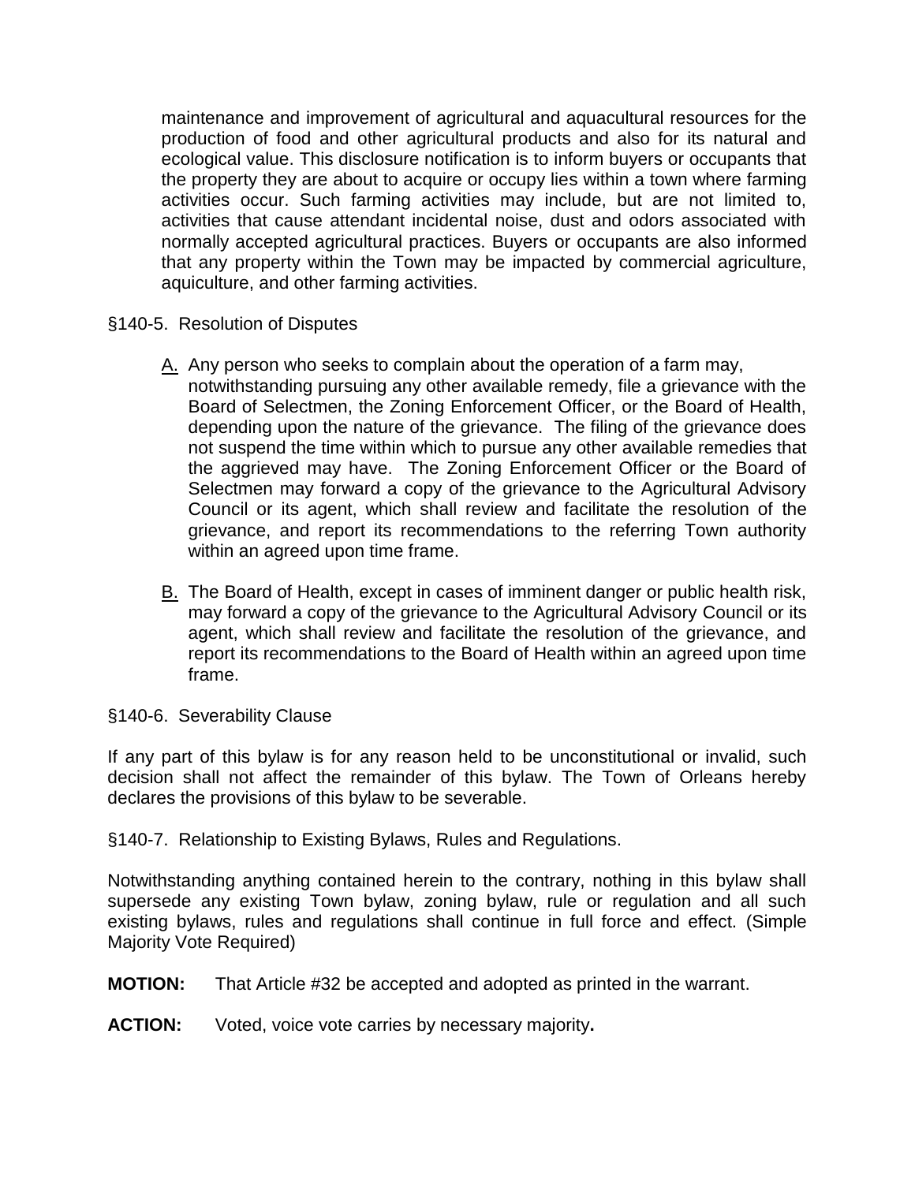maintenance and improvement of agricultural and aquacultural resources for the production of food and other agricultural products and also for its natural and ecological value. This disclosure notification is to inform buyers or occupants that the property they are about to acquire or occupy lies within a town where farming activities occur. Such farming activities may include, but are not limited to, activities that cause attendant incidental noise, dust and odors associated with normally accepted agricultural practices. Buyers or occupants are also informed that any property within the Town may be impacted by commercial agriculture, aquiculture, and other farming activities.

§140-5. Resolution of Disputes

A. Any person who seeks to complain about the operation of a farm may, notwithstanding pursuing any other available remedy, file a grievance with the Board of Selectmen, the Zoning Enforcement Officer, or the Board of Health, depending upon the nature of the grievance. The filing of the grievance does not suspend the time within which to pursue any other available remedies that the aggrieved may have. The Zoning Enforcement Officer or the Board of Selectmen may forward a copy of the grievance to the Agricultural Advisory Council or its agent, which shall review and facilitate the resolution of the grievance, and report its recommendations to the referring Town authority within an agreed upon time frame.

B. The Board of Health, except in cases of imminent danger or public health risk, may forward a copy of the grievance to the Agricultural Advisory Council or its agent, which shall review and facilitate the resolution of the grievance, and report its recommendations to the Board of Health within an agreed upon time frame.

§140-6. Severability Clause

If any part of this bylaw is for any reason held to be unconstitutional or invalid, such decision shall not affect the remainder of this bylaw. The Town of Orleans hereby declares the provisions of this bylaw to be severable.

§140-7. Relationship to Existing Bylaws, Rules and Regulations.

Notwithstanding anything contained herein to the contrary, nothing in this bylaw shall supersede any existing Town bylaw, zoning bylaw, rule or regulation and all such existing bylaws, rules and regulations shall continue in full force and effect. (Simple Majority Vote Required)

**MOTION:** That Article #32 be accepted and adopted as printed in the warrant.

**ACTION:** Voted, voice vote carries by necessary majority**.**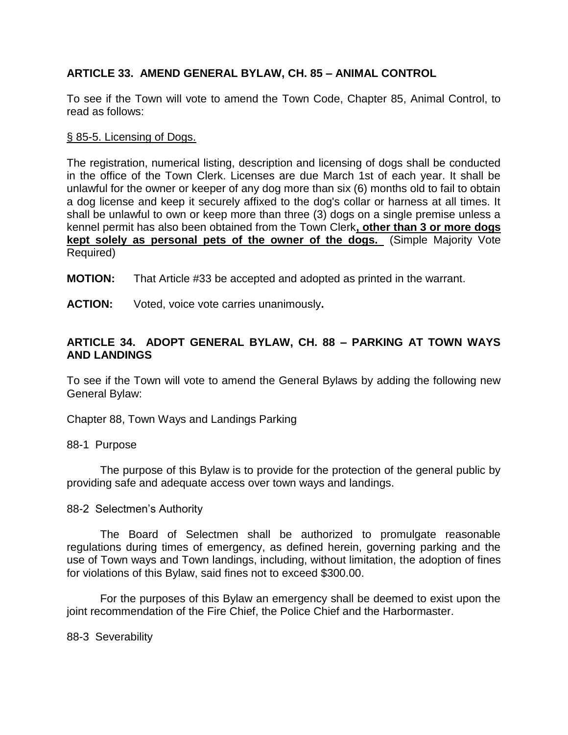### ARTICLE 33. AMEND GENERAL BYLAW, CH. 85 – ANIMAL CONTROL

To see if the Town will vote to amend the Town Code, Chapter 85, Animal Control, to read as follows:

<u>§ 85-5. Licensing of Dogs.</u>

The registration, numerical listing, description and licensing of dogs shall be conducted in the office of the Town Clerk. Licenses are due March 1st of each year. It shall be unlawful for the owner or keeper of any dog more than six (6) months old to fail to obtain a dog license and keep it securely affixed to the dog's collar or harness at all times. It shall be unlawful to own or keep more than three (3) dogs on a single premise unless a kennel permit has also been obtained from the Town Clerk<u>**, other than 3 or more dogs kept solely as personal pets of the owner of the dogs.**</u> (Simple Majority Vote Required)

**MOTION:** That Article #33 be accepted and adopted as printed in the warrant.

**ACTION:** Voted, voice vote carries unanimously**.**

### ARTICLE 34. ADOPT GENERAL BYLAW, CH. 88 – PARKING AT TOWN WAYS AND LANDINGS

To see if the Town will vote to amend the General Bylaws by adding the following new General Bylaw:

Chapter 88, Town Ways and Landings Parking

88-1 Purpose

The purpose of this Bylaw is to provide for the protection of the general public by providing safe and adequate access over town ways and landings.

88-2 Selectmen's Authority

The Board of Selectmen shall be authorized to promulgate reasonable regulations during times of emergency, as defined herein, governing parking and the use of Town ways and Town landings, including, without limitation, the adoption of fines for violations of this Bylaw, said fines not to exceed $300.00.

For the purposes of this Bylaw an emergency shall be deemed to exist upon the joint recommendation of the Fire Chief, the Police Chief and the Harbormaster.

88-3 Severability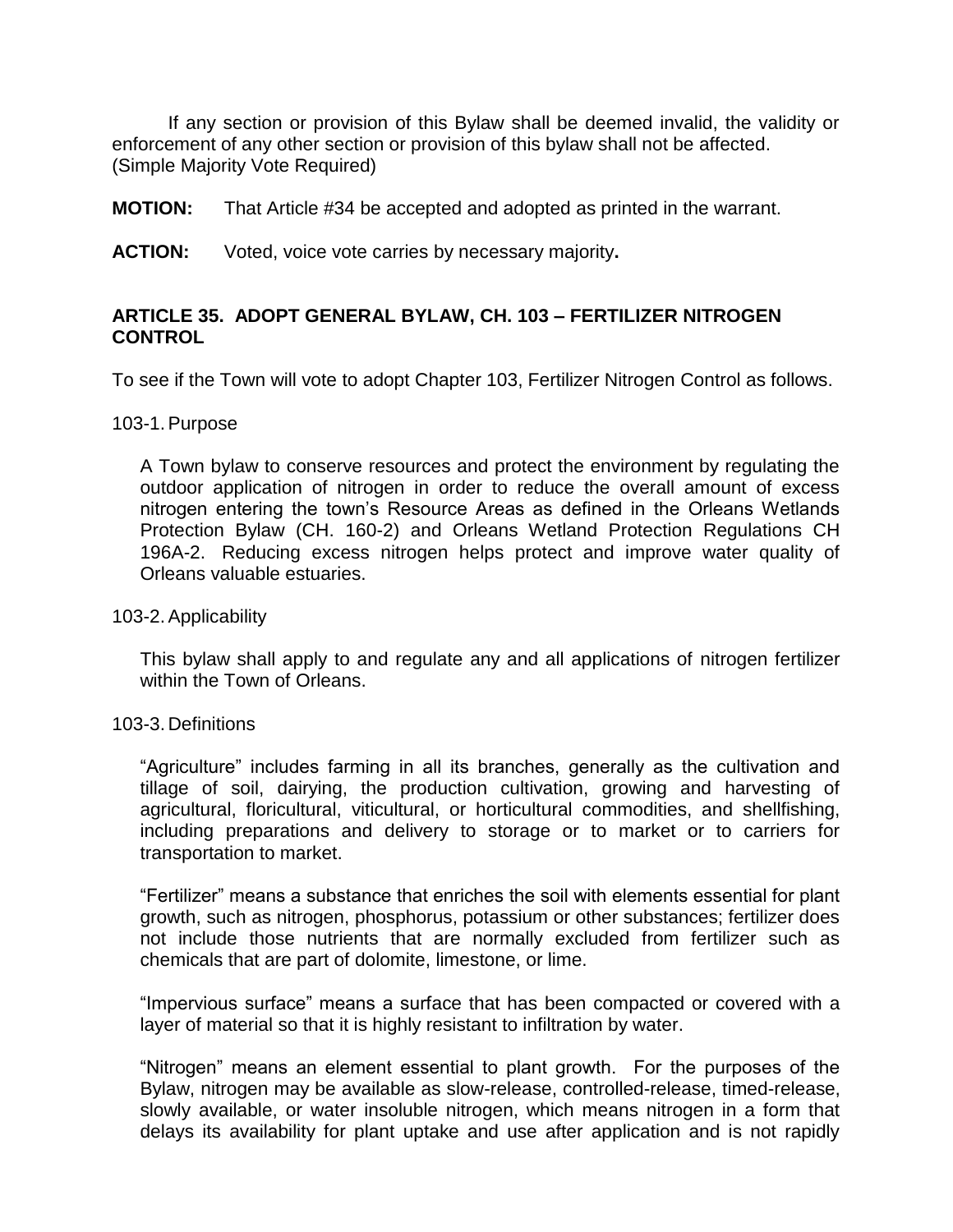If any section or provision of this Bylaw shall be deemed invalid, the validity or enforcement of any other section or provision of this bylaw shall not be affected. (Simple Majority Vote Required)

**MOTION:** That Article #34 be accepted and adopted as printed in the warrant.

**ACTION:** Voted, voice vote carries by necessary majority**.**

### ARTICLE 35. ADOPT GENERAL BYLAW, CH. 103 – FERTILIZER NITROGEN CONTROL

To see if the Town will vote to adopt Chapter 103, Fertilizer Nitrogen Control as follows.

103-1. Purpose

A Town bylaw to conserve resources and protect the environment by regulating the outdoor application of nitrogen in order to reduce the overall amount of excess nitrogen entering the town's Resource Areas as defined in the Orleans Wetlands Protection Bylaw (CH. 160-2) and Orleans Wetland Protection Regulations CH 196A-2. Reducing excess nitrogen helps protect and improve water quality of Orleans valuable estuaries.

103-2. Applicability

This bylaw shall apply to and regulate any and all applications of nitrogen fertilizer within the Town of Orleans.

103-3. Definitions

"Agriculture" includes farming in all its branches, generally as the cultivation and tillage of soil, dairying, the production cultivation, growing and harvesting of agricultural, floricultural, viticultural, or horticultural commodities, and shellfishing, including preparations and delivery to storage or to market or to carriers for transportation to market.

"Fertilizer" means a substance that enriches the soil with elements essential for plant growth, such as nitrogen, phosphorus, potassium or other substances; fertilizer does not include those nutrients that are normally excluded from fertilizer such as chemicals that are part of dolomite, limestone, or lime.

"Impervious surface" means a surface that has been compacted or covered with a layer of material so that it is highly resistant to infiltration by water.

"Nitrogen" means an element essential to plant growth. For the purposes of the Bylaw, nitrogen may be available as slow-release, controlled-release, timed-release, slowly available, or water insoluble nitrogen, which means nitrogen in a form that delays its availability for plant uptake and use after application and is not rapidly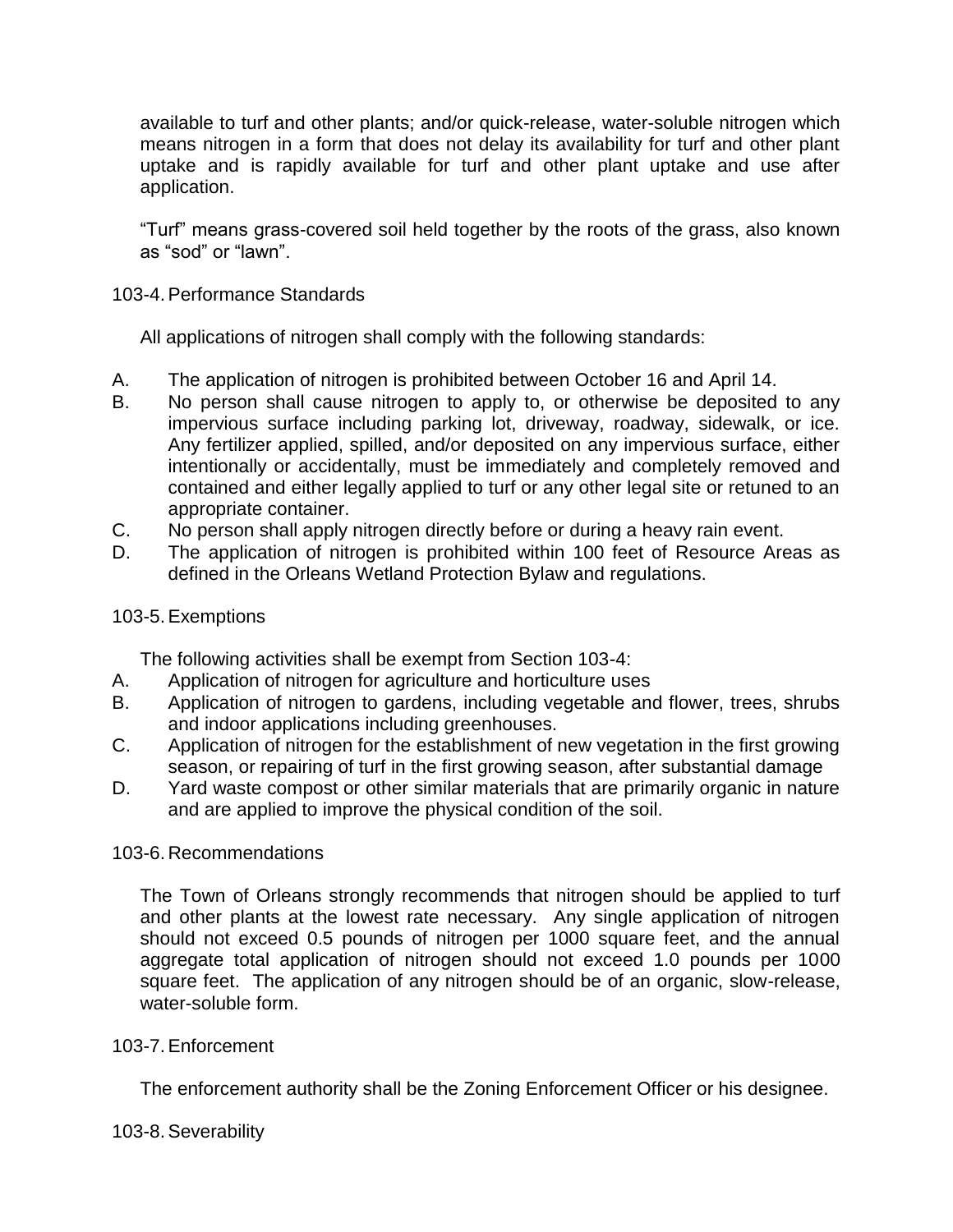available to turf and other plants; and/or quick-release, water-soluble nitrogen which means nitrogen in a form that does not delay its availability for turf and other plant uptake and is rapidly available for turf and other plant uptake and use after application.

"Turf" means grass-covered soil held together by the roots of the grass, also known as "sod" or "lawn".

## 103-4. Performance Standards

All applications of nitrogen shall comply with the following standards:

A. The application of nitrogen is prohibited between October 16 and April 14.

B. No person shall cause nitrogen to apply to, or otherwise be deposited to any impervious surface including parking lot, driveway, roadway, sidewalk, or ice. Any fertilizer applied, spilled, and/or deposited on any impervious surface, either intentionally or accidentally, must be immediately and completely removed and contained and either legally applied to turf or any other legal site or retuned to an appropriate container.

C. No person shall apply nitrogen directly before or during a heavy rain event.

D. The application of nitrogen is prohibited within 100 feet of Resource Areas as defined in the Orleans Wetland Protection Bylaw and regulations.

## 103-5. Exemptions

The following activities shall be exempt from Section 103-4:

A. Application of nitrogen for agriculture and horticulture uses

B. Application of nitrogen to gardens, including vegetable and flower, trees, shrubs and indoor applications including greenhouses.

C. Application of nitrogen for the establishment of new vegetation in the first growing season, or repairing of turf in the first growing season, after substantial damage

D. Yard waste compost or other similar materials that are primarily organic in nature and are applied to improve the physical condition of the soil.

## 103-6. Recommendations

The Town of Orleans strongly recommends that nitrogen should be applied to turf and other plants at the lowest rate necessary. Any single application of nitrogen should not exceed 0.5 pounds of nitrogen per 1000 square feet, and the annual aggregate total application of nitrogen should not exceed 1.0 pounds per 1000 square feet. The application of any nitrogen should be of an organic, slow-release, water-soluble form.

## 103-7. Enforcement

The enforcement authority shall be the Zoning Enforcement Officer or his designee.

## 103-8. Severability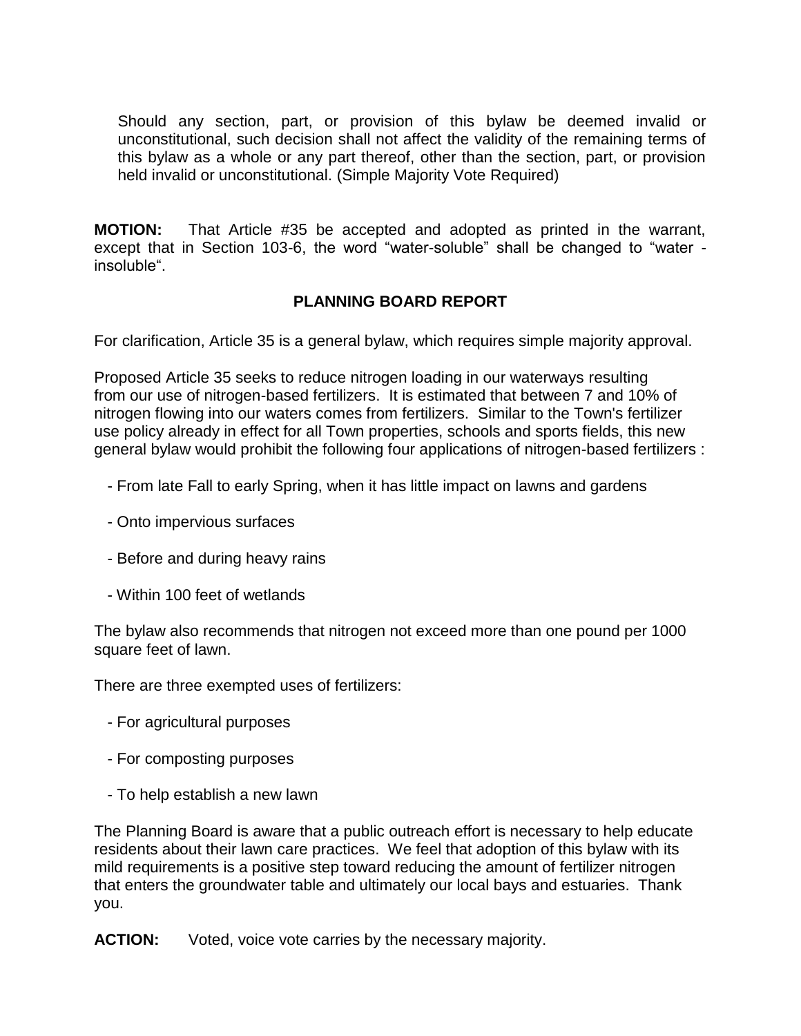Should any section, part, or provision of this bylaw be deemed invalid or unconstitutional, such decision shall not affect the validity of the remaining terms of this bylaw as a whole or any part thereof, other than the section, part, or provision held invalid or unconstitutional. (Simple Majority Vote Required)

**MOTION:** That Article #35 be accepted and adopted as printed in the warrant, except that in Section 103-6, the word "water-soluble" shall be changed to "water - insoluble".

**PLANNING BOARD REPORT**

For clarification, Article 35 is a general bylaw, which requires simple majority approval.

Proposed Article 35 seeks to reduce nitrogen loading in our waterways resulting from our use of nitrogen-based fertilizers. It is estimated that between 7 and 10% of nitrogen flowing into our waters comes from fertilizers. Similar to the Town's fertilizer use policy already in effect for all Town properties, schools and sports fields, this new general bylaw would prohibit the following four applications of nitrogen-based fertilizers :

- From late Fall to early Spring, when it has little impact on lawns and gardens
- Onto impervious surfaces
- Before and during heavy rains
- Within 100 feet of wetlands

The bylaw also recommends that nitrogen not exceed more than one pound per 1000 square feet of lawn.

There are three exempted uses of fertilizers:

- For agricultural purposes
- For composting purposes
- To help establish a new lawn

The Planning Board is aware that a public outreach effort is necessary to help educate residents about their lawn care practices. We feel that adoption of this bylaw with its mild requirements is a positive step toward reducing the amount of fertilizer nitrogen that enters the groundwater table and ultimately our local bays and estuaries. Thank you.

**ACTION:** Voted, voice vote carries by the necessary majority.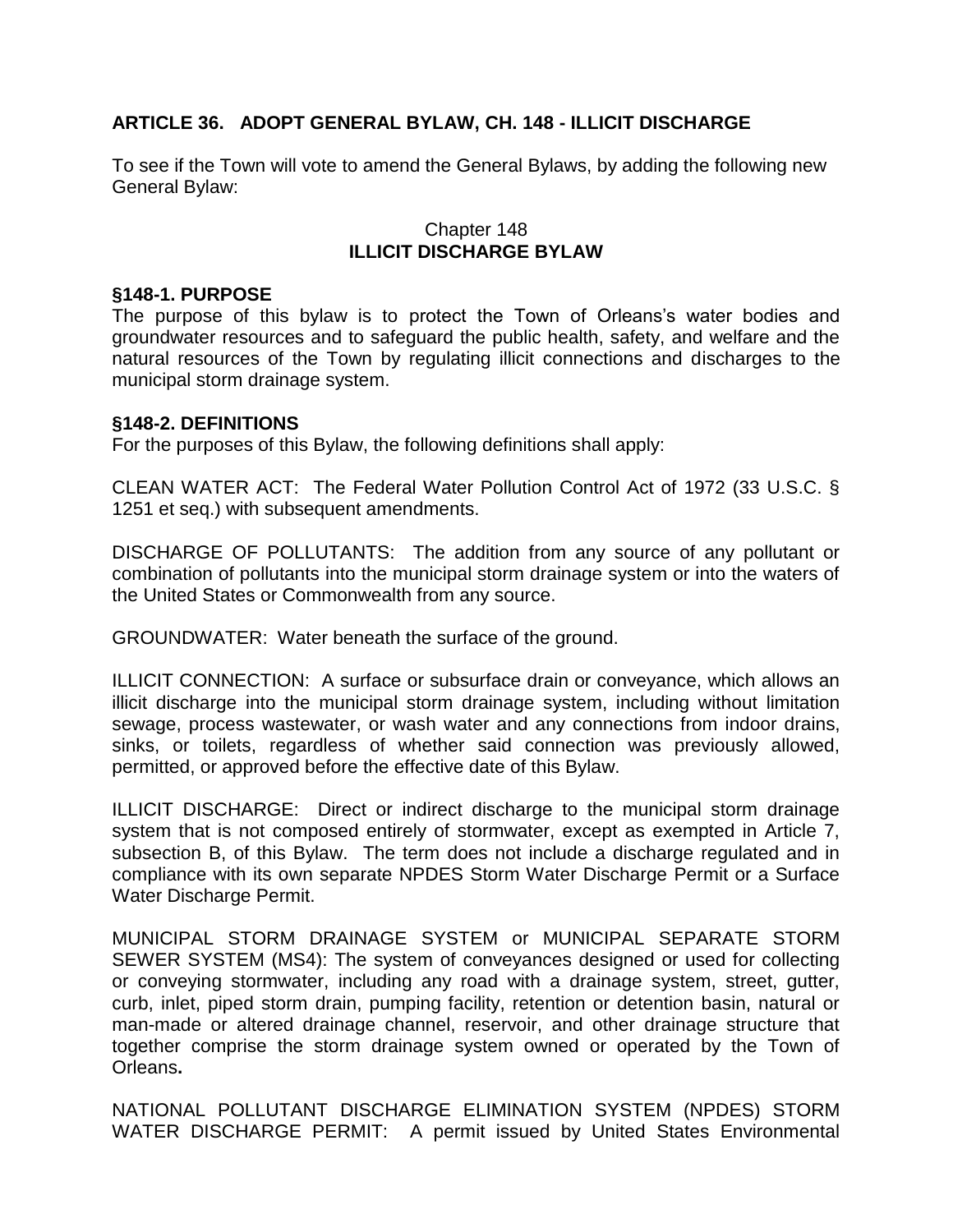## ARTICLE 36. ADOPT GENERAL BYLAW, CH. 148 - ILLICIT DISCHARGE

To see if the Town will vote to amend the General Bylaws, by adding the following new General Bylaw:

Chapter 148
**ILLICIT DISCHARGE BYLAW**

### §148-1. PURPOSE

The purpose of this bylaw is to protect the Town of Orleans's water bodies and groundwater resources and to safeguard the public health, safety, and welfare and the natural resources of the Town by regulating illicit connections and discharges to the municipal storm drainage system.

### §148-2. DEFINITIONS

For the purposes of this Bylaw, the following definitions shall apply:

CLEAN WATER ACT: The Federal Water Pollution Control Act of 1972 (33 U.S.C. § 1251 et seq.) with subsequent amendments.

DISCHARGE OF POLLUTANTS: The addition from any source of any pollutant or combination of pollutants into the municipal storm drainage system or into the waters of the United States or Commonwealth from any source.

GROUNDWATER: Water beneath the surface of the ground.

ILLICIT CONNECTION: A surface or subsurface drain or conveyance, which allows an illicit discharge into the municipal storm drainage system, including without limitation sewage, process wastewater, or wash water and any connections from indoor drains, sinks, or toilets, regardless of whether said connection was previously allowed, permitted, or approved before the effective date of this Bylaw.

ILLICIT DISCHARGE: Direct or indirect discharge to the municipal storm drainage system that is not composed entirely of stormwater, except as exempted in Article 7, subsection B, of this Bylaw. The term does not include a discharge regulated and in compliance with its own separate NPDES Storm Water Discharge Permit or a Surface Water Discharge Permit.

MUNICIPAL STORM DRAINAGE SYSTEM or MUNICIPAL SEPARATE STORM SEWER SYSTEM (MS4): The system of conveyances designed or used for collecting or conveying stormwater, including any road with a drainage system, street, gutter, curb, inlet, piped storm drain, pumping facility, retention or detention basin, natural or man-made or altered drainage channel, reservoir, and other drainage structure that together comprise the storm drainage system owned or operated by the Town of Orleans**.**

NATIONAL POLLUTANT DISCHARGE ELIMINATION SYSTEM (NPDES) STORM WATER DISCHARGE PERMIT: A permit issued by United States Environmental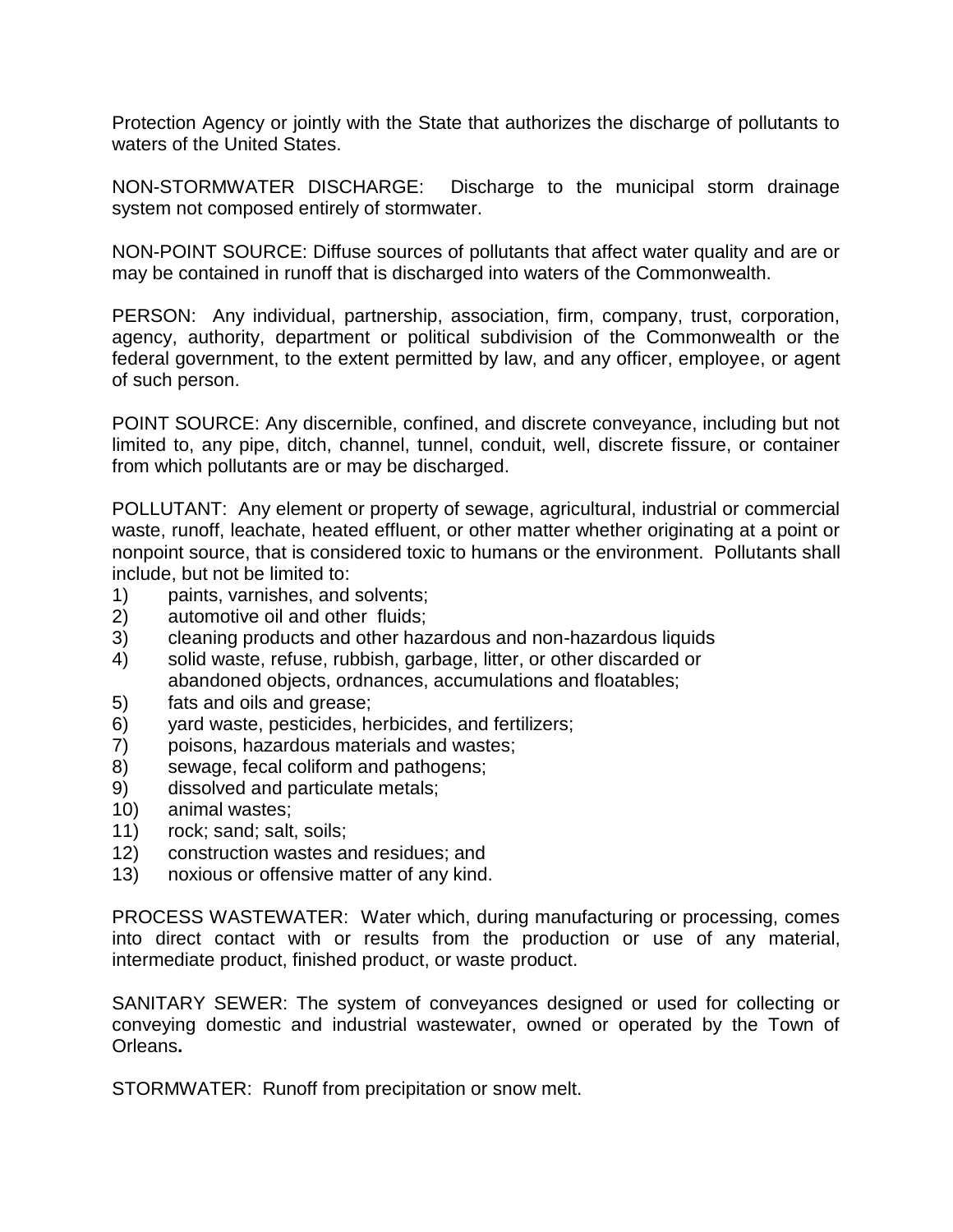Protection Agency or jointly with the State that authorizes the discharge of pollutants to waters of the United States.

NON-STORMWATER DISCHARGE: Discharge to the municipal storm drainage system not composed entirely of stormwater.

NON-POINT SOURCE: Diffuse sources of pollutants that affect water quality and are or may be contained in runoff that is discharged into waters of the Commonwealth.

PERSON: Any individual, partnership, association, firm, company, trust, corporation, agency, authority, department or political subdivision of the Commonwealth or the federal government, to the extent permitted by law, and any officer, employee, or agent of such person.

POINT SOURCE: Any discernible, confined, and discrete conveyance, including but not limited to, any pipe, ditch, channel, tunnel, conduit, well, discrete fissure, or container from which pollutants are or may be discharged.

POLLUTANT: Any element or property of sewage, agricultural, industrial or commercial waste, runoff, leachate, heated effluent, or other matter whether originating at a point or nonpoint source, that is considered toxic to humans or the environment. Pollutants shall include, but not be limited to:

1) paints, varnishes, and solvents;
2) automotive oil and other fluids;
3) cleaning products and other hazardous and non-hazardous liquids
4) solid waste, refuse, rubbish, garbage, litter, or other discarded or abandoned objects, ordnances, accumulations and floatables;
5) fats and oils and grease;
6) yard waste, pesticides, herbicides, and fertilizers;
7) poisons, hazardous materials and wastes;
8) sewage, fecal coliform and pathogens;
9) dissolved and particulate metals;
10) animal wastes;
11) rock; sand; salt, soils;
12) construction wastes and residues; and
13) noxious or offensive matter of any kind.

PROCESS WASTEWATER: Water which, during manufacturing or processing, comes into direct contact with or results from the production or use of any material, intermediate product, finished product, or waste product.

SANITARY SEWER: The system of conveyances designed or used for collecting or conveying domestic and industrial wastewater, owned or operated by the Town of Orleans**.**

STORMWATER: Runoff from precipitation or snow melt.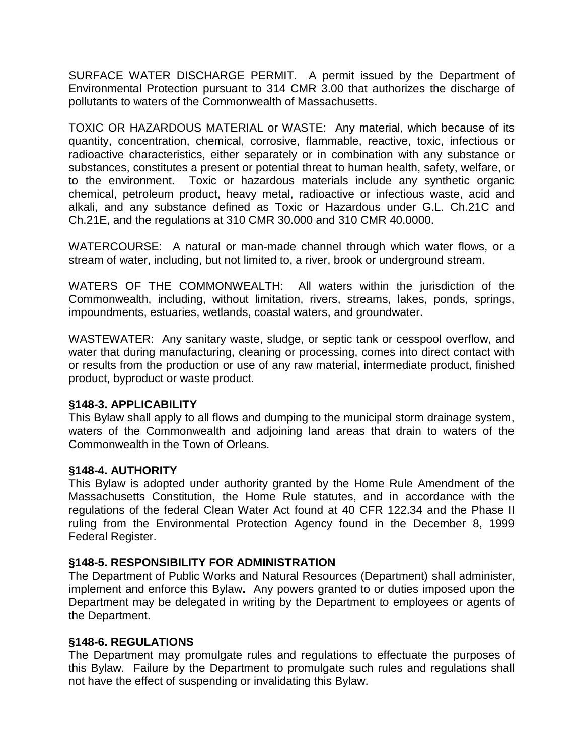SURFACE WATER DISCHARGE PERMIT. A permit issued by the Department of Environmental Protection pursuant to 314 CMR 3.00 that authorizes the discharge of pollutants to waters of the Commonwealth of Massachusetts.

TOXIC OR HAZARDOUS MATERIAL or WASTE: Any material, which because of its quantity, concentration, chemical, corrosive, flammable, reactive, toxic, infectious or radioactive characteristics, either separately or in combination with any substance or substances, constitutes a present or potential threat to human health, safety, welfare, or to the environment. Toxic or hazardous materials include any synthetic organic chemical, petroleum product, heavy metal, radioactive or infectious waste, acid and alkali, and any substance defined as Toxic or Hazardous under G.L. Ch.21C and Ch.21E, and the regulations at 310 CMR 30.000 and 310 CMR 40.0000.

WATERCOURSE: A natural or man-made channel through which water flows, or a stream of water, including, but not limited to, a river, brook or underground stream.

WATERS OF THE COMMONWEALTH: All waters within the jurisdiction of the Commonwealth, including, without limitation, rivers, streams, lakes, ponds, springs, impoundments, estuaries, wetlands, coastal waters, and groundwater.

WASTEWATER: Any sanitary waste, sludge, or septic tank or cesspool overflow, and water that during manufacturing, cleaning or processing, comes into direct contact with or results from the production or use of any raw material, intermediate product, finished product, byproduct or waste product.

**§148-3. APPLICABILITY**

This Bylaw shall apply to all flows and dumping to the municipal storm drainage system, waters of the Commonwealth and adjoining land areas that drain to waters of the Commonwealth in the Town of Orleans.

**§148-4. AUTHORITY**

This Bylaw is adopted under authority granted by the Home Rule Amendment of the Massachusetts Constitution, the Home Rule statutes, and in accordance with the regulations of the federal Clean Water Act found at 40 CFR 122.34 and the Phase II ruling from the Environmental Protection Agency found in the December 8, 1999 Federal Register.

**§148-5. RESPONSIBILITY FOR ADMINISTRATION**

The Department of Public Works and Natural Resources (Department) shall administer, implement and enforce this Bylaw**.** Any powers granted to or duties imposed upon the Department may be delegated in writing by the Department to employees or agents of the Department.

**§148-6. REGULATIONS**

The Department may promulgate rules and regulations to effectuate the purposes of this Bylaw. Failure by the Department to promulgate such rules and regulations shall not have the effect of suspending or invalidating this Bylaw.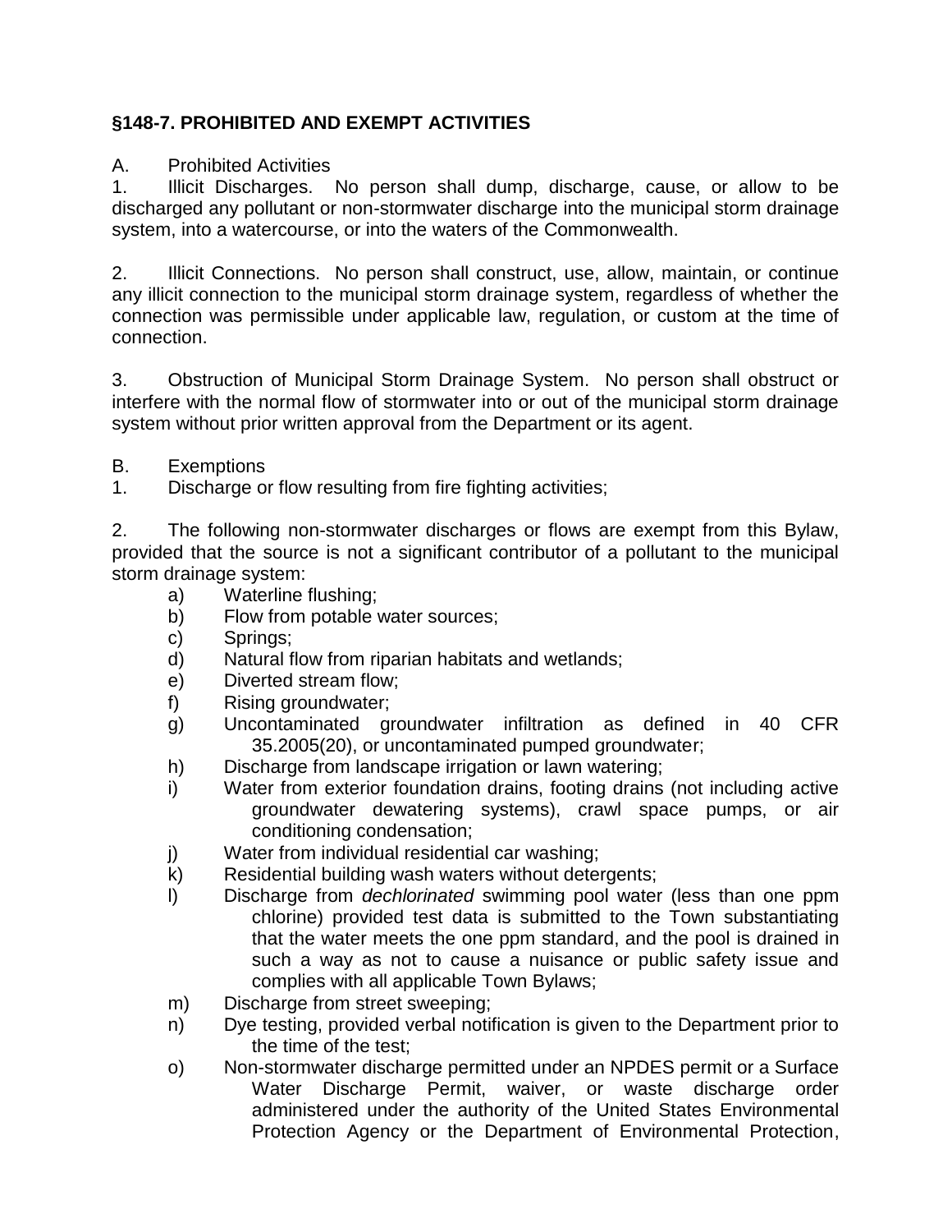## §148-7. PROHIBITED AND EXEMPT ACTIVITIES

A. Prohibited Activities

1. Illicit Discharges. No person shall dump, discharge, cause, or allow to be discharged any pollutant or non-stormwater discharge into the municipal storm drainage system, into a watercourse, or into the waters of the Commonwealth.

2. Illicit Connections. No person shall construct, use, allow, maintain, or continue any illicit connection to the municipal storm drainage system, regardless of whether the connection was permissible under applicable law, regulation, or custom at the time of connection.

3. Obstruction of Municipal Storm Drainage System. No person shall obstruct or interfere with the normal flow of stormwater into or out of the municipal storm drainage system without prior written approval from the Department or its agent.

B. Exemptions

1. Discharge or flow resulting from fire fighting activities;

2. The following non-stormwater discharges or flows are exempt from this Bylaw, provided that the source is not a significant contributor of a pollutant to the municipal storm drainage system:

   a) Waterline flushing;
   b) Flow from potable water sources;
   c) Springs;
   d) Natural flow from riparian habitats and wetlands;
   e) Diverted stream flow;
   f) Rising groundwater;
   g) Uncontaminated groundwater infiltration as defined in 40 CFR 35.2005(20), or uncontaminated pumped groundwater;
   h) Discharge from landscape irrigation or lawn watering;
   i) Water from exterior foundation drains, footing drains (not including active groundwater dewatering systems), crawl space pumps, or air conditioning condensation;
   j) Water from individual residential car washing;
   k) Residential building wash waters without detergents;
   l) Discharge from *dechlorinated* swimming pool water (less than one ppm chlorine) provided test data is submitted to the Town substantiating that the water meets the one ppm standard, and the pool is drained in such a way as not to cause a nuisance or public safety issue and complies with all applicable Town Bylaws;
   m) Discharge from street sweeping;
   n) Dye testing, provided verbal notification is given to the Department prior to the time of the test;
   o) Non-stormwater discharge permitted under an NPDES permit or a Surface Water Discharge Permit, waiver, or waste discharge order administered under the authority of the United States Environmental Protection Agency or the Department of Environmental Protection,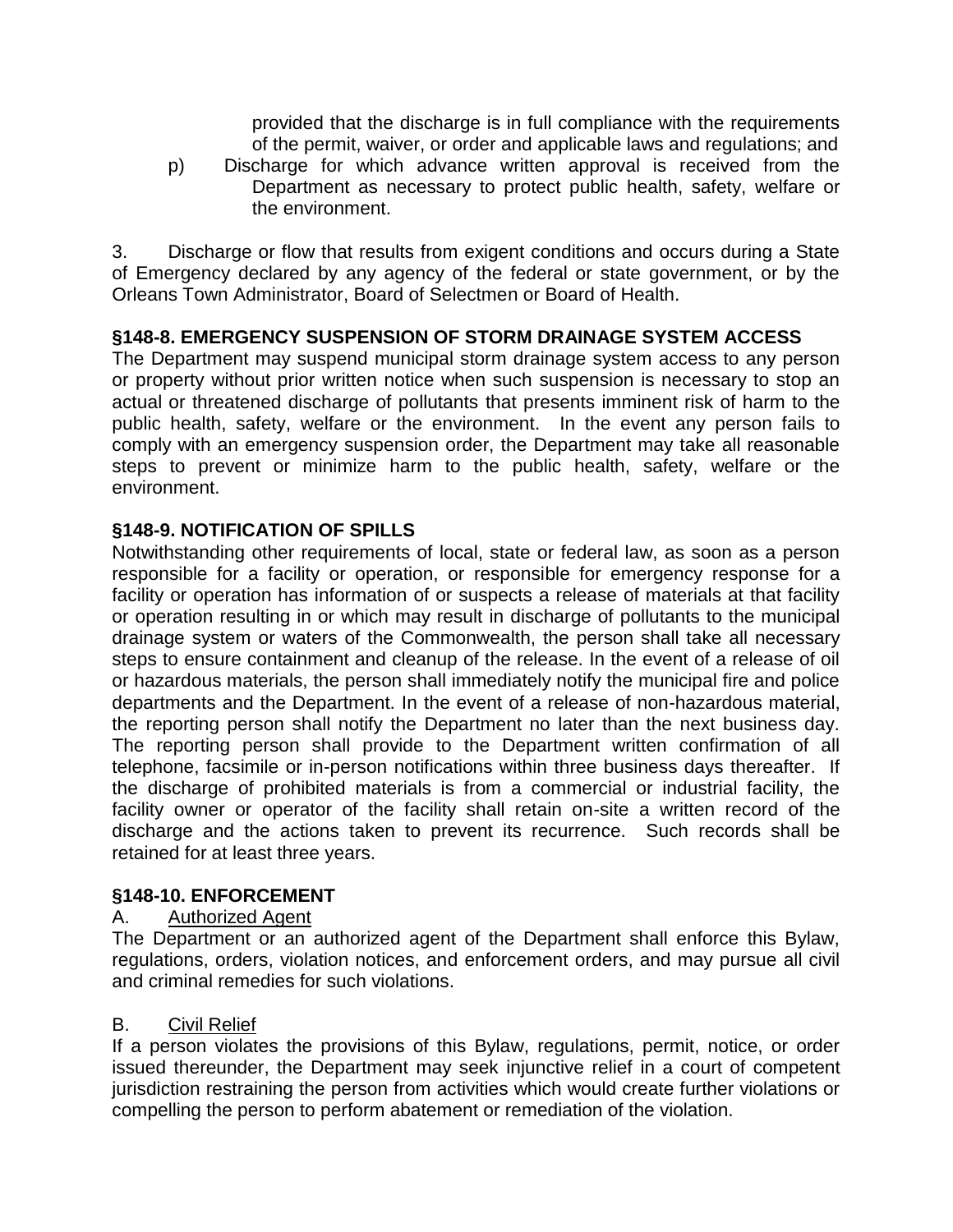provided that the discharge is in full compliance with the requirements of the permit, waiver, or order and applicable laws and regulations; and

p) Discharge for which advance written approval is received from the Department as necessary to protect public health, safety, welfare or the environment.

3. Discharge or flow that results from exigent conditions and occurs during a State of Emergency declared by any agency of the federal or state government, or by the Orleans Town Administrator, Board of Selectmen or Board of Health.

### §148-8. EMERGENCY SUSPENSION OF STORM DRAINAGE SYSTEM ACCESS

The Department may suspend municipal storm drainage system access to any person or property without prior written notice when such suspension is necessary to stop an actual or threatened discharge of pollutants that presents imminent risk of harm to the public health, safety, welfare or the environment. In the event any person fails to comply with an emergency suspension order, the Department may take all reasonable steps to prevent or minimize harm to the public health, safety, welfare or the environment.

### §148-9. NOTIFICATION OF SPILLS

Notwithstanding other requirements of local, state or federal law, as soon as a person responsible for a facility or operation, or responsible for emergency response for a facility or operation has information of or suspects a release of materials at that facility or operation resulting in or which may result in discharge of pollutants to the municipal drainage system or waters of the Commonwealth, the person shall take all necessary steps to ensure containment and cleanup of the release. In the event of a release of oil or hazardous materials, the person shall immediately notify the municipal fire and police departments and the Department. In the event of a release of non-hazardous material, the reporting person shall notify the Department no later than the next business day. The reporting person shall provide to the Department written confirmation of all telephone, facsimile or in-person notifications within three business days thereafter. If the discharge of prohibited materials is from a commercial or industrial facility, the facility owner or operator of the facility shall retain on-site a written record of the discharge and the actions taken to prevent its recurrence. Such records shall be retained for at least three years.

### §148-10. ENFORCEMENT

A. Authorized Agent

The Department or an authorized agent of the Department shall enforce this Bylaw, regulations, orders, violation notices, and enforcement orders, and may pursue all civil and criminal remedies for such violations.

B. Civil Relief

If a person violates the provisions of this Bylaw, regulations, permit, notice, or order issued thereunder, the Department may seek injunctive relief in a court of competent jurisdiction restraining the person from activities which would create further violations or compelling the person to perform abatement or remediation of the violation.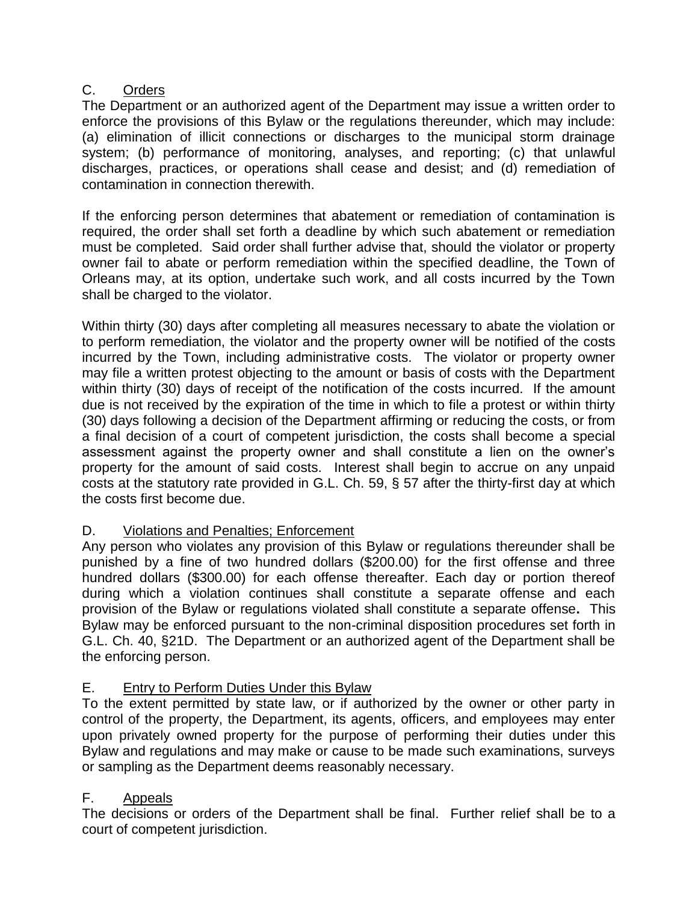### C. <u>Orders</u>

The Department or an authorized agent of the Department may issue a written order to enforce the provisions of this Bylaw or the regulations thereunder, which may include: (a) elimination of illicit connections or discharges to the municipal storm drainage system; (b) performance of monitoring, analyses, and reporting; (c) that unlawful discharges, practices, or operations shall cease and desist; and (d) remediation of contamination in connection therewith.

If the enforcing person determines that abatement or remediation of contamination is required, the order shall set forth a deadline by which such abatement or remediation must be completed. Said order shall further advise that, should the violator or property owner fail to abate or perform remediation within the specified deadline, the Town of Orleans may, at its option, undertake such work, and all costs incurred by the Town shall be charged to the violator.

Within thirty (30) days after completing all measures necessary to abate the violation or to perform remediation, the violator and the property owner will be notified of the costs incurred by the Town, including administrative costs. The violator or property owner may file a written protest objecting to the amount or basis of costs with the Department within thirty (30) days of receipt of the notification of the costs incurred. If the amount due is not received by the expiration of the time in which to file a protest or within thirty (30) days following a decision of the Department affirming or reducing the costs, or from a final decision of a court of competent jurisdiction, the costs shall become a special assessment against the property owner and shall constitute a lien on the owner's property for the amount of said costs. Interest shall begin to accrue on any unpaid costs at the statutory rate provided in G.L. Ch. 59, § 57 after the thirty-first day at which the costs first become due.

### D. <u>Violations and Penalties; Enforcement</u>

Any person who violates any provision of this Bylaw or regulations thereunder shall be punished by a fine of two hundred dollars ($200.00) for the first offense and three hundred dollars ($300.00) for each offense thereafter. Each day or portion thereof during which a violation continues shall constitute a separate offense and each provision of the Bylaw or regulations violated shall constitute a separate offense**.** This Bylaw may be enforced pursuant to the non-criminal disposition procedures set forth in G.L. Ch. 40, §21D. The Department or an authorized agent of the Department shall be the enforcing person.

### E. <u>Entry to Perform Duties Under this Bylaw</u>

To the extent permitted by state law, or if authorized by the owner or other party in control of the property, the Department, its agents, officers, and employees may enter upon privately owned property for the purpose of performing their duties under this Bylaw and regulations and may make or cause to be made such examinations, surveys or sampling as the Department deems reasonably necessary.

### F. <u>Appeals</u>

The decisions or orders of the Department shall be final. Further relief shall be to a court of competent jurisdiction.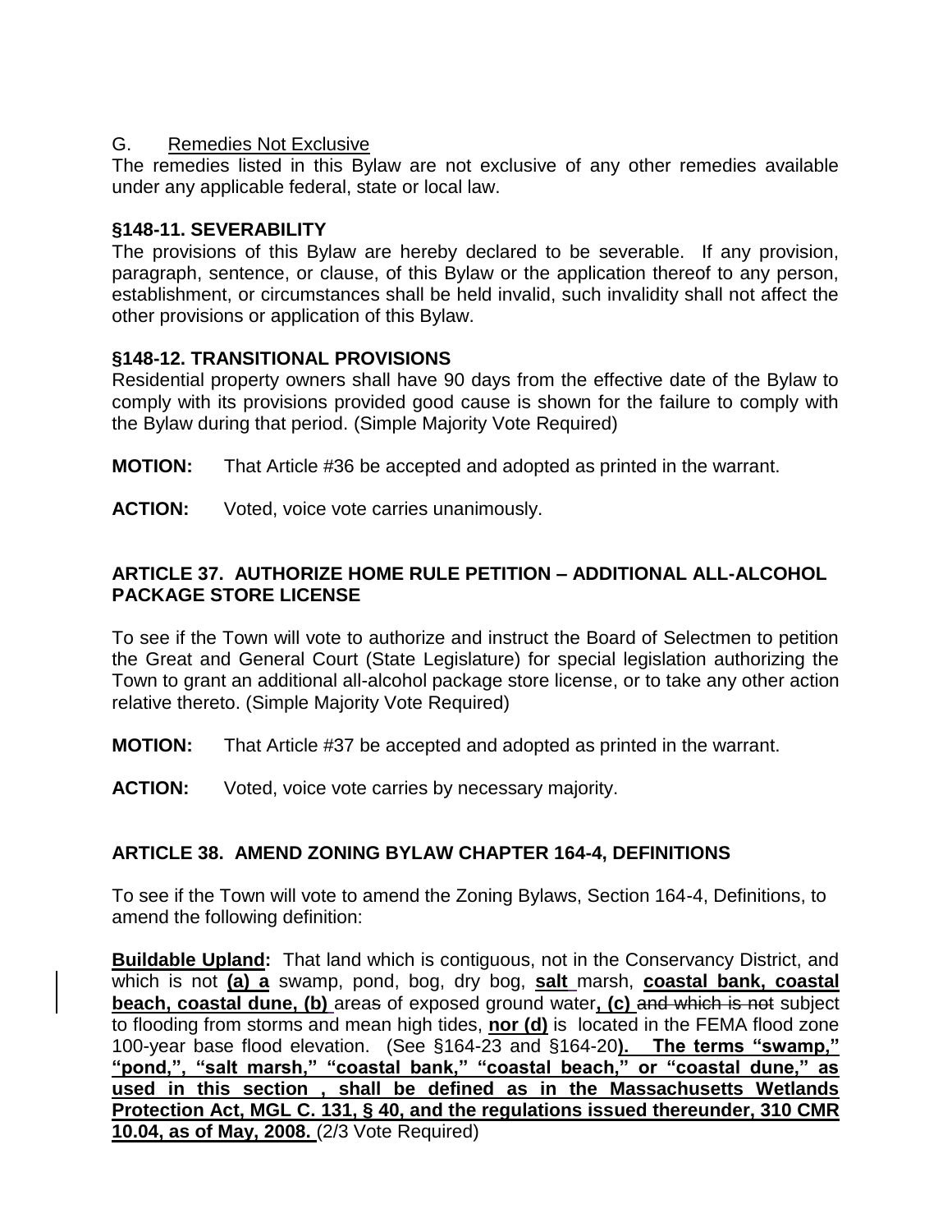G. Remedies Not Exclusive

The remedies listed in this Bylaw are not exclusive of any other remedies available under any applicable federal, state or local law.

**§148-11. SEVERABILITY**

The provisions of this Bylaw are hereby declared to be severable. If any provision, paragraph, sentence, or clause, of this Bylaw or the application thereof to any person, establishment, or circumstances shall be held invalid, such invalidity shall not affect the other provisions or application of this Bylaw.

**§148-12. TRANSITIONAL PROVISIONS**

Residential property owners shall have 90 days from the effective date of the Bylaw to comply with its provisions provided good cause is shown for the failure to comply with the Bylaw during that period. (Simple Majority Vote Required)

**MOTION:** That Article #36 be accepted and adopted as printed in the warrant.

**ACTION:** Voted, voice vote carries unanimously.

**ARTICLE 37. AUTHORIZE HOME RULE PETITION – ADDITIONAL ALL-ALCOHOL PACKAGE STORE LICENSE**

To see if the Town will vote to authorize and instruct the Board of Selectmen to petition the Great and General Court (State Legislature) for special legislation authorizing the Town to grant an additional all-alcohol package store license, or to take any other action relative thereto. (Simple Majority Vote Required)

**MOTION:** That Article #37 be accepted and adopted as printed in the warrant.

**ACTION:** Voted, voice vote carries by necessary majority.

**ARTICLE 38. AMEND ZONING BYLAW CHAPTER 164-4, DEFINITIONS**

To see if the Town will vote to amend the Zoning Bylaws, Section 164-4, Definitions, to amend the following definition:

**Buildable Upland:** That land which is contiguous, not in the Conservancy District, and which is not **(a) a** swamp, pond, bog, dry bog, **salt** marsh, **coastal bank, coastal beach, coastal dune, (b)** areas of exposed ground water**, (c)** ~~and which is not~~ subject to flooding from storms and mean high tides, **nor (d)** is located in the FEMA flood zone 100-year base flood elevation. (See §164-23 and §164-20**). The terms "swamp," "pond,", "salt marsh," "coastal bank," "coastal beach," or "coastal dune," as used in this section , shall be defined as in the Massachusetts Wetlands Protection Act, MGL C. 131, § 40, and the regulations issued thereunder, 310 CMR 10.04, as of May, 2008.** (2/3 Vote Required)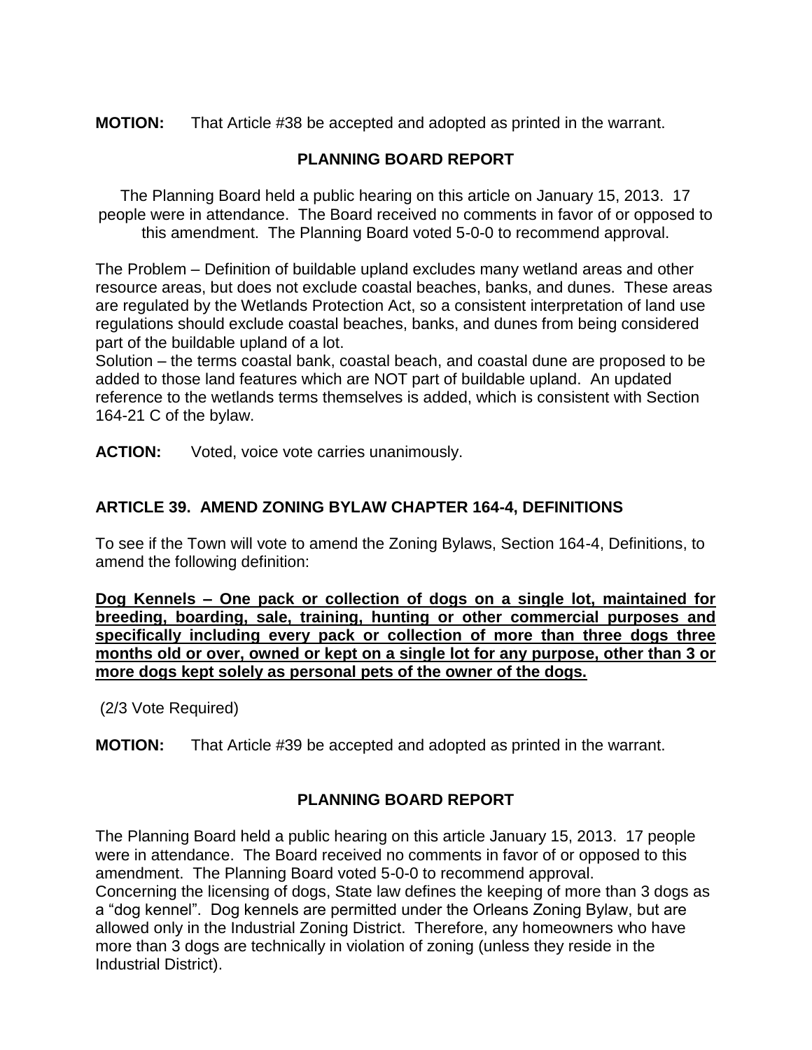**MOTION:** That Article #38 be accepted and adopted as printed in the warrant.

## PLANNING BOARD REPORT

The Planning Board held a public hearing on this article on January 15, 2013. 17 people were in attendance. The Board received no comments in favor of or opposed to this amendment. The Planning Board voted 5-0-0 to recommend approval.

The Problem – Definition of buildable upland excludes many wetland areas and other resource areas, but does not exclude coastal beaches, banks, and dunes. These areas are regulated by the Wetlands Protection Act, so a consistent interpretation of land use regulations should exclude coastal beaches, banks, and dunes from being considered part of the buildable upland of a lot.
Solution – the terms coastal bank, coastal beach, and coastal dune are proposed to be added to those land features which are NOT part of buildable upland. An updated reference to the wetlands terms themselves is added, which is consistent with Section 164-21 C of the bylaw.

**ACTION:** Voted, voice vote carries unanimously.

## ARTICLE 39. AMEND ZONING BYLAW CHAPTER 164-4, DEFINITIONS

To see if the Town will vote to amend the Zoning Bylaws, Section 164-4, Definitions, to amend the following definition:

**Dog Kennels – One pack or collection of dogs on a single lot, maintained for breeding, boarding, sale, training, hunting or other commercial purposes and specifically including every pack or collection of more than three dogs three months old or over, owned or kept on a single lot for any purpose, other than 3 or more dogs kept solely as personal pets of the owner of the dogs.**

(2/3 Vote Required)

**MOTION:** That Article #39 be accepted and adopted as printed in the warrant.

## PLANNING BOARD REPORT

The Planning Board held a public hearing on this article January 15, 2013. 17 people were in attendance. The Board received no comments in favor of or opposed to this amendment. The Planning Board voted 5-0-0 to recommend approval.
Concerning the licensing of dogs, State law defines the keeping of more than 3 dogs as a "dog kennel". Dog kennels are permitted under the Orleans Zoning Bylaw, but are allowed only in the Industrial Zoning District. Therefore, any homeowners who have more than 3 dogs are technically in violation of zoning (unless they reside in the Industrial District).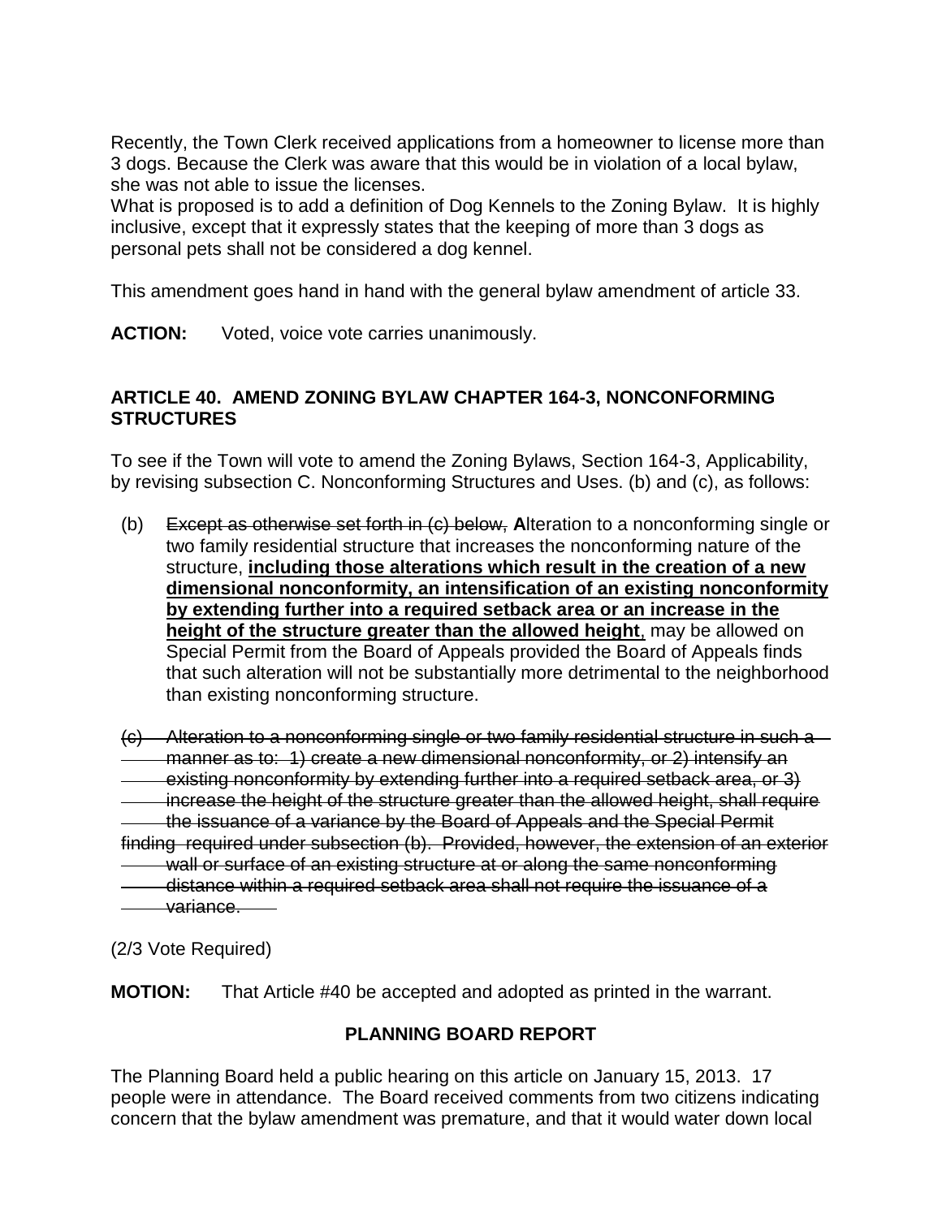Recently, the Town Clerk received applications from a homeowner to license more than 3 dogs. Because the Clerk was aware that this would be in violation of a local bylaw, she was not able to issue the licenses.
What is proposed is to add a definition of Dog Kennels to the Zoning Bylaw. It is highly inclusive, except that it expressly states that the keeping of more than 3 dogs as personal pets shall not be considered a dog kennel.

This amendment goes hand in hand with the general bylaw amendment of article 33.

**ACTION:** Voted, voice vote carries unanimously.

### ARTICLE 40. AMEND ZONING BYLAW CHAPTER 164-3, NONCONFORMING STRUCTURES

To see if the Town will vote to amend the Zoning Bylaws, Section 164-3, Applicability, by revising subsection C. Nonconforming Structures and Uses. (b) and (c), as follows:

(b) ~~Except as otherwise set forth in (c) below,~~ **A**lteration to a nonconforming single or two family residential structure that increases the nonconforming nature of the structure, <u>**including those alterations which result in the creation of a new dimensional nonconformity, an intensification of an existing nonconformity by extending further into a required setback area or an increase in the height of the structure greater than the allowed height**</u>, may be allowed on Special Permit from the Board of Appeals provided the Board of Appeals finds that such alteration will not be substantially more detrimental to the neighborhood than existing nonconforming structure.

~~(c) Alteration to a nonconforming single or two family residential structure in such a manner as to: 1) create a new dimensional nonconformity, or 2) intensify an existing nonconformity by extending further into a required setback area, or 3) increase the height of the structure greater than the allowed height, shall require the issuance of a variance by the Board of Appeals and the Special Permit finding required under subsection (b). Provided, however, the extension of an exterior wall or surface of an existing structure at or along the same nonconforming distance within a required setback area shall not require the issuance of a variance.~~

(2/3 Vote Required)

**MOTION:** That Article #40 be accepted and adopted as printed in the warrant.

**PLANNING BOARD REPORT**

The Planning Board held a public hearing on this article on January 15, 2013. 17 people were in attendance. The Board received comments from two citizens indicating concern that the bylaw amendment was premature, and that it would water down local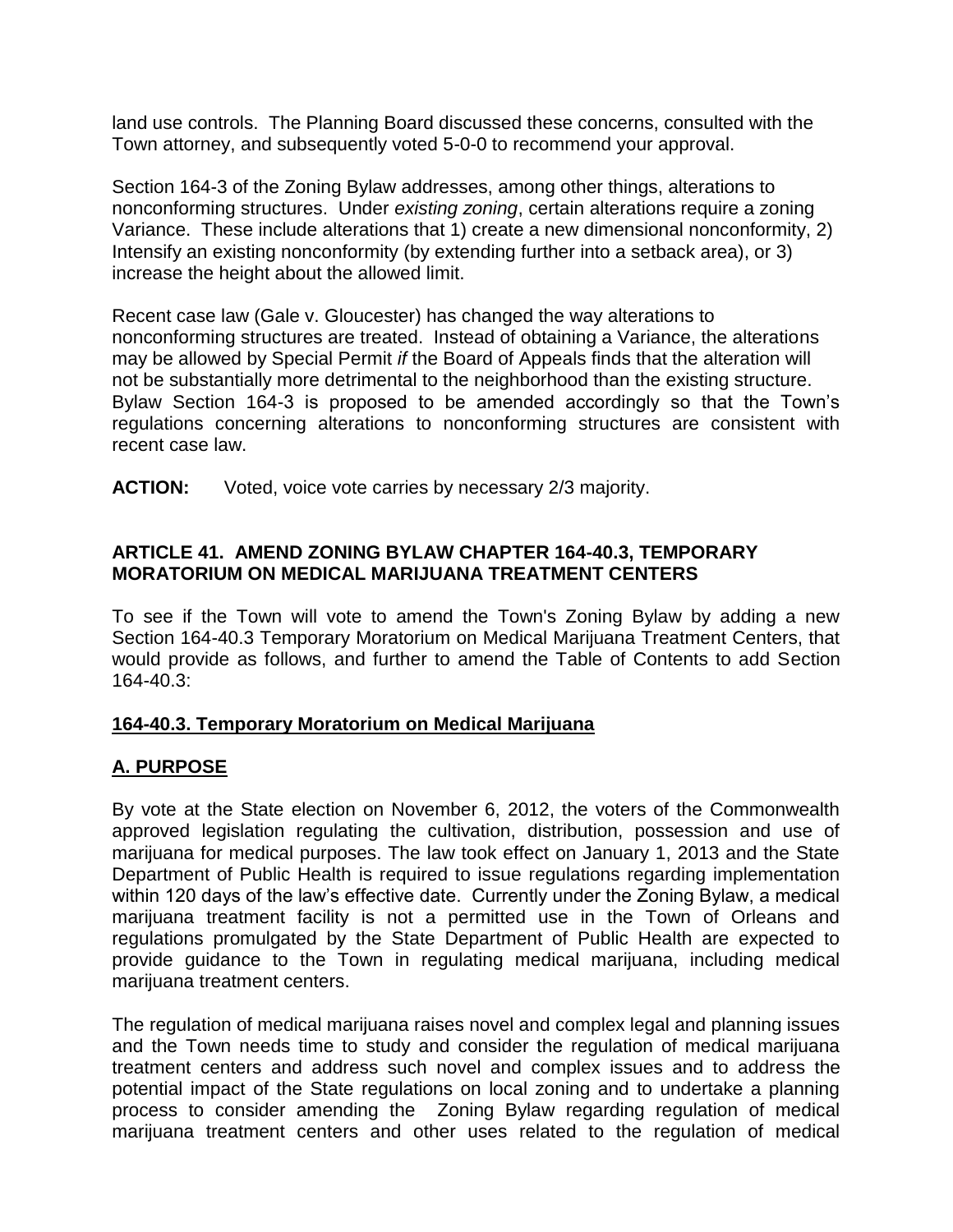land use controls. The Planning Board discussed these concerns, consulted with the Town attorney, and subsequently voted 5-0-0 to recommend your approval.

Section 164-3 of the Zoning Bylaw addresses, among other things, alterations to nonconforming structures. Under *existing zoning*, certain alterations require a zoning Variance. These include alterations that 1) create a new dimensional nonconformity, 2) Intensify an existing nonconformity (by extending further into a setback area), or 3) increase the height about the allowed limit.

Recent case law (Gale v. Gloucester) has changed the way alterations to nonconforming structures are treated. Instead of obtaining a Variance, the alterations may be allowed by Special Permit *if* the Board of Appeals finds that the alteration will not be substantially more detrimental to the neighborhood than the existing structure. Bylaw Section 164-3 is proposed to be amended accordingly so that the Town's regulations concerning alterations to nonconforming structures are consistent with recent case law.

**ACTION:** Voted, voice vote carries by necessary 2/3 majority.

**ARTICLE 41. AMEND ZONING BYLAW CHAPTER 164-40.3, TEMPORARY MORATORIUM ON MEDICAL MARIJUANA TREATMENT CENTERS**

To see if the Town will vote to amend the Town's Zoning Bylaw by adding a new Section 164-40.3 Temporary Moratorium on Medical Marijuana Treatment Centers, that would provide as follows, and further to amend the Table of Contents to add Section 164-40.3:

**164-40.3. Temporary Moratorium on Medical Marijuana**

**A. PURPOSE**

By vote at the State election on November 6, 2012, the voters of the Commonwealth approved legislation regulating the cultivation, distribution, possession and use of marijuana for medical purposes. The law took effect on January 1, 2013 and the State Department of Public Health is required to issue regulations regarding implementation within 120 days of the law's effective date. Currently under the Zoning Bylaw, a medical marijuana treatment facility is not a permitted use in the Town of Orleans and regulations promulgated by the State Department of Public Health are expected to provide guidance to the Town in regulating medical marijuana, including medical marijuana treatment centers.

The regulation of medical marijuana raises novel and complex legal and planning issues and the Town needs time to study and consider the regulation of medical marijuana treatment centers and address such novel and complex issues and to address the potential impact of the State regulations on local zoning and to undertake a planning process to consider amending the Zoning Bylaw regarding regulation of medical marijuana treatment centers and other uses related to the regulation of medical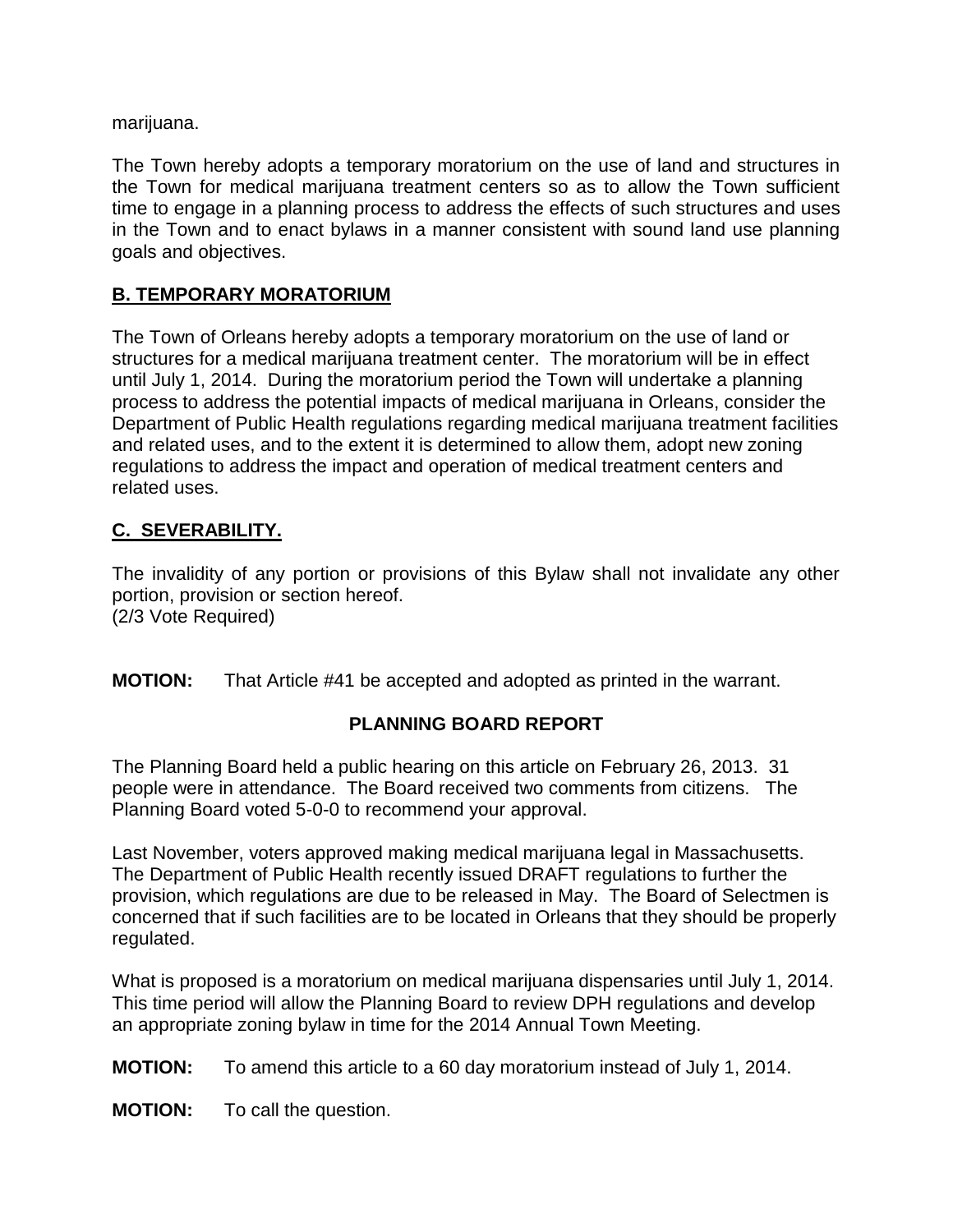marijuana.

The Town hereby adopts a temporary moratorium on the use of land and structures in the Town for medical marijuana treatment centers so as to allow the Town sufficient time to engage in a planning process to address the effects of such structures and uses in the Town and to enact bylaws in a manner consistent with sound land use planning goals and objectives.

## B. TEMPORARY MORATORIUM

The Town of Orleans hereby adopts a temporary moratorium on the use of land or structures for a medical marijuana treatment center. The moratorium will be in effect until July 1, 2014. During the moratorium period the Town will undertake a planning process to address the potential impacts of medical marijuana in Orleans, consider the Department of Public Health regulations regarding medical marijuana treatment facilities and related uses, and to the extent it is determined to allow them, adopt new zoning regulations to address the impact and operation of medical treatment centers and related uses.

## C. SEVERABILITY.

The invalidity of any portion or provisions of this Bylaw shall not invalidate any other portion, provision or section hereof.
(2/3 Vote Required)

**MOTION:** That Article #41 be accepted and adopted as printed in the warrant.

### PLANNING BOARD REPORT

The Planning Board held a public hearing on this article on February 26, 2013. 31 people were in attendance. The Board received two comments from citizens. The Planning Board voted 5-0-0 to recommend your approval.

Last November, voters approved making medical marijuana legal in Massachusetts. The Department of Public Health recently issued DRAFT regulations to further the provision, which regulations are due to be released in May. The Board of Selectmen is concerned that if such facilities are to be located in Orleans that they should be properly regulated.

What is proposed is a moratorium on medical marijuana dispensaries until July 1, 2014. This time period will allow the Planning Board to review DPH regulations and develop an appropriate zoning bylaw in time for the 2014 Annual Town Meeting.

**MOTION:** To amend this article to a 60 day moratorium instead of July 1, 2014.

**MOTION:** To call the question.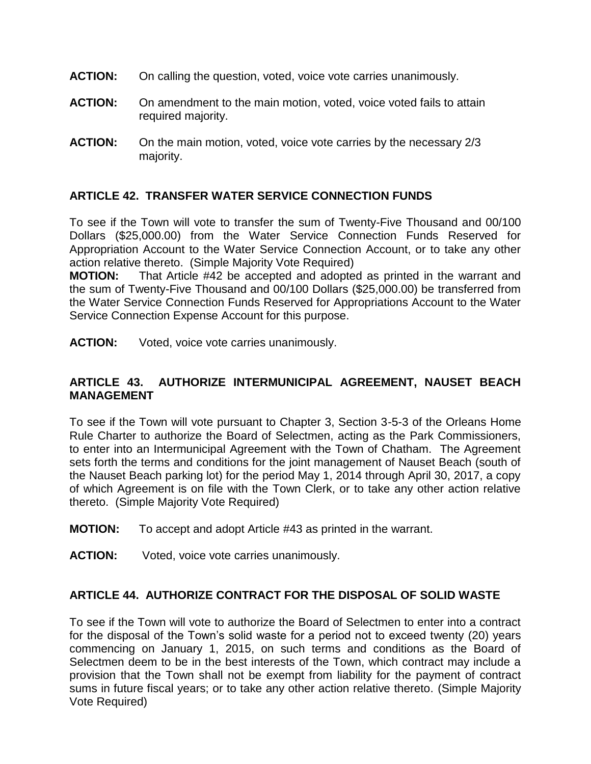**ACTION:** On calling the question, voted, voice vote carries unanimously.

**ACTION:** On amendment to the main motion, voted, voice voted fails to attain required majority.

**ACTION:** On the main motion, voted, voice vote carries by the necessary 2/3 majority.

### ARTICLE 42. TRANSFER WATER SERVICE CONNECTION FUNDS

To see if the Town will vote to transfer the sum of Twenty-Five Thousand and 00/100 Dollars ($25,000.00) from the Water Service Connection Funds Reserved for Appropriation Account to the Water Service Connection Account, or to take any other action relative thereto. (Simple Majority Vote Required)

**MOTION:** That Article #42 be accepted and adopted as printed in the warrant and the sum of Twenty-Five Thousand and 00/100 Dollars ($25,000.00) be transferred from the Water Service Connection Funds Reserved for Appropriations Account to the Water Service Connection Expense Account for this purpose.

**ACTION:** Voted, voice vote carries unanimously.

### ARTICLE 43. AUTHORIZE INTERMUNICIPAL AGREEMENT, NAUSET BEACH MANAGEMENT

To see if the Town will vote pursuant to Chapter 3, Section 3-5-3 of the Orleans Home Rule Charter to authorize the Board of Selectmen, acting as the Park Commissioners, to enter into an Intermunicipal Agreement with the Town of Chatham. The Agreement sets forth the terms and conditions for the joint management of Nauset Beach (south of the Nauset Beach parking lot) for the period May 1, 2014 through April 30, 2017, a copy of which Agreement is on file with the Town Clerk, or to take any other action relative thereto. (Simple Majority Vote Required)

**MOTION:** To accept and adopt Article #43 as printed in the warrant.

**ACTION:** Voted, voice vote carries unanimously.

### ARTICLE 44. AUTHORIZE CONTRACT FOR THE DISPOSAL OF SOLID WASTE

To see if the Town will vote to authorize the Board of Selectmen to enter into a contract for the disposal of the Town's solid waste for a period not to exceed twenty (20) years commencing on January 1, 2015, on such terms and conditions as the Board of Selectmen deem to be in the best interests of the Town, which contract may include a provision that the Town shall not be exempt from liability for the payment of contract sums in future fiscal years; or to take any other action relative thereto. (Simple Majority Vote Required)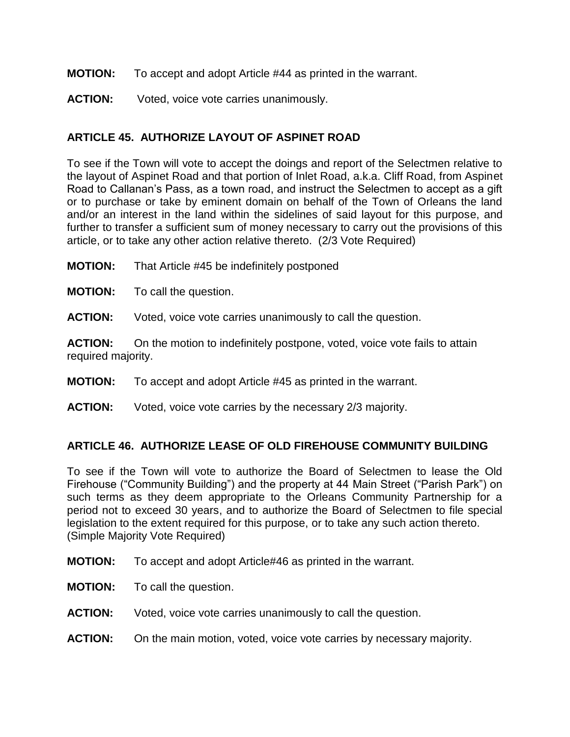**MOTION:** To accept and adopt Article #44 as printed in the warrant.

**ACTION:** Voted, voice vote carries unanimously.

## ARTICLE 45. AUTHORIZE LAYOUT OF ASPINET ROAD

To see if the Town will vote to accept the doings and report of the Selectmen relative to the layout of Aspinet Road and that portion of Inlet Road, a.k.a. Cliff Road, from Aspinet Road to Callanan's Pass, as a town road, and instruct the Selectmen to accept as a gift or to purchase or take by eminent domain on behalf of the Town of Orleans the land and/or an interest in the land within the sidelines of said layout for this purpose, and further to transfer a sufficient sum of money necessary to carry out the provisions of this article, or to take any other action relative thereto. (2/3 Vote Required)

**MOTION:** That Article #45 be indefinitely postponed

**MOTION:** To call the question.

**ACTION:** Voted, voice vote carries unanimously to call the question.

**ACTION:** On the motion to indefinitely postpone, voted, voice vote fails to attain required majority.

**MOTION:** To accept and adopt Article #45 as printed in the warrant.

**ACTION:** Voted, voice vote carries by the necessary 2/3 majority.

## ARTICLE 46. AUTHORIZE LEASE OF OLD FIREHOUSE COMMUNITY BUILDING

To see if the Town will vote to authorize the Board of Selectmen to lease the Old Firehouse ("Community Building") and the property at 44 Main Street ("Parish Park") on such terms as they deem appropriate to the Orleans Community Partnership for a period not to exceed 30 years, and to authorize the Board of Selectmen to file special legislation to the extent required for this purpose, or to take any such action thereto. (Simple Majority Vote Required)

**MOTION:** To accept and adopt Article#46 as printed in the warrant.

**MOTION:** To call the question.

**ACTION:** Voted, voice vote carries unanimously to call the question.

**ACTION:** On the main motion, voted, voice vote carries by necessary majority.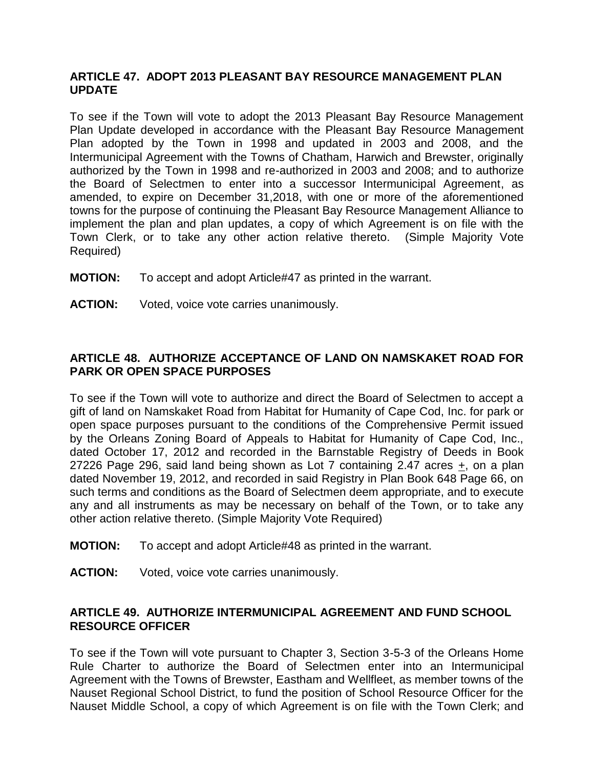**ARTICLE 47. ADOPT 2013 PLEASANT BAY RESOURCE MANAGEMENT PLAN UPDATE**

To see if the Town will vote to adopt the 2013 Pleasant Bay Resource Management Plan Update developed in accordance with the Pleasant Bay Resource Management Plan adopted by the Town in 1998 and updated in 2003 and 2008, and the Intermunicipal Agreement with the Towns of Chatham, Harwich and Brewster, originally authorized by the Town in 1998 and re-authorized in 2003 and 2008; and to authorize the Board of Selectmen to enter into a successor Intermunicipal Agreement, as amended, to expire on December 31,2018, with one or more of the aforementioned towns for the purpose of continuing the Pleasant Bay Resource Management Alliance to implement the plan and plan updates, a copy of which Agreement is on file with the Town Clerk, or to take any other action relative thereto. (Simple Majority Vote Required)

**MOTION:** To accept and adopt Article#47 as printed in the warrant.

**ACTION:** Voted, voice vote carries unanimously.

**ARTICLE 48. AUTHORIZE ACCEPTANCE OF LAND ON NAMSKAKET ROAD FOR PARK OR OPEN SPACE PURPOSES**

To see if the Town will vote to authorize and direct the Board of Selectmen to accept a gift of land on Namskaket Road from Habitat for Humanity of Cape Cod, Inc. for park or open space purposes pursuant to the conditions of the Comprehensive Permit issued by the Orleans Zoning Board of Appeals to Habitat for Humanity of Cape Cod, Inc., dated October 17, 2012 and recorded in the Barnstable Registry of Deeds in Book 27226 Page 296, said land being shown as Lot 7 containing 2.47 acres ±, on a plan dated November 19, 2012, and recorded in said Registry in Plan Book 648 Page 66, on such terms and conditions as the Board of Selectmen deem appropriate, and to execute any and all instruments as may be necessary on behalf of the Town, or to take any other action relative thereto. (Simple Majority Vote Required)

**MOTION:** To accept and adopt Article#48 as printed in the warrant.

**ACTION:** Voted, voice vote carries unanimously.

**ARTICLE 49. AUTHORIZE INTERMUNICIPAL AGREEMENT AND FUND SCHOOL RESOURCE OFFICER**

To see if the Town will vote pursuant to Chapter 3, Section 3-5-3 of the Orleans Home Rule Charter to authorize the Board of Selectmen enter into an Intermunicipal Agreement with the Towns of Brewster, Eastham and Wellfleet, as member towns of the Nauset Regional School District, to fund the position of School Resource Officer for the Nauset Middle School, a copy of which Agreement is on file with the Town Clerk; and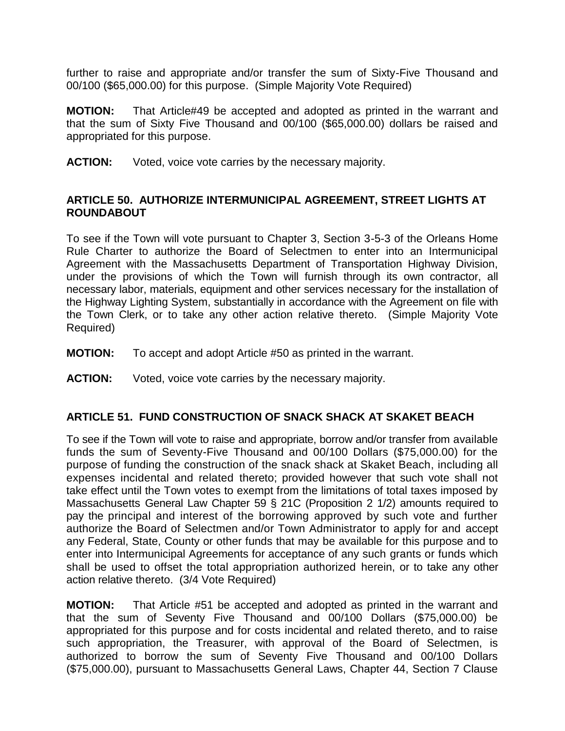further to raise and appropriate and/or transfer the sum of Sixty-Five Thousand and 00/100 ($65,000.00) for this purpose. (Simple Majority Vote Required)

**MOTION:** That Article#49 be accepted and adopted as printed in the warrant and that the sum of Sixty Five Thousand and 00/100 ($65,000.00) dollars be raised and appropriated for this purpose.

**ACTION:** Voted, voice vote carries by the necessary majority.

### ARTICLE 50. AUTHORIZE INTERMUNICIPAL AGREEMENT, STREET LIGHTS AT ROUNDABOUT

To see if the Town will vote pursuant to Chapter 3, Section 3-5-3 of the Orleans Home Rule Charter to authorize the Board of Selectmen to enter into an Intermunicipal Agreement with the Massachusetts Department of Transportation Highway Division, under the provisions of which the Town will furnish through its own contractor, all necessary labor, materials, equipment and other services necessary for the installation of the Highway Lighting System, substantially in accordance with the Agreement on file with the Town Clerk, or to take any other action relative thereto. (Simple Majority Vote Required)

**MOTION:** To accept and adopt Article #50 as printed in the warrant.

**ACTION:** Voted, voice vote carries by the necessary majority.

### ARTICLE 51. FUND CONSTRUCTION OF SNACK SHACK AT SKAKET BEACH

To see if the Town will vote to raise and appropriate, borrow and/or transfer from available funds the sum of Seventy-Five Thousand and 00/100 Dollars ($75,000.00) for the purpose of funding the construction of the snack shack at Skaket Beach, including all expenses incidental and related thereto; provided however that such vote shall not take effect until the Town votes to exempt from the limitations of total taxes imposed by Massachusetts General Law Chapter 59 § 21C (Proposition 2 1/2) amounts required to pay the principal and interest of the borrowing approved by such vote and further authorize the Board of Selectmen and/or Town Administrator to apply for and accept any Federal, State, County or other funds that may be available for this purpose and to enter into Intermunicipal Agreements for acceptance of any such grants or funds which shall be used to offset the total appropriation authorized herein, or to take any other action relative thereto. (3/4 Vote Required)

**MOTION:** That Article #51 be accepted and adopted as printed in the warrant and that the sum of Seventy Five Thousand and 00/100 Dollars ($75,000.00) be appropriated for this purpose and for costs incidental and related thereto, and to raise such appropriation, the Treasurer, with approval of the Board of Selectmen, is authorized to borrow the sum of Seventy Five Thousand and 00/100 Dollars ($75,000.00), pursuant to Massachusetts General Laws, Chapter 44, Section 7 Clause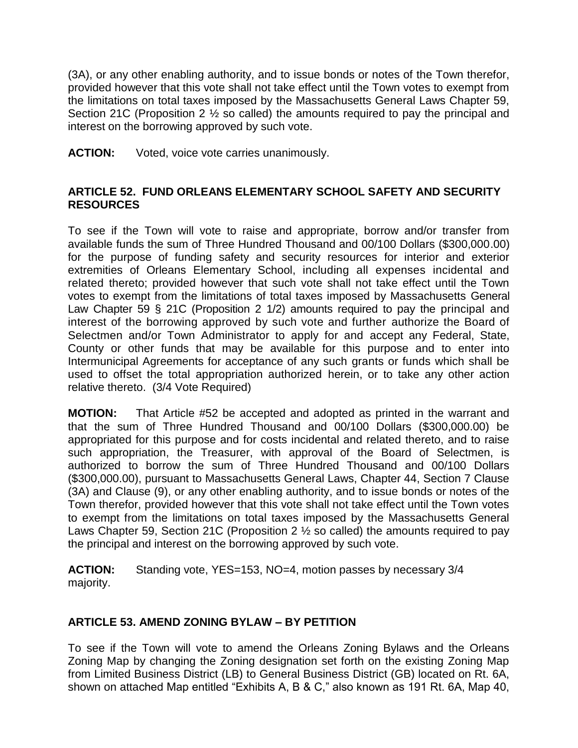(3A), or any other enabling authority, and to issue bonds or notes of the Town therefor, provided however that this vote shall not take effect until the Town votes to exempt from the limitations on total taxes imposed by the Massachusetts General Laws Chapter 59, Section 21C (Proposition 2 ½ so called) the amounts required to pay the principal and interest on the borrowing approved by such vote.

**ACTION:** Voted, voice vote carries unanimously.

### ARTICLE 52. FUND ORLEANS ELEMENTARY SCHOOL SAFETY AND SECURITY RESOURCES

To see if the Town will vote to raise and appropriate, borrow and/or transfer from available funds the sum of Three Hundred Thousand and 00/100 Dollars ($300,000.00) for the purpose of funding safety and security resources for interior and exterior extremities of Orleans Elementary School, including all expenses incidental and related thereto; provided however that such vote shall not take effect until the Town votes to exempt from the limitations of total taxes imposed by Massachusetts General Law Chapter 59 § 21C (Proposition 2 1/2) amounts required to pay the principal and interest of the borrowing approved by such vote and further authorize the Board of Selectmen and/or Town Administrator to apply for and accept any Federal, State, County or other funds that may be available for this purpose and to enter into Intermunicipal Agreements for acceptance of any such grants or funds which shall be used to offset the total appropriation authorized herein, or to take any other action relative thereto. (3/4 Vote Required)

**MOTION:** That Article #52 be accepted and adopted as printed in the warrant and that the sum of Three Hundred Thousand and 00/100 Dollars ($300,000.00) be appropriated for this purpose and for costs incidental and related thereto, and to raise such appropriation, the Treasurer, with approval of the Board of Selectmen, is authorized to borrow the sum of Three Hundred Thousand and 00/100 Dollars ($300,000.00), pursuant to Massachusetts General Laws, Chapter 44, Section 7 Clause (3A) and Clause (9), or any other enabling authority, and to issue bonds or notes of the Town therefor, provided however that this vote shall not take effect until the Town votes to exempt from the limitations on total taxes imposed by the Massachusetts General Laws Chapter 59, Section 21C (Proposition 2 ½ so called) the amounts required to pay the principal and interest on the borrowing approved by such vote.

**ACTION:** Standing vote, YES=153, NO=4, motion passes by necessary 3/4 majority.

### ARTICLE 53. AMEND ZONING BYLAW – BY PETITION

To see if the Town will vote to amend the Orleans Zoning Bylaws and the Orleans Zoning Map by changing the Zoning designation set forth on the existing Zoning Map from Limited Business District (LB) to General Business District (GB) located on Rt. 6A, shown on attached Map entitled "Exhibits A, B & C," also known as 191 Rt. 6A, Map 40,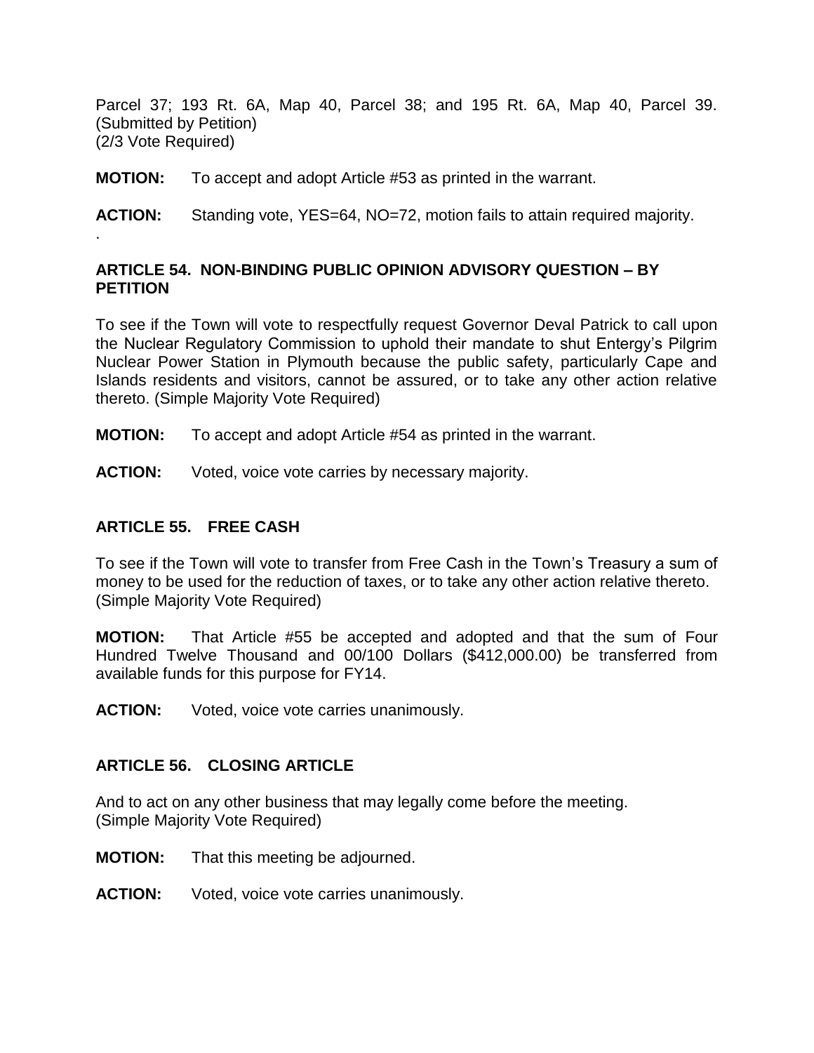Parcel 37; 193 Rt. 6A, Map 40, Parcel 38; and 195 Rt. 6A, Map 40, Parcel 39. (Submitted by Petition)
(2/3 Vote Required)

**MOTION:** To accept and adopt Article #53 as printed in the warrant.

**ACTION:** Standing vote, YES=64, NO=72, motion fails to attain required majority.

.

### ARTICLE 54. NON-BINDING PUBLIC OPINION ADVISORY QUESTION – BY PETITION

To see if the Town will vote to respectfully request Governor Deval Patrick to call upon the Nuclear Regulatory Commission to uphold their mandate to shut Entergy's Pilgrim Nuclear Power Station in Plymouth because the public safety, particularly Cape and Islands residents and visitors, cannot be assured, or to take any other action relative thereto. (Simple Majority Vote Required)

**MOTION:** To accept and adopt Article #54 as printed in the warrant.

**ACTION:** Voted, voice vote carries by necessary majority.

### ARTICLE 55. FREE CASH

To see if the Town will vote to transfer from Free Cash in the Town's Treasury a sum of money to be used for the reduction of taxes, or to take any other action relative thereto. (Simple Majority Vote Required)

**MOTION:** That Article #55 be accepted and adopted and that the sum of Four Hundred Twelve Thousand and 00/100 Dollars ($412,000.00) be transferred from available funds for this purpose for FY14.

**ACTION:** Voted, voice vote carries unanimously.

### ARTICLE 56. CLOSING ARTICLE

And to act on any other business that may legally come before the meeting. (Simple Majority Vote Required)

**MOTION:** That this meeting be adjourned.

**ACTION:** Voted, voice vote carries unanimously.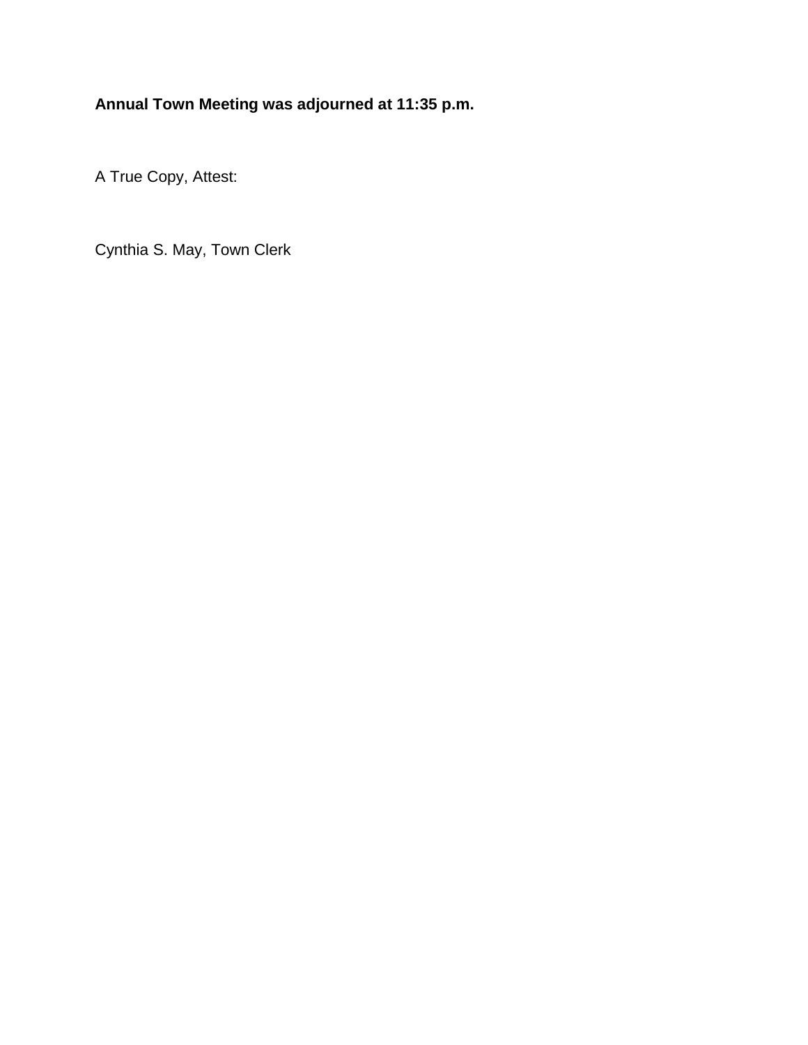**Annual Town Meeting was adjourned at 11:35 p.m.**

A True Copy, Attest:

Cynthia S. May, Town Clerk